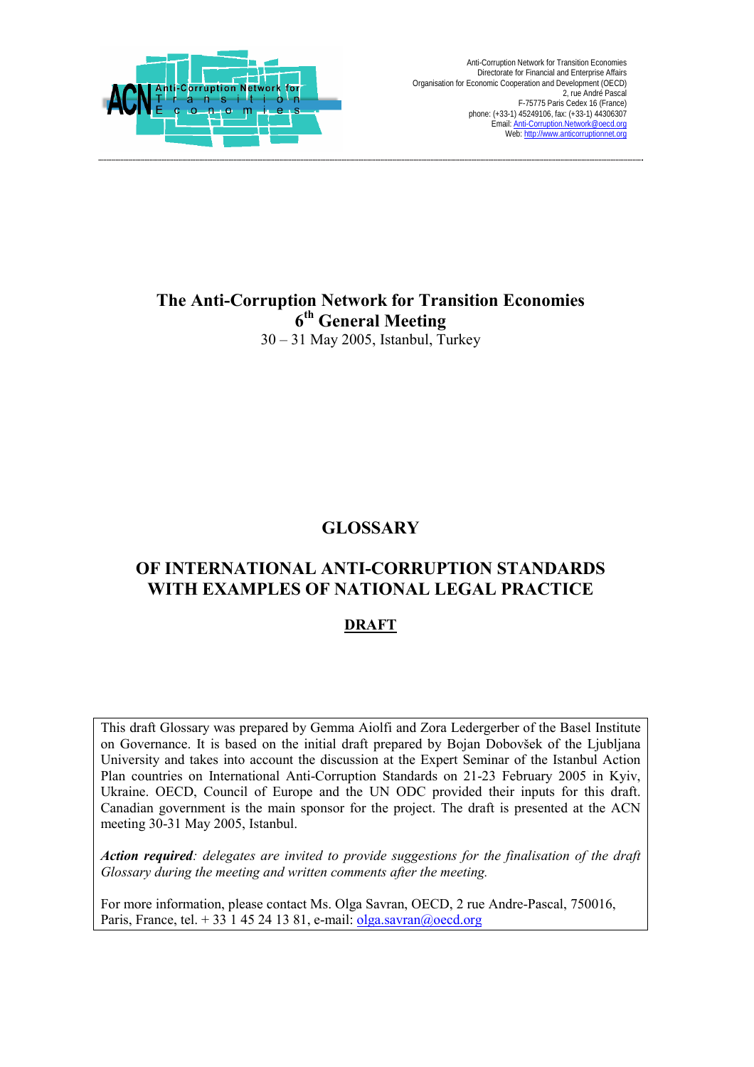Anti-Corruption Network for Transition Economies
Directorate for Financial and Enterprise Affairs
Organisation for Economic Cooperation and Development (OECD)
2, rue André Pascal
F-75775 Paris Cedex 16 (France)
phone: (+33-1) 45249106, fax: (+33-1) 44306307
Email: Anti-Corruption.Network@oecd.org
Web: http://www.anticorruptionnet.org

# The Anti-Corruption Network for Transition Economies
# 6th General Meeting

30 – 31 May 2005, Istanbul, Turkey

## GLOSSARY

## OF INTERNATIONAL ANTI-CORRUPTION STANDARDS WITH EXAMPLES OF NATIONAL LEGAL PRACTICE

**DRAFT**

This draft Glossary was prepared by Gemma Aiolfi and Zora Ledergerber of the Basel Institute on Governance. It is based on the initial draft prepared by Bojan Dobovšek of the Ljubljana University and takes into account the discussion at the Expert Seminar of the Istanbul Action Plan countries on International Anti-Corruption Standards on 21-23 February 2005 in Kyiv, Ukraine. OECD, Council of Europe and the UN ODC provided their inputs for this draft. Canadian government is the main sponsor for the project. The draft is presented at the ACN meeting 30-31 May 2005, Istanbul.

***Action required****: delegates are invited to provide suggestions for the finalisation of the draft Glossary during the meeting and written comments after the meeting.*

For more information, please contact Ms. Olga Savran, OECD, 2 rue Andre-Pascal, 750016, Paris, France, tel. + 33 1 45 24 13 81, e-mail: olga.savran@oecd.org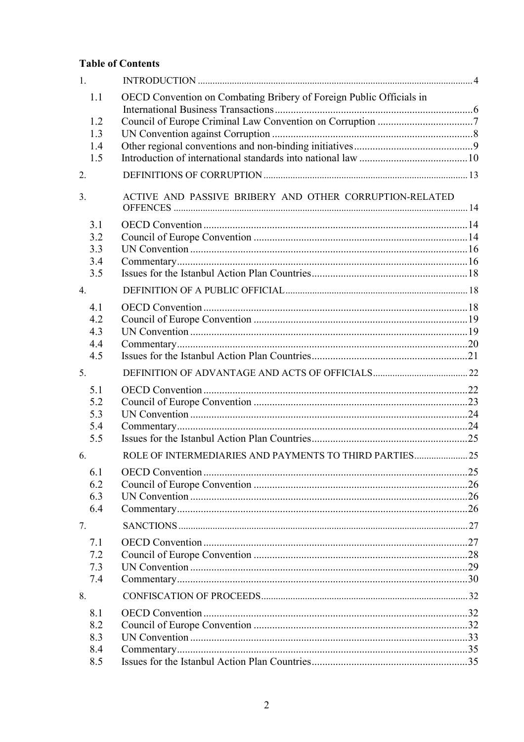## Table of Contents

1. INTRODUCTION ..... 4
   - 1.1 OECD Convention on Combating Bribery of Foreign Public Officials in International Business Transactions ..... 6
   - 1.2 Council of Europe Criminal Law Convention on Corruption ..... 7
   - 1.3 UN Convention against Corruption ..... 8
   - 1.4 Other regional conventions and non-binding initiatives ..... 9
   - 1.5 Introduction of international standards into national law ..... 10
2. DEFINITIONS OF CORRUPTION ..... 13
3. ACTIVE AND PASSIVE BRIBERY AND OTHER CORRUPTION-RELATED OFFENCES ..... 14
   - 3.1 OECD Convention ..... 14
   - 3.2 Council of Europe Convention ..... 14
   - 3.3 UN Convention ..... 16
   - 3.4 Commentary ..... 16
   - 3.5 Issues for the Istanbul Action Plan Countries ..... 18
4. DEFINITION OF A PUBLIC OFFICIAL ..... 18
   - 4.1 OECD Convention ..... 18
   - 4.2 Council of Europe Convention ..... 19
   - 4.3 UN Convention ..... 19
   - 4.4 Commentary ..... 20
   - 4.5 Issues for the Istanbul Action Plan Countries ..... 21
5. DEFINITION OF ADVANTAGE AND ACTS OF OFFICIALS ..... 22
   - 5.1 OECD Convention ..... 22
   - 5.2 Council of Europe Convention ..... 23
   - 5.3 UN Convention ..... 24
   - 5.4 Commentary ..... 24
   - 5.5 Issues for the Istanbul Action Plan Countries ..... 25
6. ROLE OF INTERMEDIARIES AND PAYMENTS TO THIRD PARTIES ..... 25
   - 6.1 OECD Convention ..... 25
   - 6.2 Council of Europe Convention ..... 26
   - 6.3 UN Convention ..... 26
   - 6.4 Commentary ..... 26
7. SANCTIONS ..... 27
   - 7.1 OECD Convention ..... 27
   - 7.2 Council of Europe Convention ..... 28
   - 7.3 UN Convention ..... 29
   - 7.4 Commentary ..... 30
8. CONFISCATION OF PROCEEDS ..... 32
   - 8.1 OECD Convention ..... 32
   - 8.2 Council of Europe Convention ..... 32
   - 8.3 UN Convention ..... 33
   - 8.4 Commentary ..... 35
   - 8.5 Issues for the Istanbul Action Plan Countries ..... 35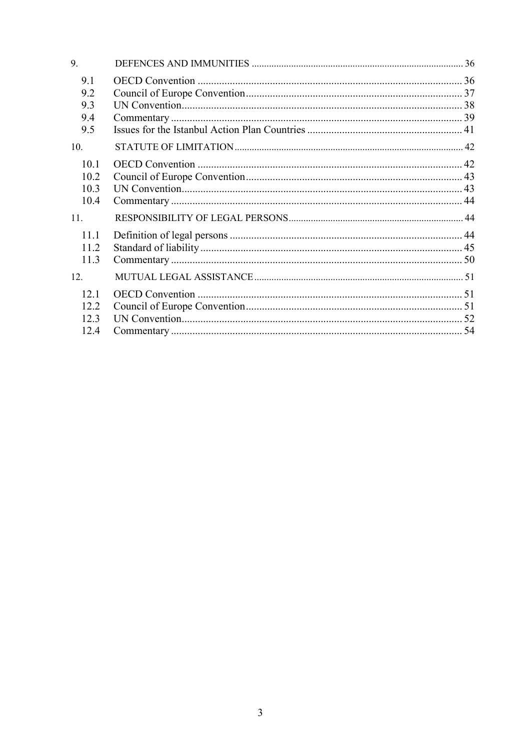9. DEFENCES AND IMMUNITIES ........ 36

- 9.1 OECD Convention ........ 36
- 9.2 Council of Europe Convention ........ 37
- 9.3 UN Convention ........ 38
- 9.4 Commentary ........ 39
- 9.5 Issues for the Istanbul Action Plan Countries ........ 41

10. STATUTE OF LIMITATION ........ 42

- 10.1 OECD Convention ........ 42
- 10.2 Council of Europe Convention ........ 43
- 10.3 UN Convention ........ 43
- 10.4 Commentary ........ 44

11. RESPONSIBILITY OF LEGAL PERSONS ........ 44

- 11.1 Definition of legal persons ........ 44
- 11.2 Standard of liability ........ 45
- 11.3 Commentary ........ 50

12. MUTUAL LEGAL ASSISTANCE ........ 51

- 12.1 OECD Convention ........ 51
- 12.2 Council of Europe Convention ........ 51
- 12.3 UN Convention ........ 52
- 12.4 Commentary ........ 54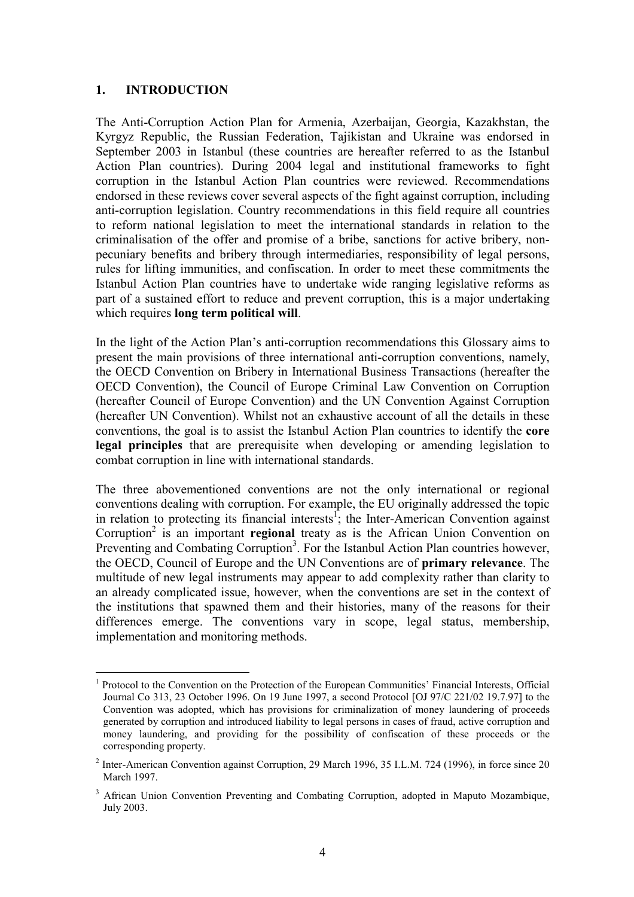## 1. INTRODUCTION

The Anti-Corruption Action Plan for Armenia, Azerbaijan, Georgia, Kazakhstan, the Kyrgyz Republic, the Russian Federation, Tajikistan and Ukraine was endorsed in September 2003 in Istanbul (these countries are hereafter referred to as the Istanbul Action Plan countries). During 2004 legal and institutional frameworks to fight corruption in the Istanbul Action Plan countries were reviewed. Recommendations endorsed in these reviews cover several aspects of the fight against corruption, including anti-corruption legislation. Country recommendations in this field require all countries to reform national legislation to meet the international standards in relation to the criminalisation of the offer and promise of a bribe, sanctions for active bribery, non-pecuniary benefits and bribery through intermediaries, responsibility of legal persons, rules for lifting immunities, and confiscation. In order to meet these commitments the Istanbul Action Plan countries have to undertake wide ranging legislative reforms as part of a sustained effort to reduce and prevent corruption, this is a major undertaking which requires **long term political will**.

In the light of the Action Plan's anti-corruption recommendations this Glossary aims to present the main provisions of three international anti-corruption conventions, namely, the OECD Convention on Bribery in International Business Transactions (hereafter the OECD Convention), the Council of Europe Criminal Law Convention on Corruption (hereafter Council of Europe Convention) and the UN Convention Against Corruption (hereafter UN Convention). Whilst not an exhaustive account of all the details in these conventions, the goal is to assist the Istanbul Action Plan countries to identify the **core legal principles** that are prerequisite when developing or amending legislation to combat corruption in line with international standards.

The three abovementioned conventions are not the only international or regional conventions dealing with corruption. For example, the EU originally addressed the topic in relation to protecting its financial interests[1]; the Inter-American Convention against Corruption[2] is an important **regional** treaty as is the African Union Convention on Preventing and Combating Corruption[3]. For the Istanbul Action Plan countries however, the OECD, Council of Europe and the UN Conventions are of **primary relevance**. The multitude of new legal instruments may appear to add complexity rather than clarity to an already complicated issue, however, when the conventions are set in the context of the institutions that spawned them and their histories, many of the reasons for their differences emerge. The conventions vary in scope, legal status, membership, implementation and monitoring methods.

---

[1] Protocol to the Convention on the Protection of the European Communities' Financial Interests, Official Journal Co 313, 23 October 1996. On 19 June 1997, a second Protocol [OJ 97/C 221/02 19.7.97] to the Convention was adopted, which has provisions for criminalization of money laundering of proceeds generated by corruption and introduced liability to legal persons in cases of fraud, active corruption and money laundering, and providing for the possibility of confiscation of these proceeds or the corresponding property.

[2] Inter-American Convention against Corruption, 29 March 1996, 35 I.L.M. 724 (1996), in force since 20 March 1997.

[3] African Union Convention Preventing and Combating Corruption, adopted in Maputo Mozambique, July 2003.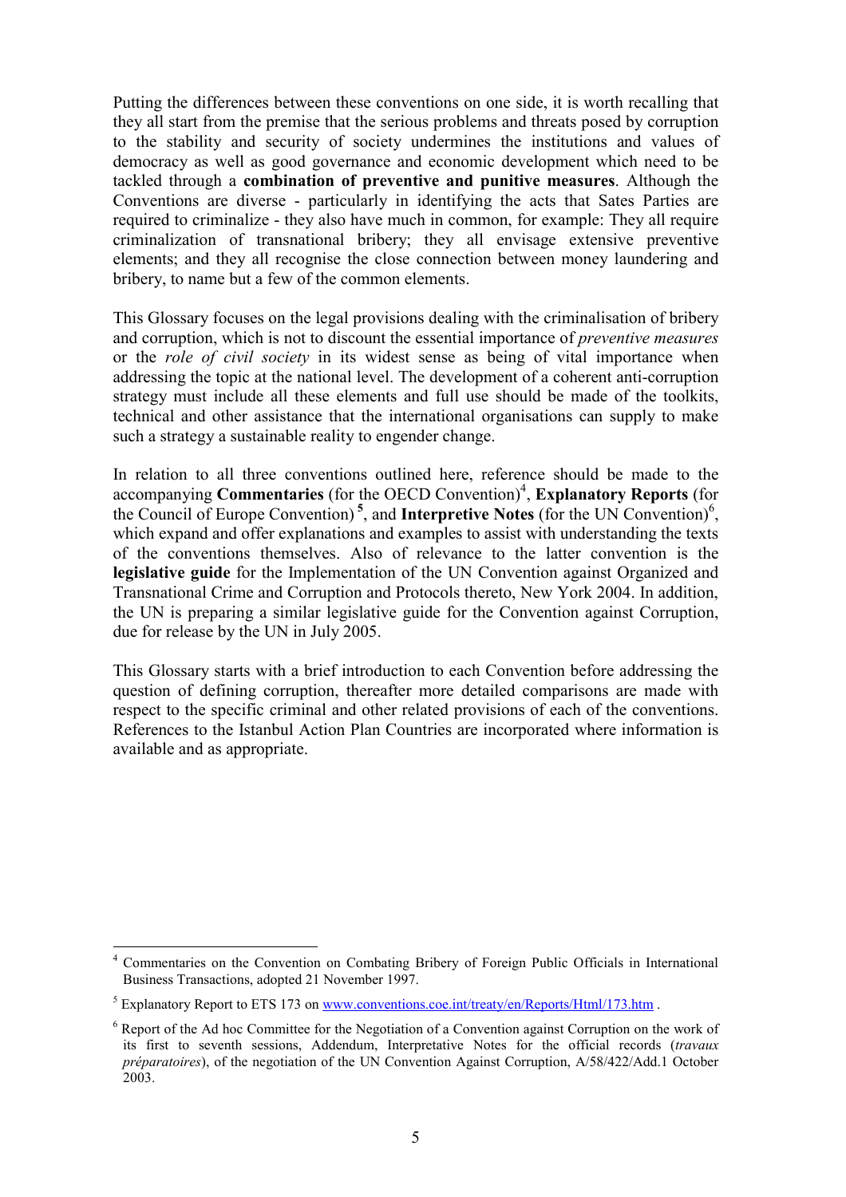Putting the differences between these conventions on one side, it is worth recalling that they all start from the premise that the serious problems and threats posed by corruption to the stability and security of society undermines the institutions and values of democracy as well as good governance and economic development which need to be tackled through a **combination of preventive and punitive measures**. Although the Conventions are diverse - particularly in identifying the acts that Sates Parties are required to criminalize - they also have much in common, for example: They all require criminalization of transnational bribery; they all envisage extensive preventive elements; and they all recognise the close connection between money laundering and bribery, to name but a few of the common elements.

This Glossary focuses on the legal provisions dealing with the criminalisation of bribery and corruption, which is not to discount the essential importance of *preventive measures* or the *role of civil society* in its widest sense as being of vital importance when addressing the topic at the national level. The development of a coherent anti-corruption strategy must include all these elements and full use should be made of the toolkits, technical and other assistance that the international organisations can supply to make such a strategy a sustainable reality to engender change.

In relation to all three conventions outlined here, reference should be made to the accompanying **Commentaries** (for the OECD Convention)[4], **Explanatory Reports** (for the Council of Europe Convention)[5], and **Interpretive Notes** (for the UN Convention)[6], which expand and offer explanations and examples to assist with understanding the texts of the conventions themselves. Also of relevance to the latter convention is the **legislative guide** for the Implementation of the UN Convention against Organized and Transnational Crime and Corruption and Protocols thereto, New York 2004. In addition, the UN is preparing a similar legislative guide for the Convention against Corruption, due for release by the UN in July 2005.

This Glossary starts with a brief introduction to each Convention before addressing the question of defining corruption, thereafter more detailed comparisons are made with respect to the specific criminal and other related provisions of each of the conventions. References to the Istanbul Action Plan Countries are incorporated where information is available and as appropriate.

---

[4] Commentaries on the Convention on Combating Bribery of Foreign Public Officials in International Business Transactions, adopted 21 November 1997.

[5] Explanatory Report to ETS 173 on www.conventions.coe.int/treaty/en/Reports/Html/173.htm .

[6] Report of the Ad hoc Committee for the Negotiation of a Convention against Corruption on the work of its first to seventh sessions, Addendum, Interpretative Notes for the official records (*travaux préparatoires*), of the negotiation of the UN Convention Against Corruption, A/58/422/Add.1 October 2003.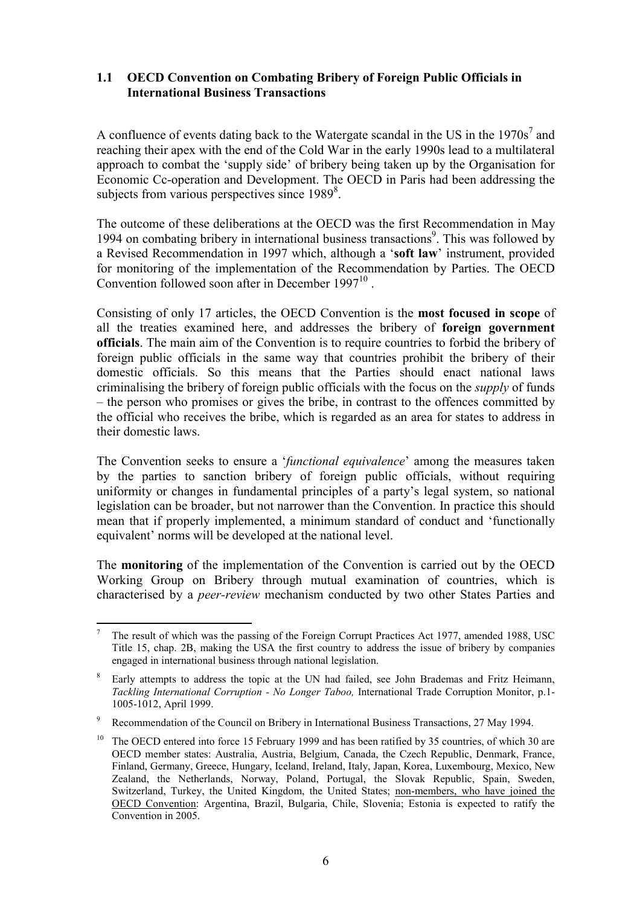### 1.1 OECD Convention on Combating Bribery of Foreign Public Officials in International Business Transactions

A confluence of events dating back to the Watergate scandal in the US in the 1970s[7] and reaching their apex with the end of the Cold War in the early 1990s lead to a multilateral approach to combat the 'supply side' of bribery being taken up by the Organisation for Economic Cc-operation and Development. The OECD in Paris had been addressing the subjects from various perspectives since 1989[8].

The outcome of these deliberations at the OECD was the first Recommendation in May 1994 on combating bribery in international business transactions[9]. This was followed by a Revised Recommendation in 1997 which, although a '**soft law**' instrument, provided for monitoring of the implementation of the Recommendation by Parties. The OECD Convention followed soon after in December 1997[10].

Consisting of only 17 articles, the OECD Convention is the **most focused in scope** of all the treaties examined here, and addresses the bribery of **foreign government officials**. The main aim of the Convention is to require countries to forbid the bribery of foreign public officials in the same way that countries prohibit the bribery of their domestic officials. So this means that the Parties should enact national laws criminalising the bribery of foreign public officials with the focus on the *supply* of funds – the person who promises or gives the bribe, in contrast to the offences committed by the official who receives the bribe, which is regarded as an area for states to address in their domestic laws.

The Convention seeks to ensure a '*functional equivalence*' among the measures taken by the parties to sanction bribery of foreign public officials, without requiring uniformity or changes in fundamental principles of a party's legal system, so national legislation can be broader, but not narrower than the Convention. In practice this should mean that if properly implemented, a minimum standard of conduct and 'functionally equivalent' norms will be developed at the national level.

The **monitoring** of the implementation of the Convention is carried out by the OECD Working Group on Bribery through mutual examination of countries, which is characterised by a *peer-review* mechanism conducted by two other States Parties and

---

[7] The result of which was the passing of the Foreign Corrupt Practices Act 1977, amended 1988, USC Title 15, chap. 2B, making the USA the first country to address the issue of bribery by companies engaged in international business through national legislation.

[8] Early attempts to address the topic at the UN had failed, see John Brademas and Fritz Heimann, *Tackling International Corruption - No Longer Taboo,* International Trade Corruption Monitor, p.1-1005-1012, April 1999.

[9] Recommendation of the Council on Bribery in International Business Transactions, 27 May 1994.

[10] The OECD entered into force 15 February 1999 and has been ratified by 35 countries, of which 30 are OECD member states: Australia, Austria, Belgium, Canada, the Czech Republic, Denmark, France, Finland, Germany, Greece, Hungary, Iceland, Ireland, Italy, Japan, Korea, Luxembourg, Mexico, New Zealand, the Netherlands, Norway, Poland, Portugal, the Slovak Republic, Spain, Sweden, Switzerland, Turkey, the United Kingdom, the United States; non-members, who have joined the OECD Convention: Argentina, Brazil, Bulgaria, Chile, Slovenia; Estonia is expected to ratify the Convention in 2005.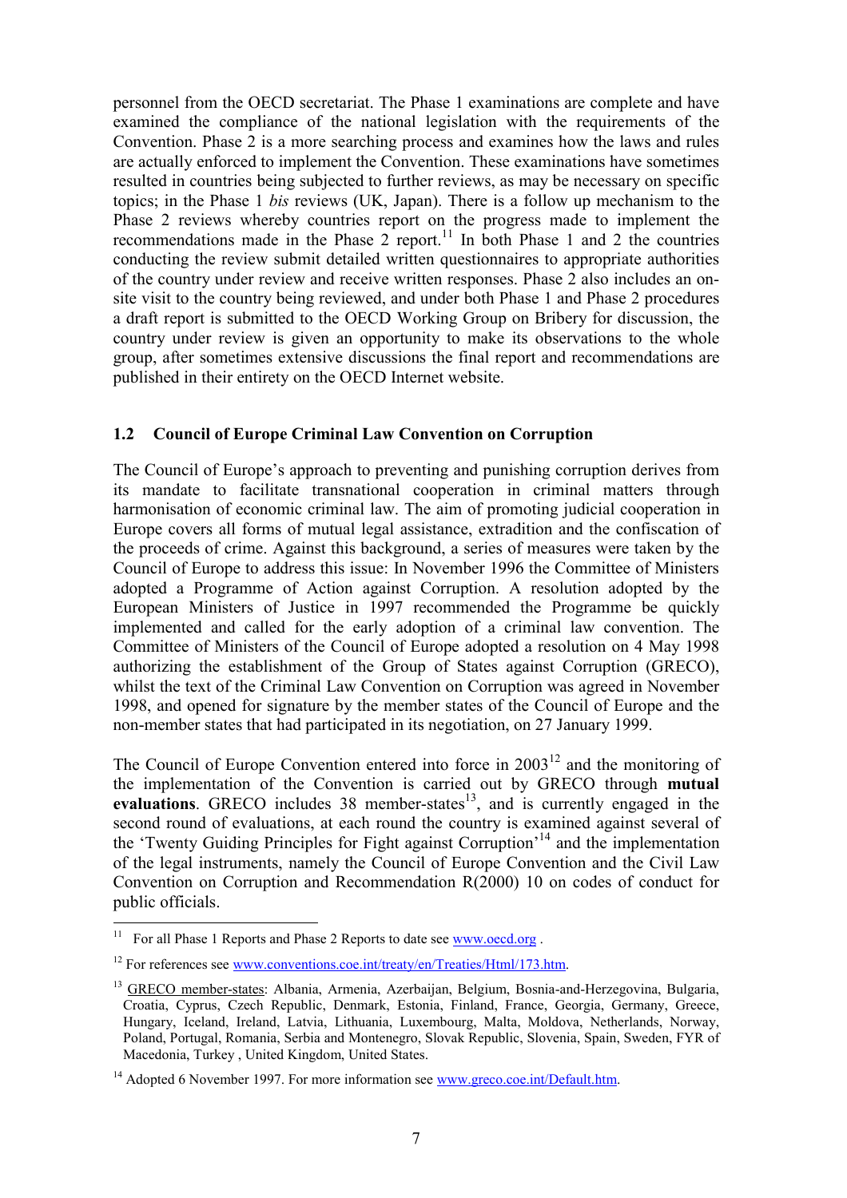personnel from the OECD secretariat. The Phase 1 examinations are complete and have examined the compliance of the national legislation with the requirements of the Convention. Phase 2 is a more searching process and examines how the laws and rules are actually enforced to implement the Convention. These examinations have sometimes resulted in countries being subjected to further reviews, as may be necessary on specific topics; in the Phase 1 *bis* reviews (UK, Japan). There is a follow up mechanism to the Phase 2 reviews whereby countries report on the progress made to implement the recommendations made in the Phase 2 report.[11] In both Phase 1 and 2 the countries conducting the review submit detailed written questionnaires to appropriate authorities of the country under review and receive written responses. Phase 2 also includes an on-site visit to the country being reviewed, and under both Phase 1 and Phase 2 procedures a draft report is submitted to the OECD Working Group on Bribery for discussion, the country under review is given an opportunity to make its observations to the whole group, after sometimes extensive discussions the final report and recommendations are published in their entirety on the OECD Internet website.

## 1.2 Council of Europe Criminal Law Convention on Corruption

The Council of Europe's approach to preventing and punishing corruption derives from its mandate to facilitate transnational cooperation in criminal matters through harmonisation of economic criminal law. The aim of promoting judicial cooperation in Europe covers all forms of mutual legal assistance, extradition and the confiscation of the proceeds of crime. Against this background, a series of measures were taken by the Council of Europe to address this issue: In November 1996 the Committee of Ministers adopted a Programme of Action against Corruption. A resolution adopted by the European Ministers of Justice in 1997 recommended the Programme be quickly implemented and called for the early adoption of a criminal law convention. The Committee of Ministers of the Council of Europe adopted a resolution on 4 May 1998 authorizing the establishment of the Group of States against Corruption (GRECO), whilst the text of the Criminal Law Convention on Corruption was agreed in November 1998, and opened for signature by the member states of the Council of Europe and the non-member states that had participated in its negotiation, on 27 January 1999.

The Council of Europe Convention entered into force in 2003[12] and the monitoring of the implementation of the Convention is carried out by GRECO through **mutual evaluations**. GRECO includes 38 member-states[13], and is currently engaged in the second round of evaluations, at each round the country is examined against several of the 'Twenty Guiding Principles for Fight against Corruption'[14] and the implementation of the legal instruments, namely the Council of Europe Convention and the Civil Law Convention on Corruption and Recommendation R(2000) 10 on codes of conduct for public officials.

---

[11] For all Phase 1 Reports and Phase 2 Reports to date see www.oecd.org .

[12] For references see www.conventions.coe.int/treaty/en/Treaties/Html/173.htm.

[13] GRECO member-states: Albania, Armenia, Azerbaijan, Belgium, Bosnia-and-Herzegovina, Bulgaria, Croatia, Cyprus, Czech Republic, Denmark, Estonia, Finland, France, Georgia, Germany, Greece, Hungary, Iceland, Ireland, Latvia, Lithuania, Luxembourg, Malta, Moldova, Netherlands, Norway, Poland, Portugal, Romania, Serbia and Montenegro, Slovak Republic, Slovenia, Spain, Sweden, FYR of Macedonia, Turkey , United Kingdom, United States.

[14] Adopted 6 November 1997. For more information see www.greco.coe.int/Default.htm.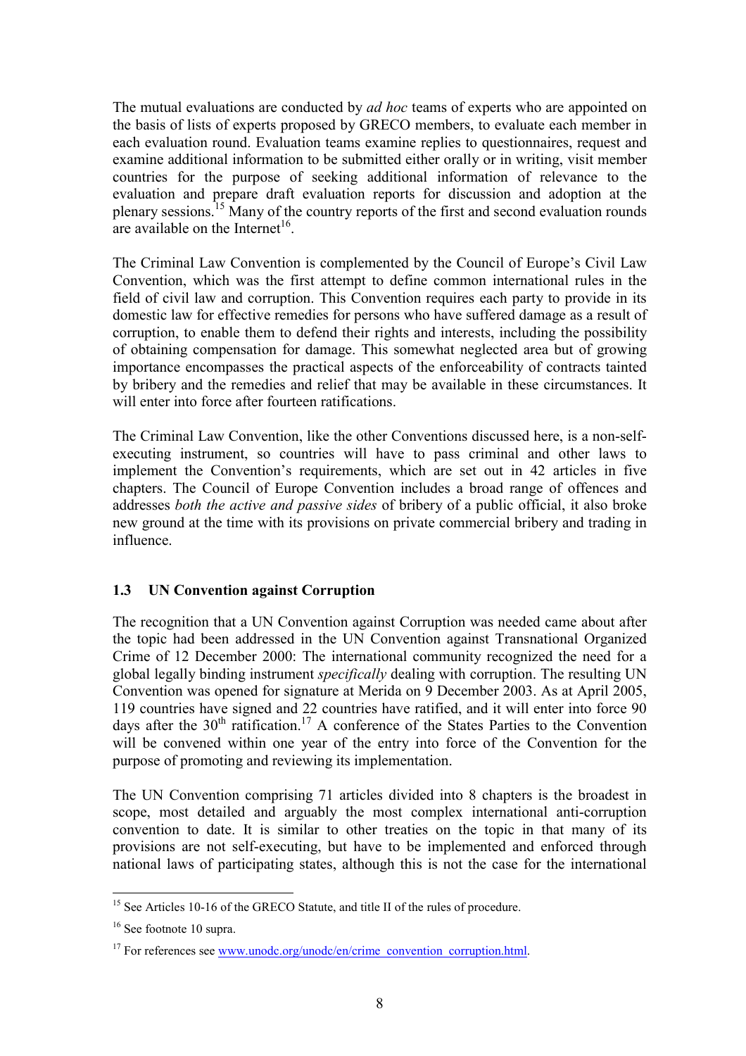The mutual evaluations are conducted by *ad hoc* teams of experts who are appointed on the basis of lists of experts proposed by GRECO members, to evaluate each member in each evaluation round. Evaluation teams examine replies to questionnaires, request and examine additional information to be submitted either orally or in writing, visit member countries for the purpose of seeking additional information of relevance to the evaluation and prepare draft evaluation reports for discussion and adoption at the plenary sessions.[15] Many of the country reports of the first and second evaluation rounds are available on the Internet[16].

The Criminal Law Convention is complemented by the Council of Europe's Civil Law Convention, which was the first attempt to define common international rules in the field of civil law and corruption. This Convention requires each party to provide in its domestic law for effective remedies for persons who have suffered damage as a result of corruption, to enable them to defend their rights and interests, including the possibility of obtaining compensation for damage. This somewhat neglected area but of growing importance encompasses the practical aspects of the enforceability of contracts tainted by bribery and the remedies and relief that may be available in these circumstances. It will enter into force after fourteen ratifications.

The Criminal Law Convention, like the other Conventions discussed here, is a non-self-executing instrument, so countries will have to pass criminal and other laws to implement the Convention's requirements, which are set out in 42 articles in five chapters. The Council of Europe Convention includes a broad range of offences and addresses *both the active and passive sides* of bribery of a public official, it also broke new ground at the time with its provisions on private commercial bribery and trading in influence.

### 1.3 UN Convention against Corruption

The recognition that a UN Convention against Corruption was needed came about after the topic had been addressed in the UN Convention against Transnational Organized Crime of 12 December 2000: The international community recognized the need for a global legally binding instrument *specifically* dealing with corruption. The resulting UN Convention was opened for signature at Merida on 9 December 2003. As at April 2005, 119 countries have signed and 22 countries have ratified, and it will enter into force 90 days after the 30th ratification.[17] A conference of the States Parties to the Convention will be convened within one year of the entry into force of the Convention for the purpose of promoting and reviewing its implementation.

The UN Convention comprising 71 articles divided into 8 chapters is the broadest in scope, most detailed and arguably the most complex international anti-corruption convention to date. It is similar to other treaties on the topic in that many of its provisions are not self-executing, but have to be implemented and enforced through national laws of participating states, although this is not the case for the international

---

[15] See Articles 10-16 of the GRECO Statute, and title II of the rules of procedure.

[16] See footnote 10 supra.

[17] For references see www.unodc.org/unodc/en/crime_convention_corruption.html.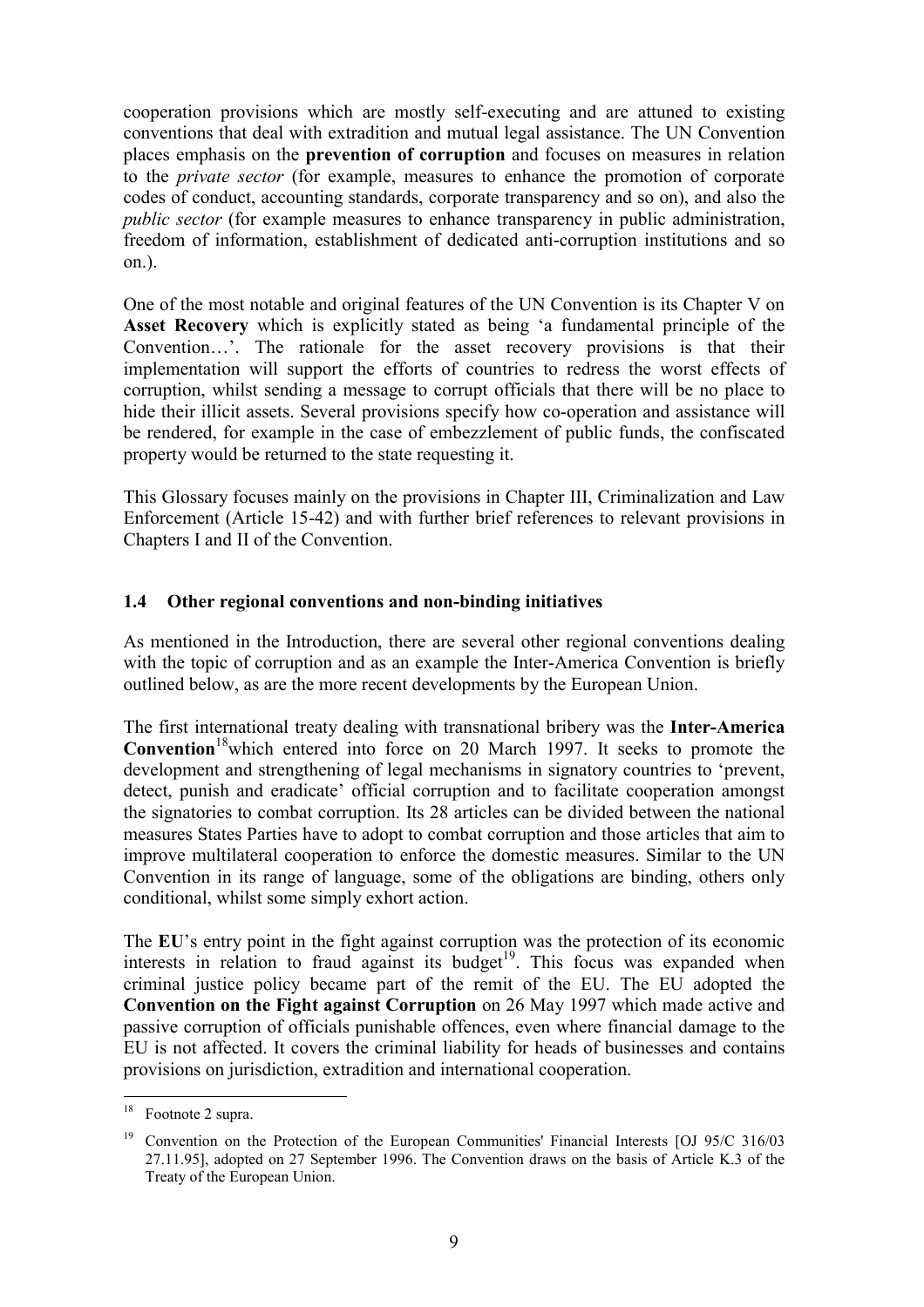cooperation provisions which are mostly self-executing and are attuned to existing conventions that deal with extradition and mutual legal assistance. The UN Convention places emphasis on the **prevention of corruption** and focuses on measures in relation to the *private sector* (for example, measures to enhance the promotion of corporate codes of conduct, accounting standards, corporate transparency and so on), and also the *public sector* (for example measures to enhance transparency in public administration, freedom of information, establishment of dedicated anti-corruption institutions and so on.).

One of the most notable and original features of the UN Convention is its Chapter V on **Asset Recovery** which is explicitly stated as being 'a fundamental principle of the Convention…'. The rationale for the asset recovery provisions is that their implementation will support the efforts of countries to redress the worst effects of corruption, whilst sending a message to corrupt officials that there will be no place to hide their illicit assets. Several provisions specify how co-operation and assistance will be rendered, for example in the case of embezzlement of public funds, the confiscated property would be returned to the state requesting it.

This Glossary focuses mainly on the provisions in Chapter III, Criminalization and Law Enforcement (Article 15-42) and with further brief references to relevant provisions in Chapters I and II of the Convention.

### 1.4 Other regional conventions and non-binding initiatives

As mentioned in the Introduction, there are several other regional conventions dealing with the topic of corruption and as an example the Inter-America Convention is briefly outlined below, as are the more recent developments by the European Union.

The first international treaty dealing with transnational bribery was the **Inter-America Convention**[18]which entered into force on 20 March 1997. It seeks to promote the development and strengthening of legal mechanisms in signatory countries to 'prevent, detect, punish and eradicate' official corruption and to facilitate cooperation amongst the signatories to combat corruption. Its 28 articles can be divided between the national measures States Parties have to adopt to combat corruption and those articles that aim to improve multilateral cooperation to enforce the domestic measures. Similar to the UN Convention in its range of language, some of the obligations are binding, others only conditional, whilst some simply exhort action.

The **EU**'s entry point in the fight against corruption was the protection of its economic interests in relation to fraud against its budget[19]. This focus was expanded when criminal justice policy became part of the remit of the EU. The EU adopted the **Convention on the Fight against Corruption** on 26 May 1997 which made active and passive corruption of officials punishable offences, even where financial damage to the EU is not affected. It covers the criminal liability for heads of businesses and contains provisions on jurisdiction, extradition and international cooperation.

---

[18] Footnote 2 supra.

[19] Convention on the Protection of the European Communities' Financial Interests [OJ 95/C 316/03 27.11.95], adopted on 27 September 1996. The Convention draws on the basis of Article K.3 of the Treaty of the European Union.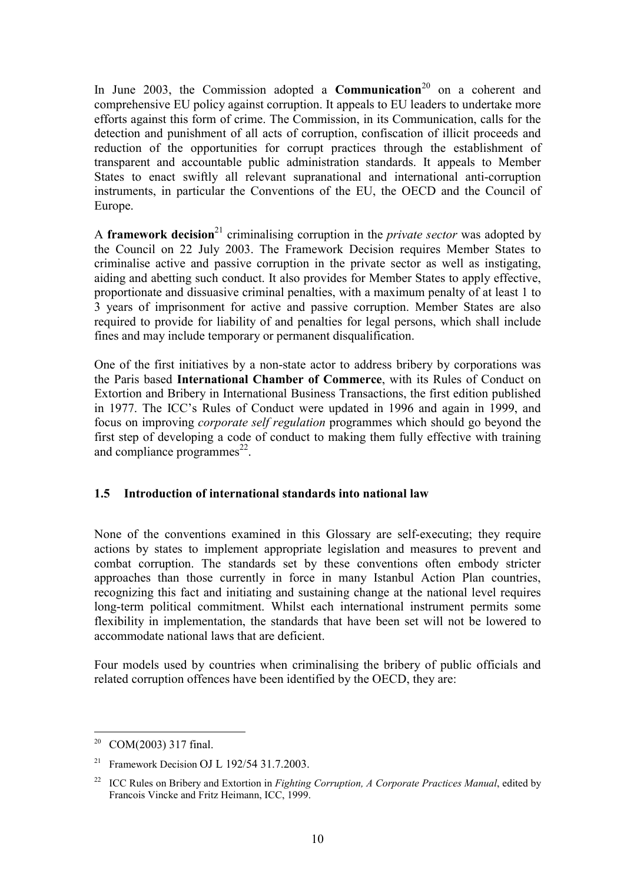In June 2003, the Commission adopted a **Communication**[20] on a coherent and comprehensive EU policy against corruption. It appeals to EU leaders to undertake more efforts against this form of crime. The Commission, in its Communication, calls for the detection and punishment of all acts of corruption, confiscation of illicit proceeds and reduction of the opportunities for corrupt practices through the establishment of transparent and accountable public administration standards. It appeals to Member States to enact swiftly all relevant supranational and international anti-corruption instruments, in particular the Conventions of the EU, the OECD and the Council of Europe.

A **framework decision**[21] criminalising corruption in the *private sector* was adopted by the Council on 22 July 2003. The Framework Decision requires Member States to criminalise active and passive corruption in the private sector as well as instigating, aiding and abetting such conduct. It also provides for Member States to apply effective, proportionate and dissuasive criminal penalties, with a maximum penalty of at least 1 to 3 years of imprisonment for active and passive corruption. Member States are also required to provide for liability of and penalties for legal persons, which shall include fines and may include temporary or permanent disqualification.

One of the first initiatives by a non-state actor to address bribery by corporations was the Paris based **International Chamber of Commerce**, with its Rules of Conduct on Extortion and Bribery in International Business Transactions, the first edition published in 1977. The ICC's Rules of Conduct were updated in 1996 and again in 1999, and focus on improving *corporate self regulation* programmes which should go beyond the first step of developing a code of conduct to making them fully effective with training and compliance programmes[22].

### 1.5 Introduction of international standards into national law

None of the conventions examined in this Glossary are self-executing; they require actions by states to implement appropriate legislation and measures to prevent and combat corruption. The standards set by these conventions often embody stricter approaches than those currently in force in many Istanbul Action Plan countries, recognizing this fact and initiating and sustaining change at the national level requires long-term political commitment. Whilst each international instrument permits some flexibility in implementation, the standards that have been set will not be lowered to accommodate national laws that are deficient.

Four models used by countries when criminalising the bribery of public officials and related corruption offences have been identified by the OECD, they are:

---

[20] COM(2003) 317 final.

[21] Framework Decision OJ L 192/54 31.7.2003.

[22] ICC Rules on Bribery and Extortion in *Fighting Corruption, A Corporate Practices Manual*, edited by Francois Vincke and Fritz Heimann, ICC, 1999.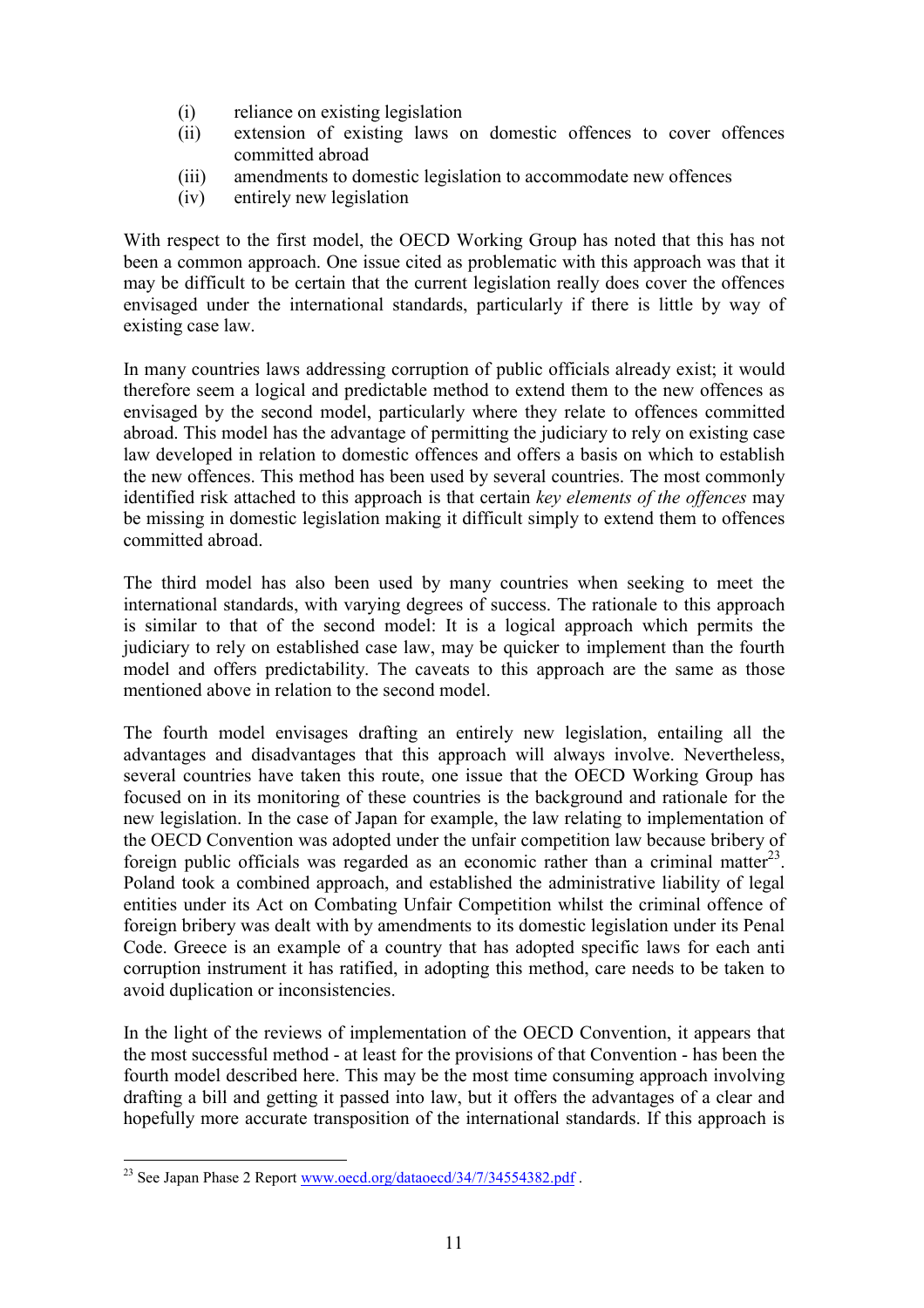(i) reliance on existing legislation
(ii) extension of existing laws on domestic offences to cover offences committed abroad
(iii) amendments to domestic legislation to accommodate new offences
(iv) entirely new legislation

With respect to the first model, the OECD Working Group has noted that this has not been a common approach. One issue cited as problematic with this approach was that it may be difficult to be certain that the current legislation really does cover the offences envisaged under the international standards, particularly if there is little by way of existing case law.

In many countries laws addressing corruption of public officials already exist; it would therefore seem a logical and predictable method to extend them to the new offences as envisaged by the second model, particularly where they relate to offences committed abroad. This model has the advantage of permitting the judiciary to rely on existing case law developed in relation to domestic offences and offers a basis on which to establish the new offences. This method has been used by several countries. The most commonly identified risk attached to this approach is that certain *key elements of the offences* may be missing in domestic legislation making it difficult simply to extend them to offences committed abroad.

The third model has also been used by many countries when seeking to meet the international standards, with varying degrees of success. The rationale to this approach is similar to that of the second model: It is a logical approach which permits the judiciary to rely on established case law, may be quicker to implement than the fourth model and offers predictability. The caveats to this approach are the same as those mentioned above in relation to the second model.

The fourth model envisages drafting an entirely new legislation, entailing all the advantages and disadvantages that this approach will always involve. Nevertheless, several countries have taken this route, one issue that the OECD Working Group has focused on in its monitoring of these countries is the background and rationale for the new legislation. In the case of Japan for example, the law relating to implementation of the OECD Convention was adopted under the unfair competition law because bribery of foreign public officials was regarded as an economic rather than a criminal matter[23]. Poland took a combined approach, and established the administrative liability of legal entities under its Act on Combating Unfair Competition whilst the criminal offence of foreign bribery was dealt with by amendments to its domestic legislation under its Penal Code. Greece is an example of a country that has adopted specific laws for each anti corruption instrument it has ratified, in adopting this method, care needs to be taken to avoid duplication or inconsistencies.

In the light of the reviews of implementation of the OECD Convention, it appears that the most successful method - at least for the provisions of that Convention - has been the fourth model described here. This may be the most time consuming approach involving drafting a bill and getting it passed into law, but it offers the advantages of a clear and hopefully more accurate transposition of the international standards. If this approach is

[23] See Japan Phase 2 Report www.oecd.org/dataoecd/34/7/34554382.pdf .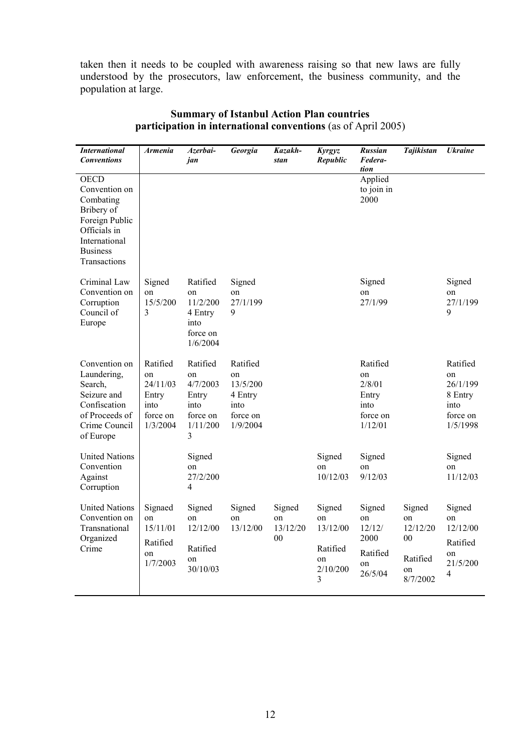taken then it needs to be coupled with awareness raising so that new laws are fully understood by the prosecutors, law enforcement, the business community, and the population at large.

**Summary of Istanbul Action Plan countries participation in international conventions** (as of April 2005)

| *International Conventions* | *Armenia* | *Azerbaijan* | *Georgia* | *Kazakhstan* | *Kyrgyz Republic* | *Russian Federation* | *Tajikistan* | *Ukraine* |
|---|---|---|---|---|---|---|---|---|
| OECD Convention on Combating Bribery of Foreign Public Officials in International Business Transactions | | | | | | Applied to join in 2000 | | |
| Criminal Law Convention on Corruption Council of Europe | Signed on 15/5/2003 | Ratified on 11/2/2004 Entry into force on 1/6/2004 | Signed on 27/1/1999 | | | Signed on 27/1/99 | | Signed on 27/1/1999 |
| Convention on Laundering, Search, Seizure and Confiscation of Proceeds of Crime Council of Europe | Ratified on 24/11/03 Entry into force on 1/3/2004 | Ratified on 4/7/2003 Entry into force on 1/11/2003 | Ratified on 13/5/2004 Entry into force on 1/9/2004 | | | Ratified on 2/8/01 Entry into force on 1/12/01 | | Ratified on 26/1/1998 Entry into force on 1/5/1998 |
| United Nations Convention Against Corruption | | Signed on 27/2/2004 | | | Signed on 10/12/03 | Signed on 9/12/03 | | Signed on 11/12/03 |
| United Nations Convention on Transnational Organized Crime | Signaed on 15/11/01 Ratified on 1/7/2003 | Signed on 12/12/00 Ratified on 30/10/03 | Signed on 13/12/00 | Signed on 13/12/2000 | Signed on 13/12/00 Ratified on 2/10/2003 | Signed on 12/12/2000 Ratified on 26/5/04 | Signed on 12/12/2000 Ratified on 8/7/2002 | Signed on 12/12/00 Ratified on 21/5/2004 |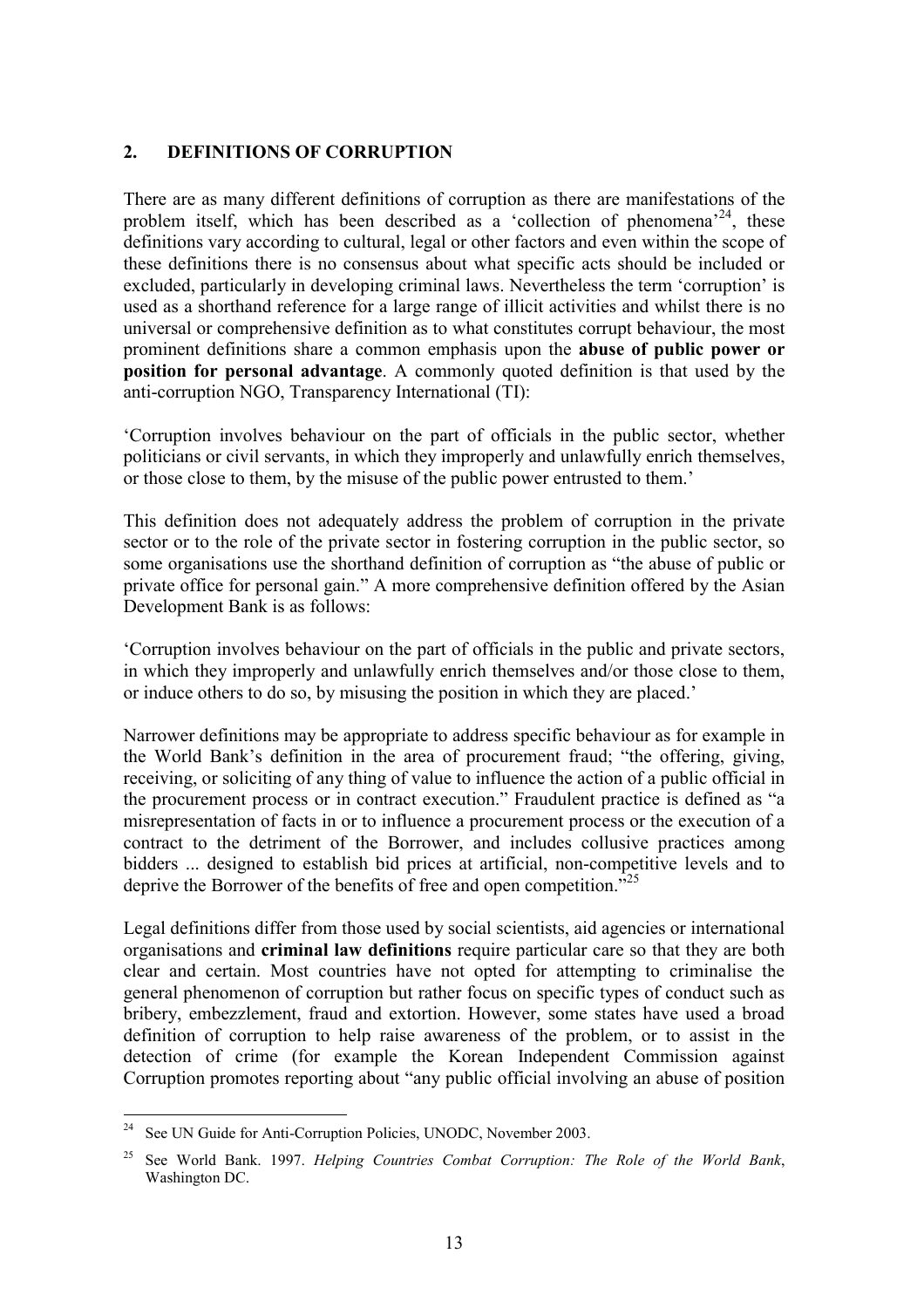## 2. DEFINITIONS OF CORRUPTION

There are as many different definitions of corruption as there are manifestations of the problem itself, which has been described as a 'collection of phenomena'[24], these definitions vary according to cultural, legal or other factors and even within the scope of these definitions there is no consensus about what specific acts should be included or excluded, particularly in developing criminal laws. Nevertheless the term 'corruption' is used as a shorthand reference for a large range of illicit activities and whilst there is no universal or comprehensive definition as to what constitutes corrupt behaviour, the most prominent definitions share a common emphasis upon the **abuse of public power or position for personal advantage**. A commonly quoted definition is that used by the anti-corruption NGO, Transparency International (TI):

'Corruption involves behaviour on the part of officials in the public sector, whether politicians or civil servants, in which they improperly and unlawfully enrich themselves, or those close to them, by the misuse of the public power entrusted to them.'

This definition does not adequately address the problem of corruption in the private sector or to the role of the private sector in fostering corruption in the public sector, so some organisations use the shorthand definition of corruption as "the abuse of public or private office for personal gain." A more comprehensive definition offered by the Asian Development Bank is as follows:

'Corruption involves behaviour on the part of officials in the public and private sectors, in which they improperly and unlawfully enrich themselves and/or those close to them, or induce others to do so, by misusing the position in which they are placed.'

Narrower definitions may be appropriate to address specific behaviour as for example in the World Bank's definition in the area of procurement fraud; "the offering, giving, receiving, or soliciting of any thing of value to influence the action of a public official in the procurement process or in contract execution." Fraudulent practice is defined as "a misrepresentation of facts in or to influence a procurement process or the execution of a contract to the detriment of the Borrower, and includes collusive practices among bidders ... designed to establish bid prices at artificial, non-competitive levels and to deprive the Borrower of the benefits of free and open competition."[25]

Legal definitions differ from those used by social scientists, aid agencies or international organisations and **criminal law definitions** require particular care so that they are both clear and certain. Most countries have not opted for attempting to criminalise the general phenomenon of corruption but rather focus on specific types of conduct such as bribery, embezzlement, fraud and extortion. However, some states have used a broad definition of corruption to help raise awareness of the problem, or to assist in the detection of crime (for example the Korean Independent Commission against Corruption promotes reporting about "any public official involving an abuse of position

---

[24] See UN Guide for Anti-Corruption Policies, UNODC, November 2003.

[25] See World Bank. 1997. *Helping Countries Combat Corruption: The Role of the World Bank*, Washington DC.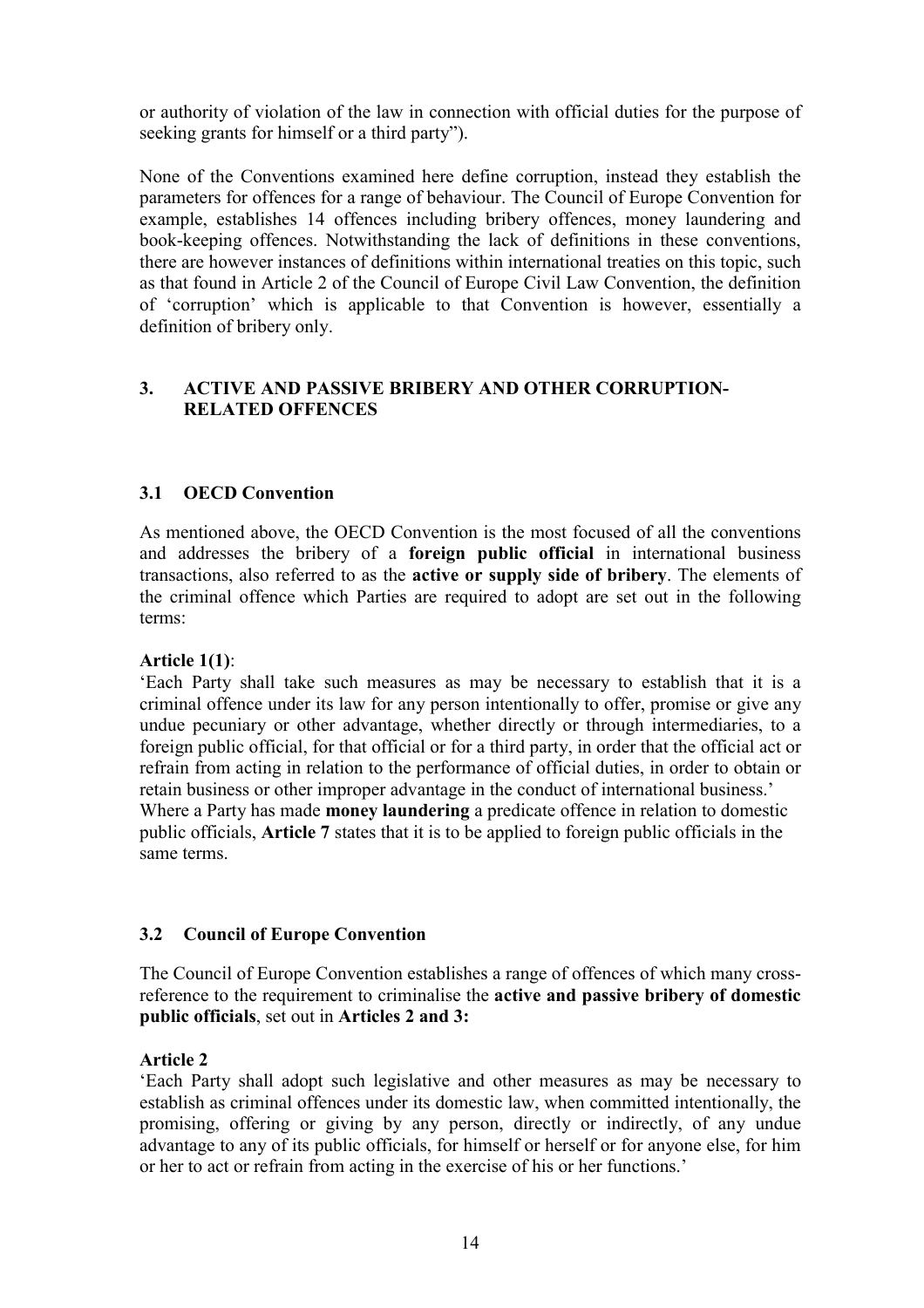or authority of violation of the law in connection with official duties for the purpose of seeking grants for himself or a third party").

None of the Conventions examined here define corruption, instead they establish the parameters for offences for a range of behaviour. The Council of Europe Convention for example, establishes 14 offences including bribery offences, money laundering and book-keeping offences. Notwithstanding the lack of definitions in these conventions, there are however instances of definitions within international treaties on this topic, such as that found in Article 2 of the Council of Europe Civil Law Convention, the definition of 'corruption' which is applicable to that Convention is however, essentially a definition of bribery only.

## 3. ACTIVE AND PASSIVE BRIBERY AND OTHER CORRUPTION-RELATED OFFENCES

### 3.1 OECD Convention

As mentioned above, the OECD Convention is the most focused of all the conventions and addresses the bribery of a **foreign public official** in international business transactions, also referred to as the **active or supply side of bribery**. The elements of the criminal offence which Parties are required to adopt are set out in the following terms:

**Article 1(1)**:

'Each Party shall take such measures as may be necessary to establish that it is a criminal offence under its law for any person intentionally to offer, promise or give any undue pecuniary or other advantage, whether directly or through intermediaries, to a foreign public official, for that official or for a third party, in order that the official act or refrain from acting in relation to the performance of official duties, in order to obtain or retain business or other improper advantage in the conduct of international business.'

Where a Party has made **money laundering** a predicate offence in relation to domestic public officials, **Article 7** states that it is to be applied to foreign public officials in the same terms.

### 3.2 Council of Europe Convention

The Council of Europe Convention establishes a range of offences of which many cross-reference to the requirement to criminalise the **active and passive bribery of domestic public officials**, set out in **Articles 2 and 3:**

**Article 2**

'Each Party shall adopt such legislative and other measures as may be necessary to establish as criminal offences under its domestic law, when committed intentionally, the promising, offering or giving by any person, directly or indirectly, of any undue advantage to any of its public officials, for himself or herself or for anyone else, for him or her to act or refrain from acting in the exercise of his or her functions.'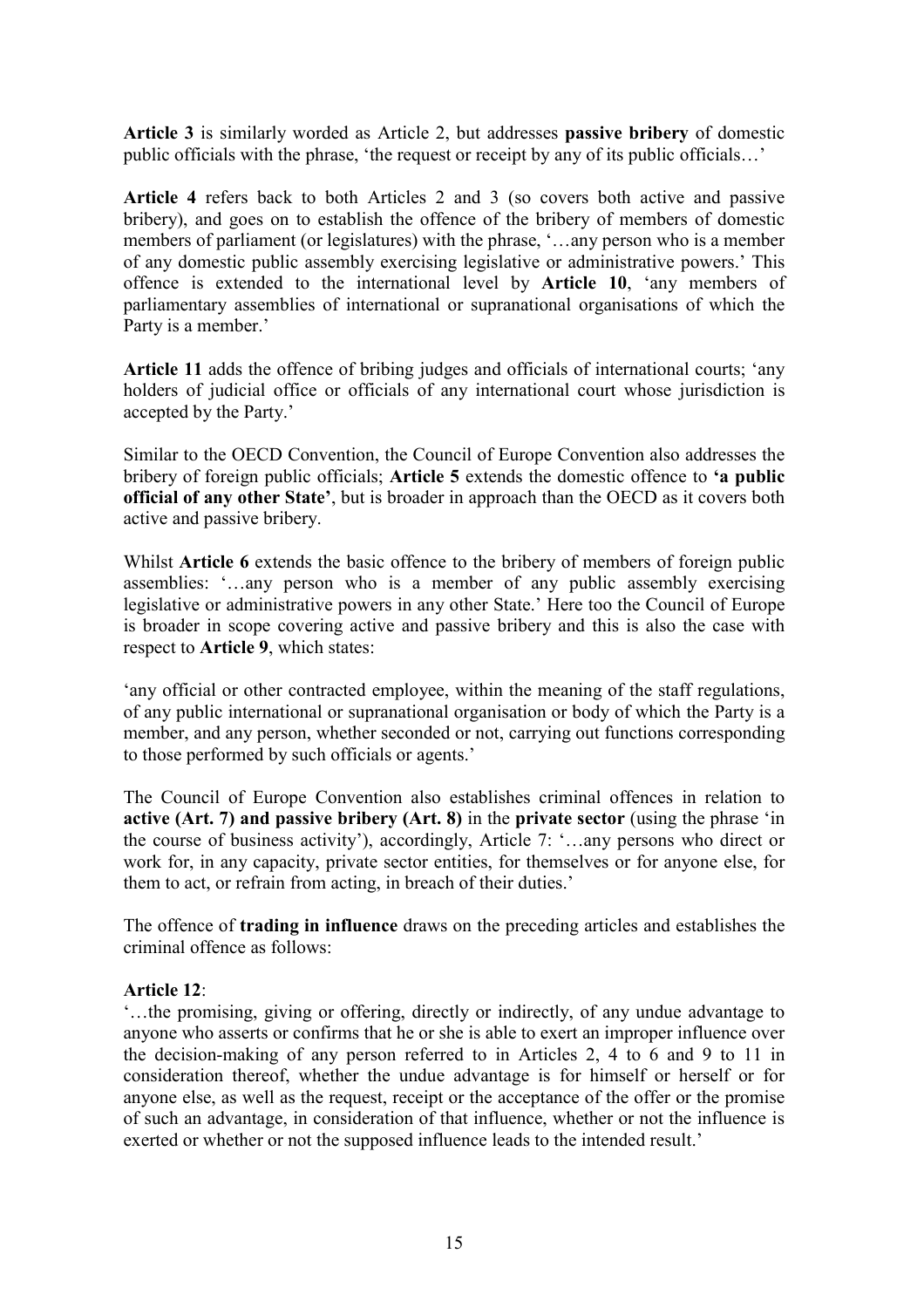**Article 3** is similarly worded as Article 2, but addresses **passive bribery** of domestic public officials with the phrase, 'the request or receipt by any of its public officials…'

**Article 4** refers back to both Articles 2 and 3 (so covers both active and passive bribery), and goes on to establish the offence of the bribery of members of domestic members of parliament (or legislatures) with the phrase, '…any person who is a member of any domestic public assembly exercising legislative or administrative powers.' This offence is extended to the international level by **Article 10**, 'any members of parliamentary assemblies of international or supranational organisations of which the Party is a member.'

**Article 11** adds the offence of bribing judges and officials of international courts; 'any holders of judicial office or officials of any international court whose jurisdiction is accepted by the Party.'

Similar to the OECD Convention, the Council of Europe Convention also addresses the bribery of foreign public officials; **Article 5** extends the domestic offence to **'a public official of any other State'**, but is broader in approach than the OECD as it covers both active and passive bribery.

Whilst **Article 6** extends the basic offence to the bribery of members of foreign public assemblies: '…any person who is a member of any public assembly exercising legislative or administrative powers in any other State.' Here too the Council of Europe is broader in scope covering active and passive bribery and this is also the case with respect to **Article 9**, which states:

'any official or other contracted employee, within the meaning of the staff regulations, of any public international or supranational organisation or body of which the Party is a member, and any person, whether seconded or not, carrying out functions corresponding to those performed by such officials or agents.'

The Council of Europe Convention also establishes criminal offences in relation to **active (Art. 7) and passive bribery (Art. 8)** in the **private sector** (using the phrase 'in the course of business activity'), accordingly, Article 7: '…any persons who direct or work for, in any capacity, private sector entities, for themselves or for anyone else, for them to act, or refrain from acting, in breach of their duties.'

The offence of **trading in influence** draws on the preceding articles and establishes the criminal offence as follows:

**Article 12**:
'…the promising, giving or offering, directly or indirectly, of any undue advantage to anyone who asserts or confirms that he or she is able to exert an improper influence over the decision-making of any person referred to in Articles 2, 4 to 6 and 9 to 11 in consideration thereof, whether the undue advantage is for himself or herself or for anyone else, as well as the request, receipt or the acceptance of the offer or the promise of such an advantage, in consideration of that influence, whether or not the influence is exerted or whether or not the supposed influence leads to the intended result.'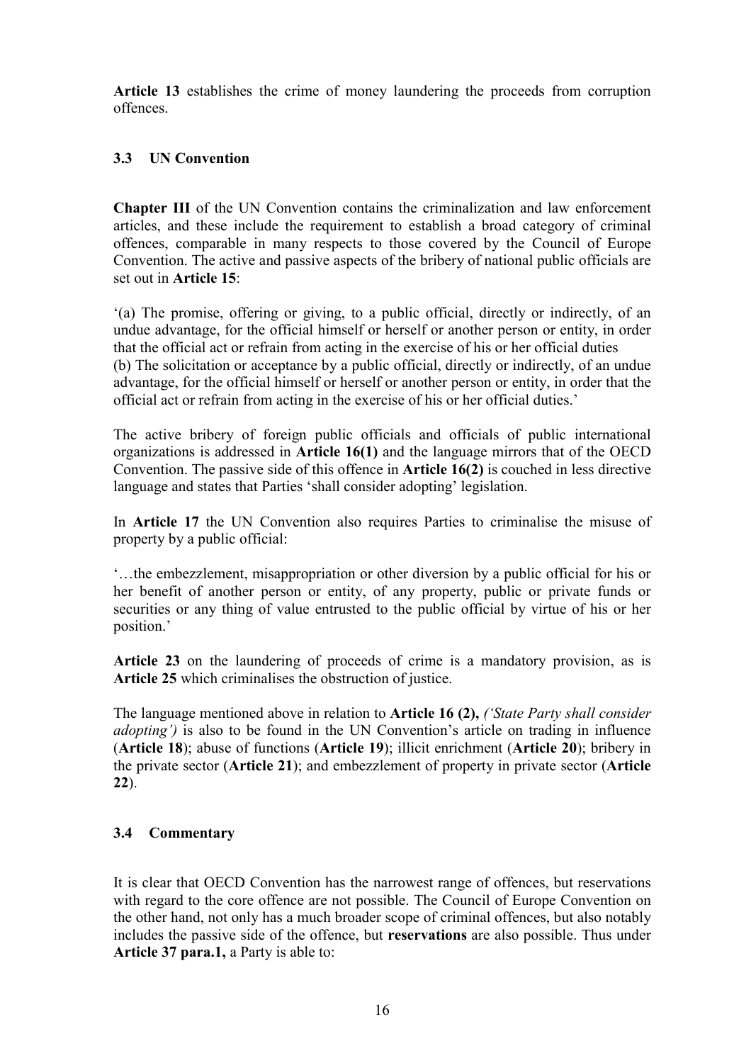**Article 13** establishes the crime of money laundering the proceeds from corruption offences.

### 3.3 UN Convention

**Chapter III** of the UN Convention contains the criminalization and law enforcement articles, and these include the requirement to establish a broad category of criminal offences, comparable in many respects to those covered by the Council of Europe Convention. The active and passive aspects of the bribery of national public officials are set out in **Article 15**:

'(a) The promise, offering or giving, to a public official, directly or indirectly, of an undue advantage, for the official himself or herself or another person or entity, in order that the official act or refrain from acting in the exercise of his or her official duties
(b) The solicitation or acceptance by a public official, directly or indirectly, of an undue advantage, for the official himself or herself or another person or entity, in order that the official act or refrain from acting in the exercise of his or her official duties.'

The active bribery of foreign public officials and officials of public international organizations is addressed in **Article 16(1)** and the language mirrors that of the OECD Convention. The passive side of this offence in **Article 16(2)** is couched in less directive language and states that Parties 'shall consider adopting' legislation.

In **Article 17** the UN Convention also requires Parties to criminalise the misuse of property by a public official:

'…the embezzlement, misappropriation or other diversion by a public official for his or her benefit of another person or entity, of any property, public or private funds or securities or any thing of value entrusted to the public official by virtue of his or her position.'

**Article 23** on the laundering of proceeds of crime is a mandatory provision, as is **Article 25** which criminalises the obstruction of justice.

The language mentioned above in relation to **Article 16 (2),** *('State Party shall consider adopting')* is also to be found in the UN Convention's article on trading in influence (**Article 18**); abuse of functions (**Article 19**); illicit enrichment (**Article 20**); bribery in the private sector (**Article 21**); and embezzlement of property in private sector (**Article 22**).

### 3.4 Commentary

It is clear that OECD Convention has the narrowest range of offences, but reservations with regard to the core offence are not possible. The Council of Europe Convention on the other hand, not only has a much broader scope of criminal offences, but also notably includes the passive side of the offence, but **reservations** are also possible. Thus under **Article 37 para.1,** a Party is able to: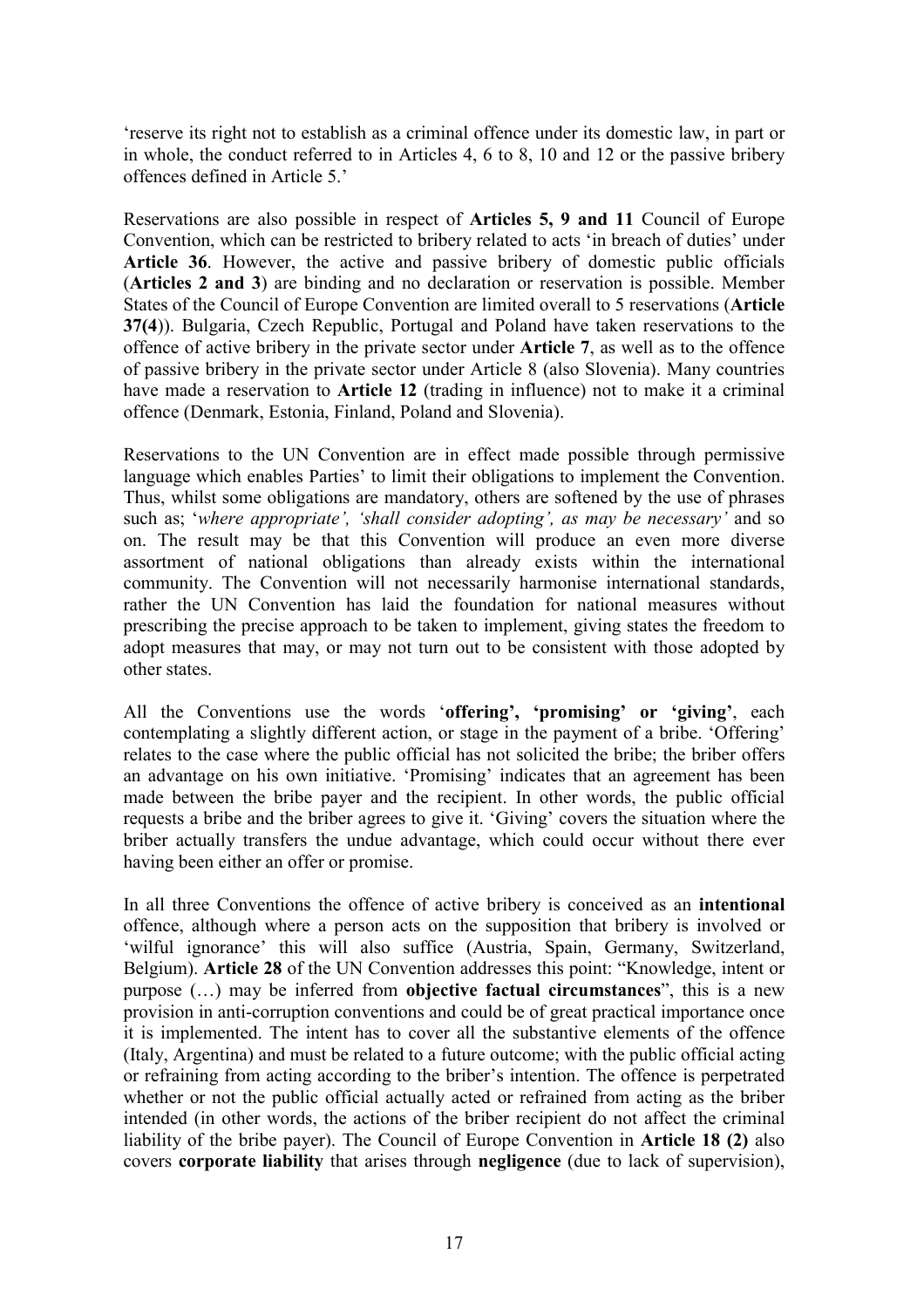'reserve its right not to establish as a criminal offence under its domestic law, in part or in whole, the conduct referred to in Articles 4, 6 to 8, 10 and 12 or the passive bribery offences defined in Article 5.'

Reservations are also possible in respect of **Articles 5, 9 and 11** Council of Europe Convention, which can be restricted to bribery related to acts 'in breach of duties' under **Article 36**. However, the active and passive bribery of domestic public officials (**Articles 2 and 3**) are binding and no declaration or reservation is possible. Member States of the Council of Europe Convention are limited overall to 5 reservations (**Article 37(4)**). Bulgaria, Czech Republic, Portugal and Poland have taken reservations to the offence of active bribery in the private sector under **Article 7**, as well as to the offence of passive bribery in the private sector under Article 8 (also Slovenia). Many countries have made a reservation to **Article 12** (trading in influence) not to make it a criminal offence (Denmark, Estonia, Finland, Poland and Slovenia).

Reservations to the UN Convention are in effect made possible through permissive language which enables Parties' to limit their obligations to implement the Convention. Thus, whilst some obligations are mandatory, others are softened by the use of phrases such as; '*where appropriate', 'shall consider adopting', as may be necessary'* and so on. The result may be that this Convention will produce an even more diverse assortment of national obligations than already exists within the international community. The Convention will not necessarily harmonise international standards, rather the UN Convention has laid the foundation for national measures without prescribing the precise approach to be taken to implement, giving states the freedom to adopt measures that may, or may not turn out to be consistent with those adopted by other states.

All the Conventions use the words '**offering', 'promising' or 'giving'**, each contemplating a slightly different action, or stage in the payment of a bribe. 'Offering' relates to the case where the public official has not solicited the bribe; the briber offers an advantage on his own initiative. 'Promising' indicates that an agreement has been made between the bribe payer and the recipient. In other words, the public official requests a bribe and the briber agrees to give it. 'Giving' covers the situation where the briber actually transfers the undue advantage, which could occur without there ever having been either an offer or promise.

In all three Conventions the offence of active bribery is conceived as an **intentional** offence, although where a person acts on the supposition that bribery is involved or 'wilful ignorance' this will also suffice (Austria, Spain, Germany, Switzerland, Belgium). **Article 28** of the UN Convention addresses this point: "Knowledge, intent or purpose (…) may be inferred from **objective factual circumstances**", this is a new provision in anti-corruption conventions and could be of great practical importance once it is implemented. The intent has to cover all the substantive elements of the offence (Italy, Argentina) and must be related to a future outcome; with the public official acting or refraining from acting according to the briber's intention. The offence is perpetrated whether or not the public official actually acted or refrained from acting as the briber intended (in other words, the actions of the briber recipient do not affect the criminal liability of the bribe payer). The Council of Europe Convention in **Article 18 (2)** also covers **corporate liability** that arises through **negligence** (due to lack of supervision),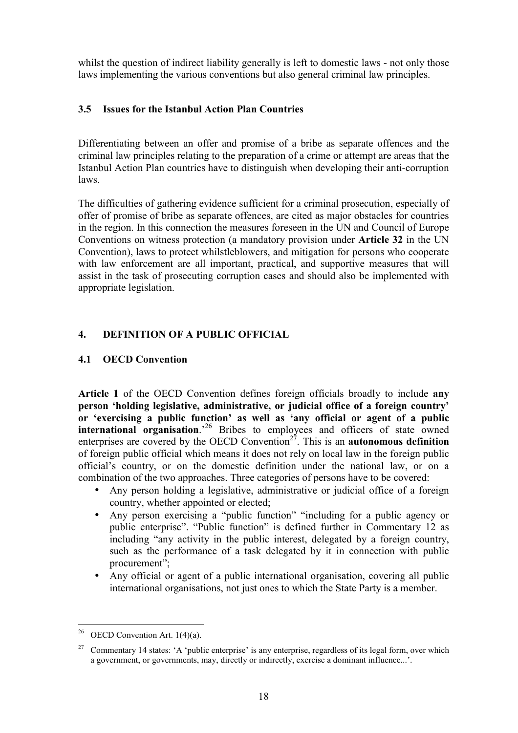whilst the question of indirect liability generally is left to domestic laws - not only those laws implementing the various conventions but also general criminal law principles.

### 3.5 Issues for the Istanbul Action Plan Countries

Differentiating between an offer and promise of a bribe as separate offences and the criminal law principles relating to the preparation of a crime or attempt are areas that the Istanbul Action Plan countries have to distinguish when developing their anti-corruption laws.

The difficulties of gathering evidence sufficient for a criminal prosecution, especially of offer of promise of bribe as separate offences, are cited as major obstacles for countries in the region. In this connection the measures foreseen in the UN and Council of Europe Conventions on witness protection (a mandatory provision under **Article 32** in the UN Convention), laws to protect whilstleblowers, and mitigation for persons who cooperate with law enforcement are all important, practical, and supportive measures that will assist in the task of prosecuting corruption cases and should also be implemented with appropriate legislation.

## 4. DEFINITION OF A PUBLIC OFFICIAL

### 4.1 OECD Convention

**Article 1** of the OECD Convention defines foreign officials broadly to include **any person 'holding legislative, administrative, or judicial office of a foreign country' or 'exercising a public function' as well as 'any official or agent of a public international organisation**.'[26] Bribes to employees and officers of state owned enterprises are covered by the OECD Convention[27]. This is an **autonomous definition** of foreign public official which means it does not rely on local law in the foreign public official's country, or on the domestic definition under the national law, or on a combination of the two approaches. Three categories of persons have to be covered:

- Any person holding a legislative, administrative or judicial office of a foreign country, whether appointed or elected;
- Any person exercising a "public function" "including for a public agency or public enterprise". "Public function" is defined further in Commentary 12 as including "any activity in the public interest, delegated by a foreign country, such as the performance of a task delegated by it in connection with public procurement";
- Any official or agent of a public international organisation, covering all public international organisations, not just ones to which the State Party is a member.

---

[26] OECD Convention Art. 1(4)(a).

[27] Commentary 14 states: 'A 'public enterprise' is any enterprise, regardless of its legal form, over which a government, or governments, may, directly or indirectly, exercise a dominant influence...'.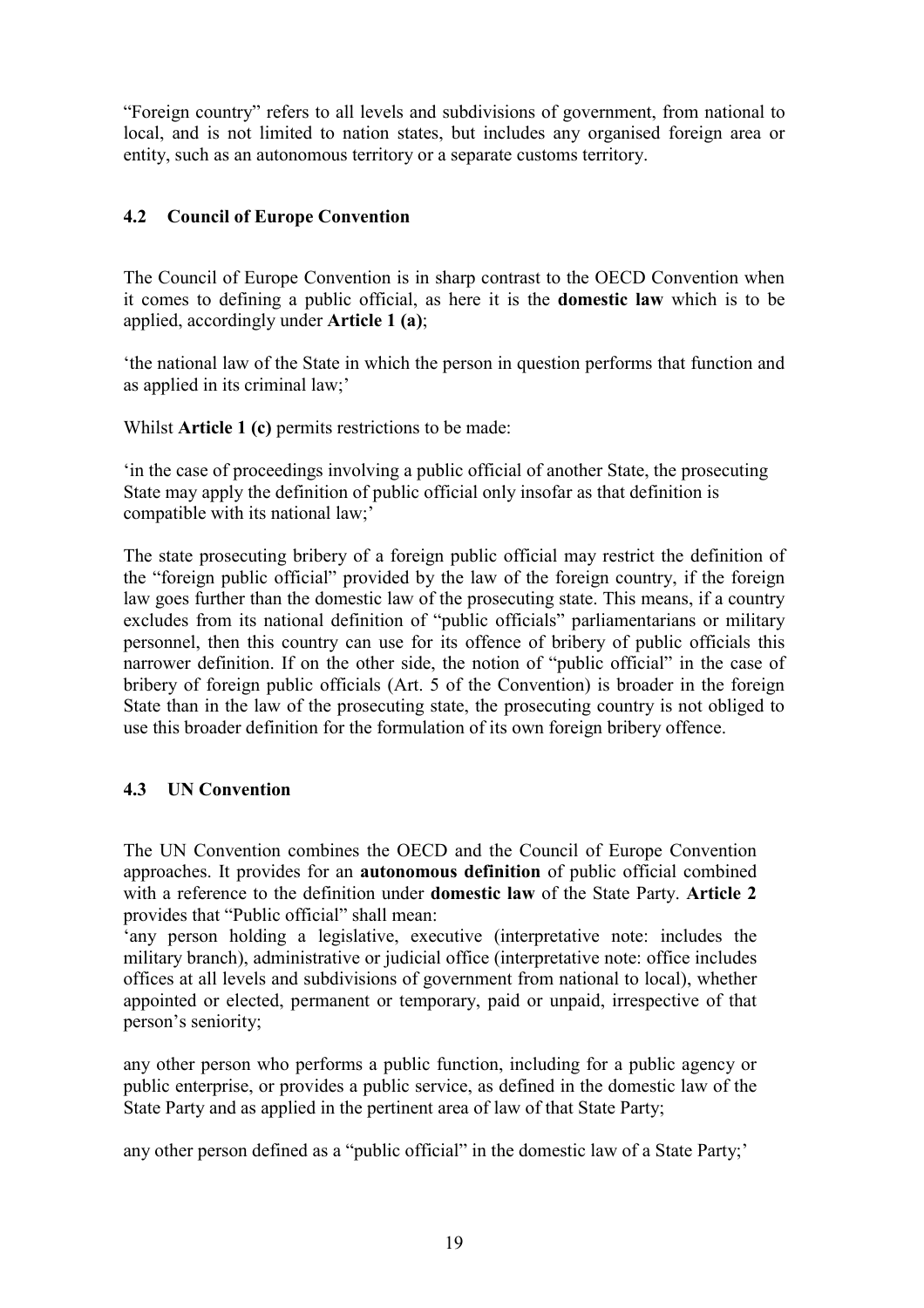"Foreign country" refers to all levels and subdivisions of government, from national to local, and is not limited to nation states, but includes any organised foreign area or entity, such as an autonomous territory or a separate customs territory.

### 4.2 Council of Europe Convention

The Council of Europe Convention is in sharp contrast to the OECD Convention when it comes to defining a public official, as here it is the **domestic law** which is to be applied, accordingly under **Article 1 (a)**;

'the national law of the State in which the person in question performs that function and as applied in its criminal law;'

Whilst **Article 1 (c)** permits restrictions to be made:

'in the case of proceedings involving a public official of another State, the prosecuting State may apply the definition of public official only insofar as that definition is compatible with its national law;'

The state prosecuting bribery of a foreign public official may restrict the definition of the "foreign public official" provided by the law of the foreign country, if the foreign law goes further than the domestic law of the prosecuting state. This means, if a country excludes from its national definition of "public officials" parliamentarians or military personnel, then this country can use for its offence of bribery of public officials this narrower definition. If on the other side, the notion of "public official" in the case of bribery of foreign public officials (Art. 5 of the Convention) is broader in the foreign State than in the law of the prosecuting state, the prosecuting country is not obliged to use this broader definition for the formulation of its own foreign bribery offence.

### 4.3 UN Convention

The UN Convention combines the OECD and the Council of Europe Convention approaches. It provides for an **autonomous definition** of public official combined with a reference to the definition under **domestic law** of the State Party. **Article 2** provides that "Public official" shall mean:

'any person holding a legislative, executive (interpretative note: includes the military branch), administrative or judicial office (interpretative note: office includes offices at all levels and subdivisions of government from national to local), whether appointed or elected, permanent or temporary, paid or unpaid, irrespective of that person's seniority;

any other person who performs a public function, including for a public agency or public enterprise, or provides a public service, as defined in the domestic law of the State Party and as applied in the pertinent area of law of that State Party;

any other person defined as a "public official" in the domestic law of a State Party;'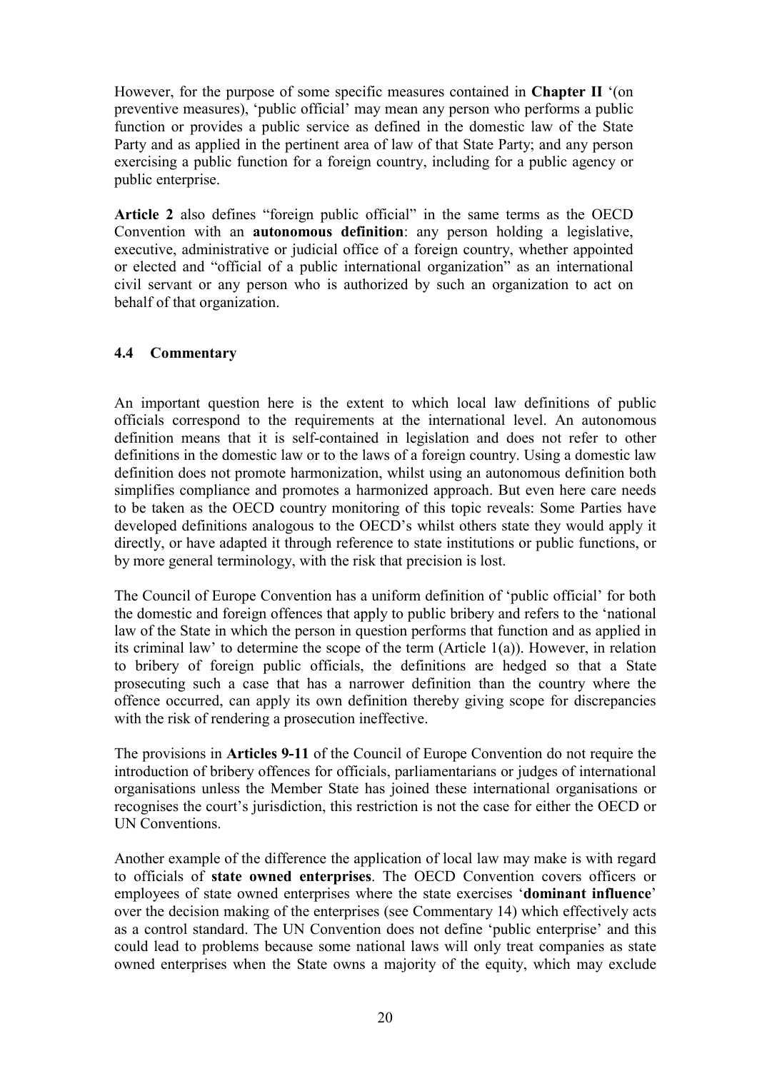However, for the purpose of some specific measures contained in **Chapter II** '(on preventive measures), 'public official' may mean any person who performs a public function or provides a public service as defined in the domestic law of the State Party and as applied in the pertinent area of law of that State Party; and any person exercising a public function for a foreign country, including for a public agency or public enterprise.

**Article 2** also defines "foreign public official" in the same terms as the OECD Convention with an **autonomous definition**: any person holding a legislative, executive, administrative or judicial office of a foreign country, whether appointed or elected and "official of a public international organization" as an international civil servant or any person who is authorized by such an organization to act on behalf of that organization.

### 4.4 Commentary

An important question here is the extent to which local law definitions of public officials correspond to the requirements at the international level. An autonomous definition means that it is self-contained in legislation and does not refer to other definitions in the domestic law or to the laws of a foreign country. Using a domestic law definition does not promote harmonization, whilst using an autonomous definition both simplifies compliance and promotes a harmonized approach. But even here care needs to be taken as the OECD country monitoring of this topic reveals: Some Parties have developed definitions analogous to the OECD's whilst others state they would apply it directly, or have adapted it through reference to state institutions or public functions, or by more general terminology, with the risk that precision is lost.

The Council of Europe Convention has a uniform definition of 'public official' for both the domestic and foreign offences that apply to public bribery and refers to the 'national law of the State in which the person in question performs that function and as applied in its criminal law' to determine the scope of the term (Article 1(a)). However, in relation to bribery of foreign public officials, the definitions are hedged so that a State prosecuting such a case that has a narrower definition than the country where the offence occurred, can apply its own definition thereby giving scope for discrepancies with the risk of rendering a prosecution ineffective.

The provisions in **Articles 9-11** of the Council of Europe Convention do not require the introduction of bribery offences for officials, parliamentarians or judges of international organisations unless the Member State has joined these international organisations or recognises the court's jurisdiction, this restriction is not the case for either the OECD or UN Conventions.

Another example of the difference the application of local law may make is with regard to officials of **state owned enterprises**. The OECD Convention covers officers or employees of state owned enterprises where the state exercises '**dominant influence**' over the decision making of the enterprises (see Commentary 14) which effectively acts as a control standard. The UN Convention does not define 'public enterprise' and this could lead to problems because some national laws will only treat companies as state owned enterprises when the State owns a majority of the equity, which may exclude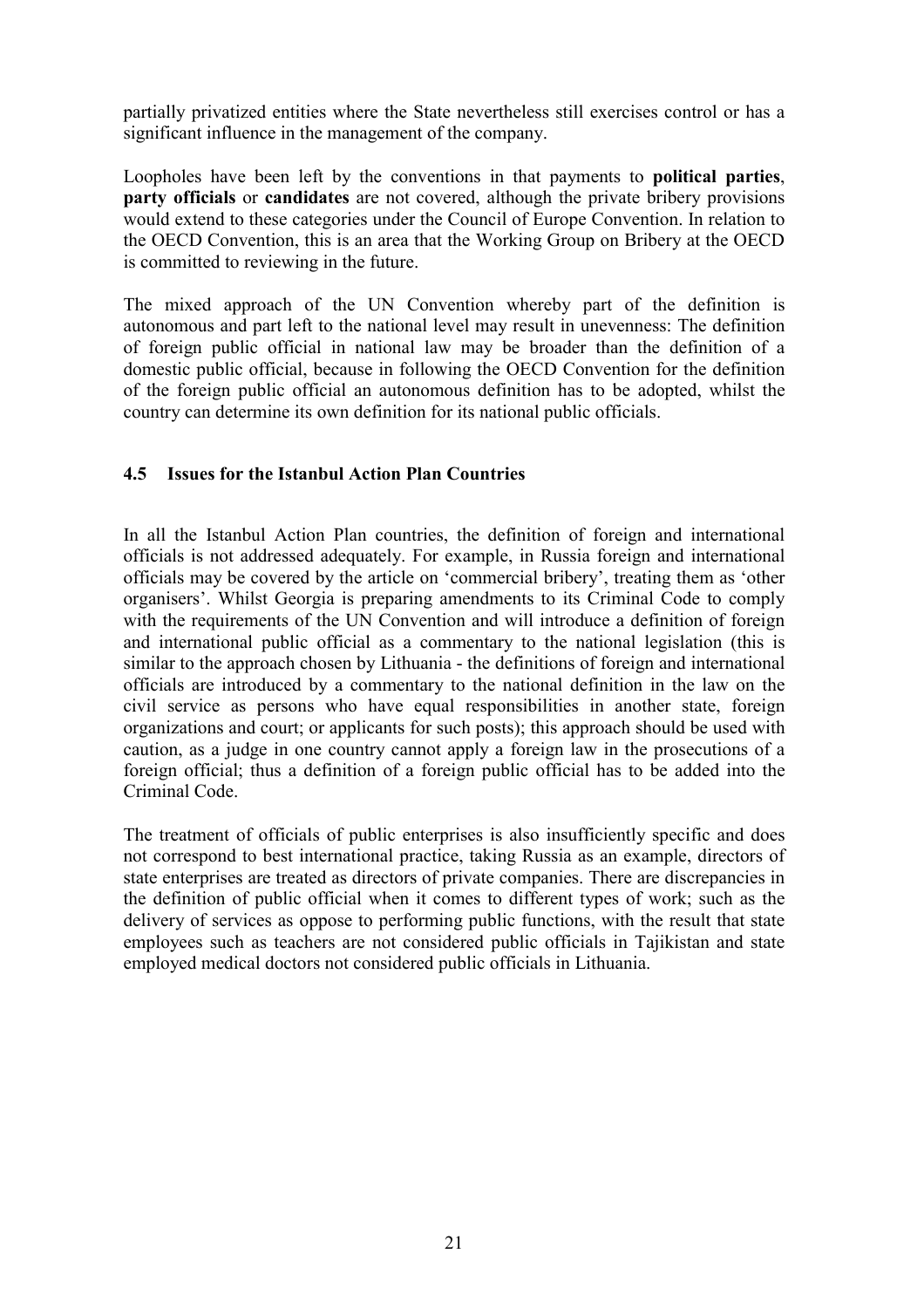partially privatized entities where the State nevertheless still exercises control or has a significant influence in the management of the company.

Loopholes have been left by the conventions in that payments to **political parties**, **party officials** or **candidates** are not covered, although the private bribery provisions would extend to these categories under the Council of Europe Convention. In relation to the OECD Convention, this is an area that the Working Group on Bribery at the OECD is committed to reviewing in the future.

The mixed approach of the UN Convention whereby part of the definition is autonomous and part left to the national level may result in unevenness: The definition of foreign public official in national law may be broader than the definition of a domestic public official, because in following the OECD Convention for the definition of the foreign public official an autonomous definition has to be adopted, whilst the country can determine its own definition for its national public officials.

### 4.5 Issues for the Istanbul Action Plan Countries

In all the Istanbul Action Plan countries, the definition of foreign and international officials is not addressed adequately. For example, in Russia foreign and international officials may be covered by the article on 'commercial bribery', treating them as 'other organisers'. Whilst Georgia is preparing amendments to its Criminal Code to comply with the requirements of the UN Convention and will introduce a definition of foreign and international public official as a commentary to the national legislation (this is similar to the approach chosen by Lithuania - the definitions of foreign and international officials are introduced by a commentary to the national definition in the law on the civil service as persons who have equal responsibilities in another state, foreign organizations and court; or applicants for such posts); this approach should be used with caution, as a judge in one country cannot apply a foreign law in the prosecutions of a foreign official; thus a definition of a foreign public official has to be added into the Criminal Code.

The treatment of officials of public enterprises is also insufficiently specific and does not correspond to best international practice, taking Russia as an example, directors of state enterprises are treated as directors of private companies. There are discrepancies in the definition of public official when it comes to different types of work; such as the delivery of services as oppose to performing public functions, with the result that state employees such as teachers are not considered public officials in Tajikistan and state employed medical doctors not considered public officials in Lithuania.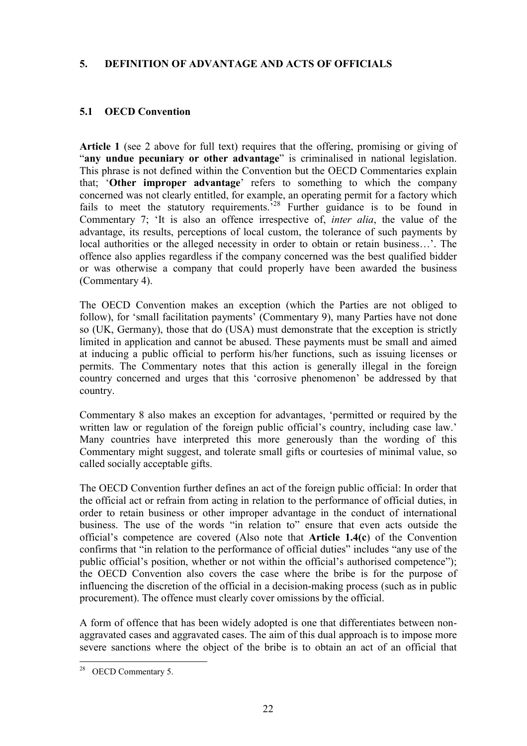## 5. DEFINITION OF ADVANTAGE AND ACTS OF OFFICIALS

### 5.1 OECD Convention

**Article 1** (see 2 above for full text) requires that the offering, promising or giving of "**any undue pecuniary or other advantage**" is criminalised in national legislation. This phrase is not defined within the Convention but the OECD Commentaries explain that; '**Other improper advantage**' refers to something to which the company concerned was not clearly entitled, for example, an operating permit for a factory which fails to meet the statutory requirements.'[28] Further guidance is to be found in Commentary 7; 'It is also an offence irrespective of, *inter alia*, the value of the advantage, its results, perceptions of local custom, the tolerance of such payments by local authorities or the alleged necessity in order to obtain or retain business…'. The offence also applies regardless if the company concerned was the best qualified bidder or was otherwise a company that could properly have been awarded the business (Commentary 4).

The OECD Convention makes an exception (which the Parties are not obliged to follow), for 'small facilitation payments' (Commentary 9), many Parties have not done so (UK, Germany), those that do (USA) must demonstrate that the exception is strictly limited in application and cannot be abused. These payments must be small and aimed at inducing a public official to perform his/her functions, such as issuing licenses or permits. The Commentary notes that this action is generally illegal in the foreign country concerned and urges that this 'corrosive phenomenon' be addressed by that country.

Commentary 8 also makes an exception for advantages, 'permitted or required by the written law or regulation of the foreign public official's country, including case law.' Many countries have interpreted this more generously than the wording of this Commentary might suggest, and tolerate small gifts or courtesies of minimal value, so called socially acceptable gifts.

The OECD Convention further defines an act of the foreign public official: In order that the official act or refrain from acting in relation to the performance of official duties, in order to retain business or other improper advantage in the conduct of international business. The use of the words "in relation to" ensure that even acts outside the official's competence are covered (Also note that **Article 1.4(c**) of the Convention confirms that "in relation to the performance of official duties" includes "any use of the public official's position, whether or not within the official's authorised competence"); the OECD Convention also covers the case where the bribe is for the purpose of influencing the discretion of the official in a decision-making process (such as in public procurement). The offence must clearly cover omissions by the official.

A form of offence that has been widely adopted is one that differentiates between non-aggravated cases and aggravated cases. The aim of this dual approach is to impose more severe sanctions where the object of the bribe is to obtain an act of an official that

---

[28] OECD Commentary 5.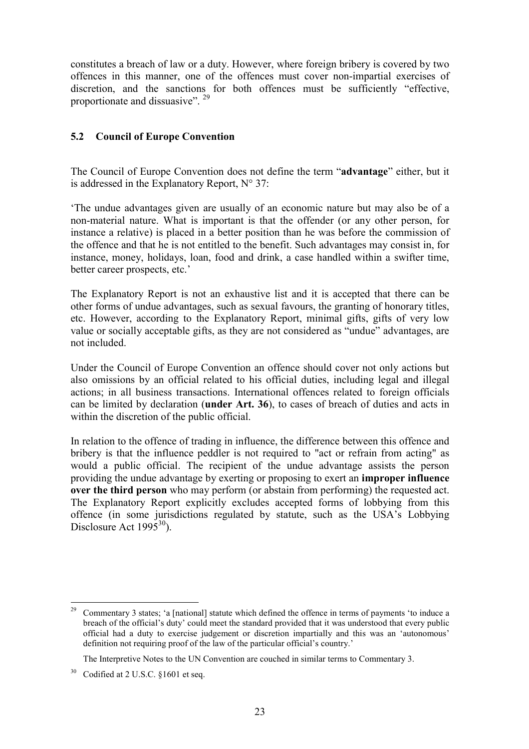constitutes a breach of law or a duty. However, where foreign bribery is covered by two offences in this manner, one of the offences must cover non-impartial exercises of discretion, and the sanctions for both offences must be sufficiently "effective, proportionate and dissuasive". [29]

## 5.2 Council of Europe Convention

The Council of Europe Convention does not define the term "**advantage**" either, but it is addressed in the Explanatory Report, N° 37:

'The undue advantages given are usually of an economic nature but may also be of a non-material nature. What is important is that the offender (or any other person, for instance a relative) is placed in a better position than he was before the commission of the offence and that he is not entitled to the benefit. Such advantages may consist in, for instance, money, holidays, loan, food and drink, a case handled within a swifter time, better career prospects, etc.'

The Explanatory Report is not an exhaustive list and it is accepted that there can be other forms of undue advantages, such as sexual favours, the granting of honorary titles, etc. However, according to the Explanatory Report, minimal gifts, gifts of very low value or socially acceptable gifts, as they are not considered as "undue" advantages, are not included.

Under the Council of Europe Convention an offence should cover not only actions but also omissions by an official related to his official duties, including legal and illegal actions; in all business transactions. International offences related to foreign officials can be limited by declaration (**under Art. 36**), to cases of breach of duties and acts in within the discretion of the public official.

In relation to the offence of trading in influence, the difference between this offence and bribery is that the influence peddler is not required to "act or refrain from acting" as would a public official. The recipient of the undue advantage assists the person providing the undue advantage by exerting or proposing to exert an **improper influence over the third person** who may perform (or abstain from performing) the requested act. The Explanatory Report explicitly excludes accepted forms of lobbying from this offence (in some jurisdictions regulated by statute, such as the USA's Lobbying Disclosure Act 1995[30]).

---

[29] Commentary 3 states; 'a [national] statute which defined the offence in terms of payments 'to induce a breach of the official's duty' could meet the standard provided that it was understood that every public official had a duty to exercise judgement or discretion impartially and this was an 'autonomous' definition not requiring proof of the law of the particular official's country.'

The Interpretive Notes to the UN Convention are couched in similar terms to Commentary 3.

[30] Codified at 2 U.S.C. §1601 et seq.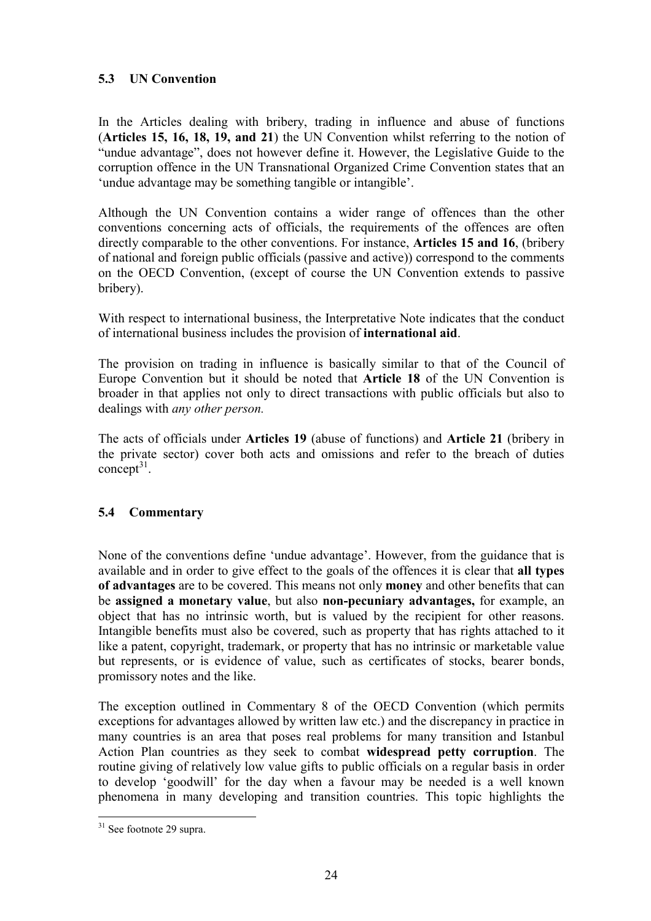### 5.3 UN Convention

In the Articles dealing with bribery, trading in influence and abuse of functions (**Articles 15, 16, 18, 19, and 21**) the UN Convention whilst referring to the notion of "undue advantage", does not however define it. However, the Legislative Guide to the corruption offence in the UN Transnational Organized Crime Convention states that an 'undue advantage may be something tangible or intangible'.

Although the UN Convention contains a wider range of offences than the other conventions concerning acts of officials, the requirements of the offences are often directly comparable to the other conventions. For instance, **Articles 15 and 16**, (bribery of national and foreign public officials (passive and active)) correspond to the comments on the OECD Convention, (except of course the UN Convention extends to passive bribery).

With respect to international business, the Interpretative Note indicates that the conduct of international business includes the provision of **international aid**.

The provision on trading in influence is basically similar to that of the Council of Europe Convention but it should be noted that **Article 18** of the UN Convention is broader in that applies not only to direct transactions with public officials but also to dealings with *any other person.*

The acts of officials under **Articles 19** (abuse of functions) and **Article 21** (bribery in the private sector) cover both acts and omissions and refer to the breach of duties concept[31].

### 5.4 Commentary

None of the conventions define 'undue advantage'. However, from the guidance that is available and in order to give effect to the goals of the offences it is clear that **all types of advantages** are to be covered. This means not only **money** and other benefits that can be **assigned a monetary value**, but also **non-pecuniary advantages,** for example, an object that has no intrinsic worth, but is valued by the recipient for other reasons. Intangible benefits must also be covered, such as property that has rights attached to it like a patent, copyright, trademark, or property that has no intrinsic or marketable value but represents, or is evidence of value, such as certificates of stocks, bearer bonds, promissory notes and the like.

The exception outlined in Commentary 8 of the OECD Convention (which permits exceptions for advantages allowed by written law etc.) and the discrepancy in practice in many countries is an area that poses real problems for many transition and Istanbul Action Plan countries as they seek to combat **widespread petty corruption**. The routine giving of relatively low value gifts to public officials on a regular basis in order to develop 'goodwill' for the day when a favour may be needed is a well known phenomena in many developing and transition countries. This topic highlights the

---

[31] See footnote 29 supra.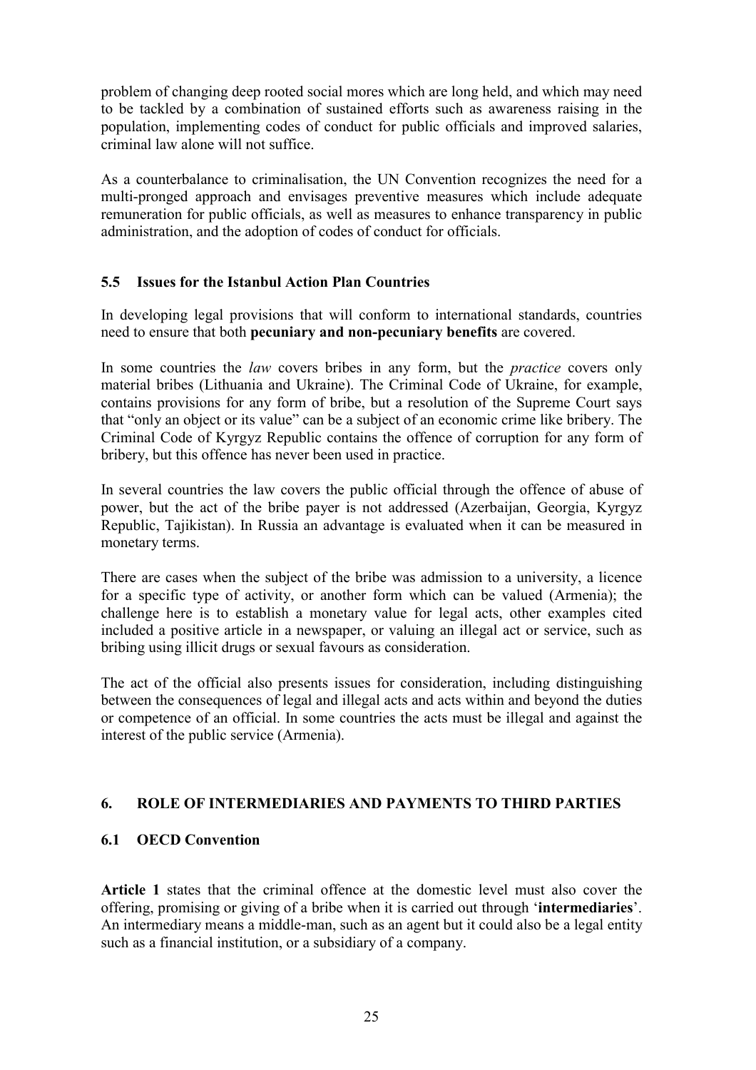problem of changing deep rooted social mores which are long held, and which may need to be tackled by a combination of sustained efforts such as awareness raising in the population, implementing codes of conduct for public officials and improved salaries, criminal law alone will not suffice.

As a counterbalance to criminalisation, the UN Convention recognizes the need for a multi-pronged approach and envisages preventive measures which include adequate remuneration for public officials, as well as measures to enhance transparency in public administration, and the adoption of codes of conduct for officials.

### 5.5 Issues for the Istanbul Action Plan Countries

In developing legal provisions that will conform to international standards, countries need to ensure that both **pecuniary and non-pecuniary benefits** are covered.

In some countries the *law* covers bribes in any form, but the *practice* covers only material bribes (Lithuania and Ukraine). The Criminal Code of Ukraine, for example, contains provisions for any form of bribe, but a resolution of the Supreme Court says that "only an object or its value" can be a subject of an economic crime like bribery. The Criminal Code of Kyrgyz Republic contains the offence of corruption for any form of bribery, but this offence has never been used in practice.

In several countries the law covers the public official through the offence of abuse of power, but the act of the bribe payer is not addressed (Azerbaijan, Georgia, Kyrgyz Republic, Tajikistan). In Russia an advantage is evaluated when it can be measured in monetary terms.

There are cases when the subject of the bribe was admission to a university, a licence for a specific type of activity, or another form which can be valued (Armenia); the challenge here is to establish a monetary value for legal acts, other examples cited included a positive article in a newspaper, or valuing an illegal act or service, such as bribing using illicit drugs or sexual favours as consideration.

The act of the official also presents issues for consideration, including distinguishing between the consequences of legal and illegal acts and acts within and beyond the duties or competence of an official. In some countries the acts must be illegal and against the interest of the public service (Armenia).

## 6. ROLE OF INTERMEDIARIES AND PAYMENTS TO THIRD PARTIES

### 6.1 OECD Convention

**Article 1** states that the criminal offence at the domestic level must also cover the offering, promising or giving of a bribe when it is carried out through '**intermediaries**'. An intermediary means a middle-man, such as an agent but it could also be a legal entity such as a financial institution, or a subsidiary of a company.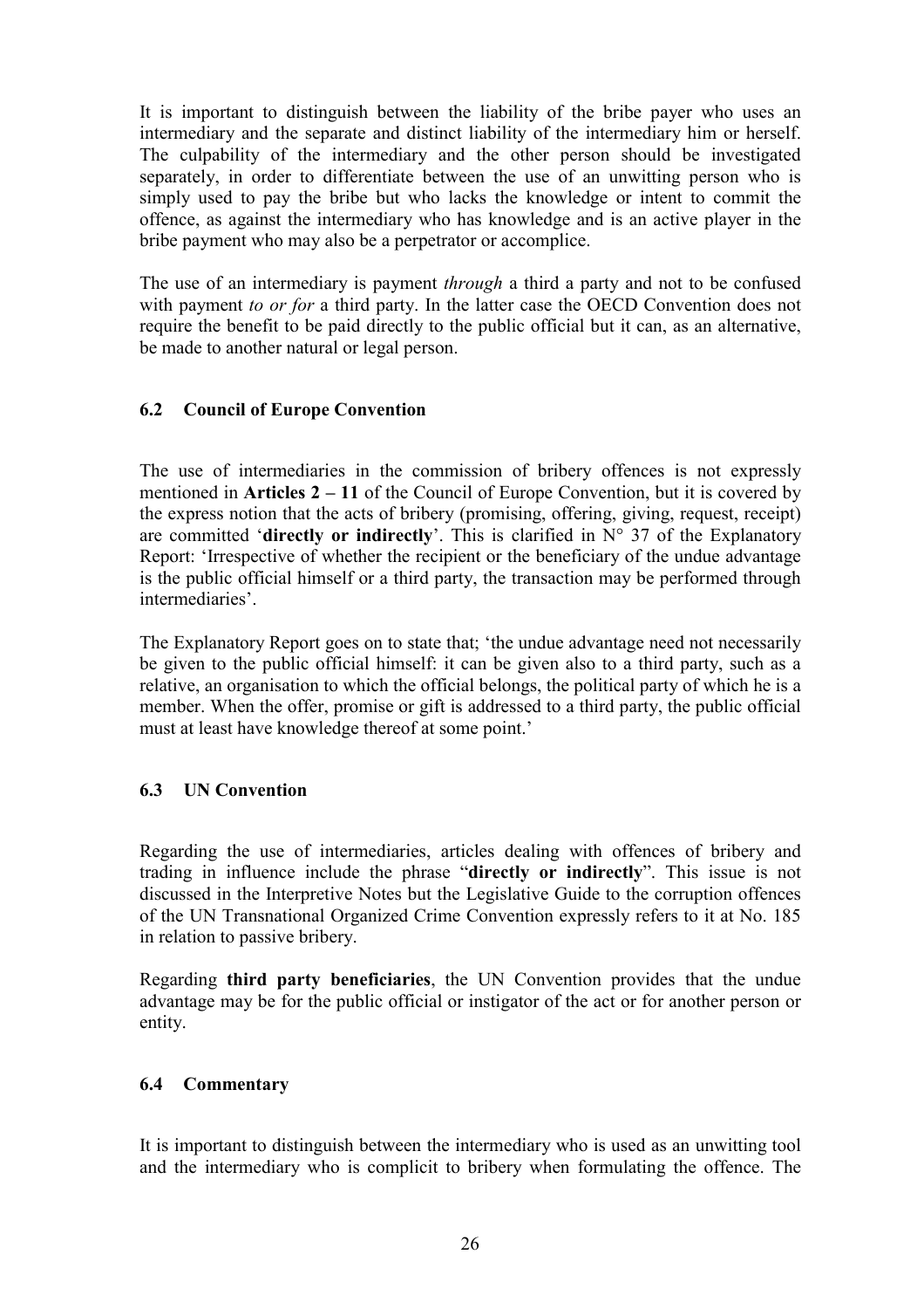It is important to distinguish between the liability of the bribe payer who uses an intermediary and the separate and distinct liability of the intermediary him or herself. The culpability of the intermediary and the other person should be investigated separately, in order to differentiate between the use of an unwitting person who is simply used to pay the bribe but who lacks the knowledge or intent to commit the offence, as against the intermediary who has knowledge and is an active player in the bribe payment who may also be a perpetrator or accomplice.

The use of an intermediary is payment *through* a third a party and not to be confused with payment *to or for* a third party. In the latter case the OECD Convention does not require the benefit to be paid directly to the public official but it can, as an alternative, be made to another natural or legal person.

### 6.2 Council of Europe Convention

The use of intermediaries in the commission of bribery offences is not expressly mentioned in **Articles 2 – 11** of the Council of Europe Convention, but it is covered by the express notion that the acts of bribery (promising, offering, giving, request, receipt) are committed '**directly or indirectly**'. This is clarified in N° 37 of the Explanatory Report: 'Irrespective of whether the recipient or the beneficiary of the undue advantage is the public official himself or a third party, the transaction may be performed through intermediaries'.

The Explanatory Report goes on to state that; 'the undue advantage need not necessarily be given to the public official himself: it can be given also to a third party, such as a relative, an organisation to which the official belongs, the political party of which he is a member. When the offer, promise or gift is addressed to a third party, the public official must at least have knowledge thereof at some point.'

### 6.3 UN Convention

Regarding the use of intermediaries, articles dealing with offences of bribery and trading in influence include the phrase "**directly or indirectly**". This issue is not discussed in the Interpretive Notes but the Legislative Guide to the corruption offences of the UN Transnational Organized Crime Convention expressly refers to it at No. 185 in relation to passive bribery.

Regarding **third party beneficiaries**, the UN Convention provides that the undue advantage may be for the public official or instigator of the act or for another person or entity.

### 6.4 Commentary

It is important to distinguish between the intermediary who is used as an unwitting tool and the intermediary who is complicit to bribery when formulating the offence. The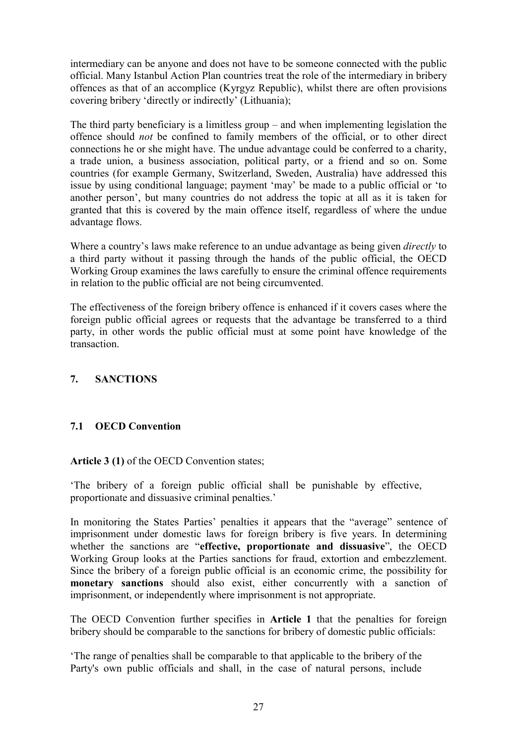intermediary can be anyone and does not have to be someone connected with the public official. Many Istanbul Action Plan countries treat the role of the intermediary in bribery offences as that of an accomplice (Kyrgyz Republic), whilst there are often provisions covering bribery 'directly or indirectly' (Lithuania);

The third party beneficiary is a limitless group – and when implementing legislation the offence should *not* be confined to family members of the official, or to other direct connections he or she might have. The undue advantage could be conferred to a charity, a trade union, a business association, political party, or a friend and so on. Some countries (for example Germany, Switzerland, Sweden, Australia) have addressed this issue by using conditional language; payment 'may' be made to a public official or 'to another person', but many countries do not address the topic at all as it is taken for granted that this is covered by the main offence itself, regardless of where the undue advantage flows.

Where a country's laws make reference to an undue advantage as being given *directly* to a third party without it passing through the hands of the public official, the OECD Working Group examines the laws carefully to ensure the criminal offence requirements in relation to the public official are not being circumvented.

The effectiveness of the foreign bribery offence is enhanced if it covers cases where the foreign public official agrees or requests that the advantage be transferred to a third party, in other words the public official must at some point have knowledge of the transaction.

## 7. SANCTIONS

### 7.1 OECD Convention

**Article 3 (1)** of the OECD Convention states;

'The bribery of a foreign public official shall be punishable by effective, proportionate and dissuasive criminal penalties.'

In monitoring the States Parties' penalties it appears that the "average" sentence of imprisonment under domestic laws for foreign bribery is five years. In determining whether the sanctions are "**effective, proportionate and dissuasive**", the OECD Working Group looks at the Parties sanctions for fraud, extortion and embezzlement. Since the bribery of a foreign public official is an economic crime, the possibility for **monetary sanctions** should also exist, either concurrently with a sanction of imprisonment, or independently where imprisonment is not appropriate.

The OECD Convention further specifies in **Article 1** that the penalties for foreign bribery should be comparable to the sanctions for bribery of domestic public officials:

'The range of penalties shall be comparable to that applicable to the bribery of the Party's own public officials and shall, in the case of natural persons, include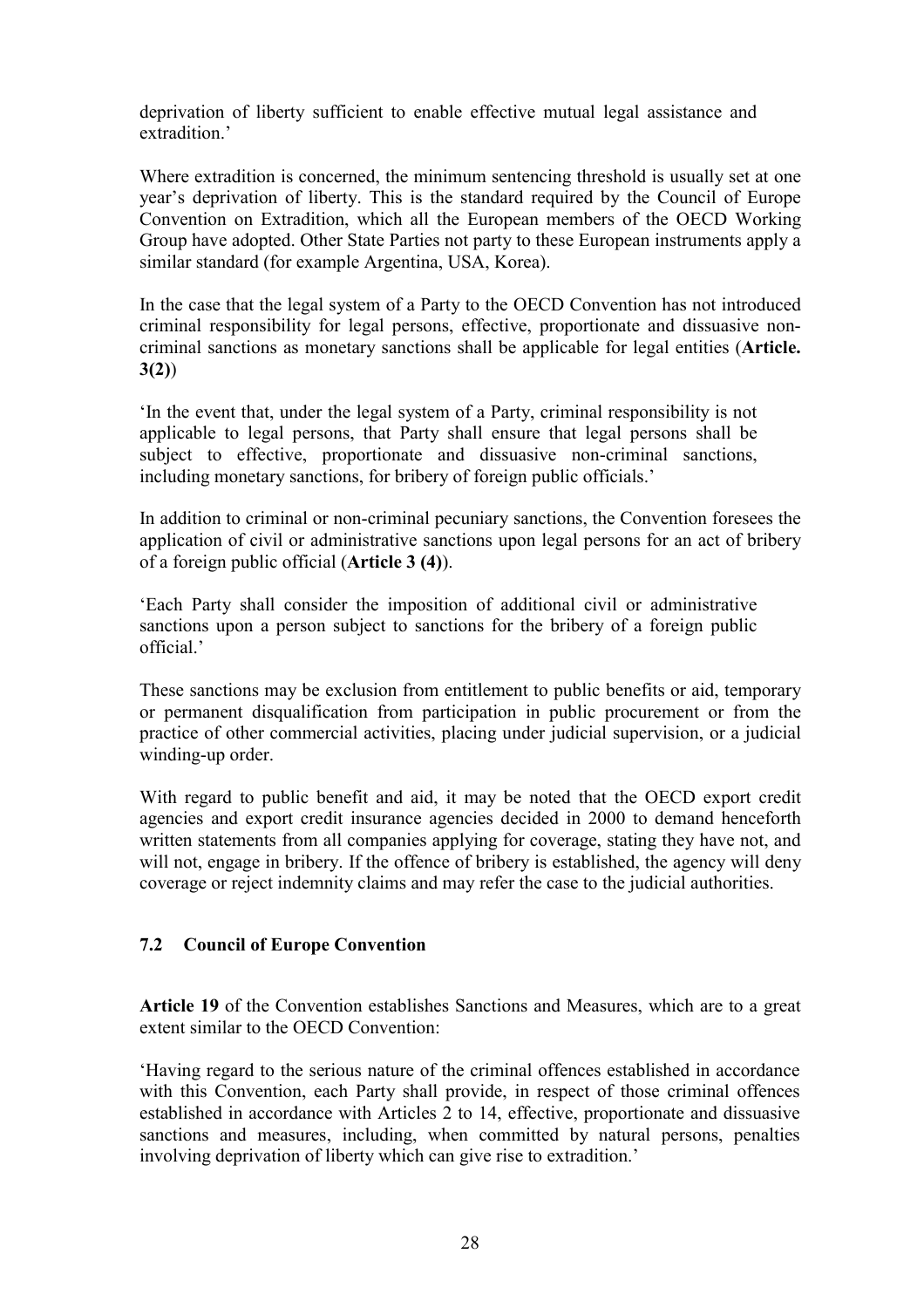deprivation of liberty sufficient to enable effective mutual legal assistance and extradition.'

Where extradition is concerned, the minimum sentencing threshold is usually set at one year's deprivation of liberty. This is the standard required by the Council of Europe Convention on Extradition, which all the European members of the OECD Working Group have adopted. Other State Parties not party to these European instruments apply a similar standard (for example Argentina, USA, Korea).

In the case that the legal system of a Party to the OECD Convention has not introduced criminal responsibility for legal persons, effective, proportionate and dissuasive non-criminal sanctions as monetary sanctions shall be applicable for legal entities (**Article. 3(2)**)

'In the event that, under the legal system of a Party, criminal responsibility is not applicable to legal persons, that Party shall ensure that legal persons shall be subject to effective, proportionate and dissuasive non-criminal sanctions, including monetary sanctions, for bribery of foreign public officials.'

In addition to criminal or non-criminal pecuniary sanctions, the Convention foresees the application of civil or administrative sanctions upon legal persons for an act of bribery of a foreign public official (**Article 3 (4)**).

'Each Party shall consider the imposition of additional civil or administrative sanctions upon a person subject to sanctions for the bribery of a foreign public official.'

These sanctions may be exclusion from entitlement to public benefits or aid, temporary or permanent disqualification from participation in public procurement or from the practice of other commercial activities, placing under judicial supervision, or a judicial winding-up order.

With regard to public benefit and aid, it may be noted that the OECD export credit agencies and export credit insurance agencies decided in 2000 to demand henceforth written statements from all companies applying for coverage, stating they have not, and will not, engage in bribery. If the offence of bribery is established, the agency will deny coverage or reject indemnity claims and may refer the case to the judicial authorities.

### 7.2 Council of Europe Convention

**Article 19** of the Convention establishes Sanctions and Measures, which are to a great extent similar to the OECD Convention:

'Having regard to the serious nature of the criminal offences established in accordance with this Convention, each Party shall provide, in respect of those criminal offences established in accordance with Articles 2 to 14, effective, proportionate and dissuasive sanctions and measures, including, when committed by natural persons, penalties involving deprivation of liberty which can give rise to extradition.'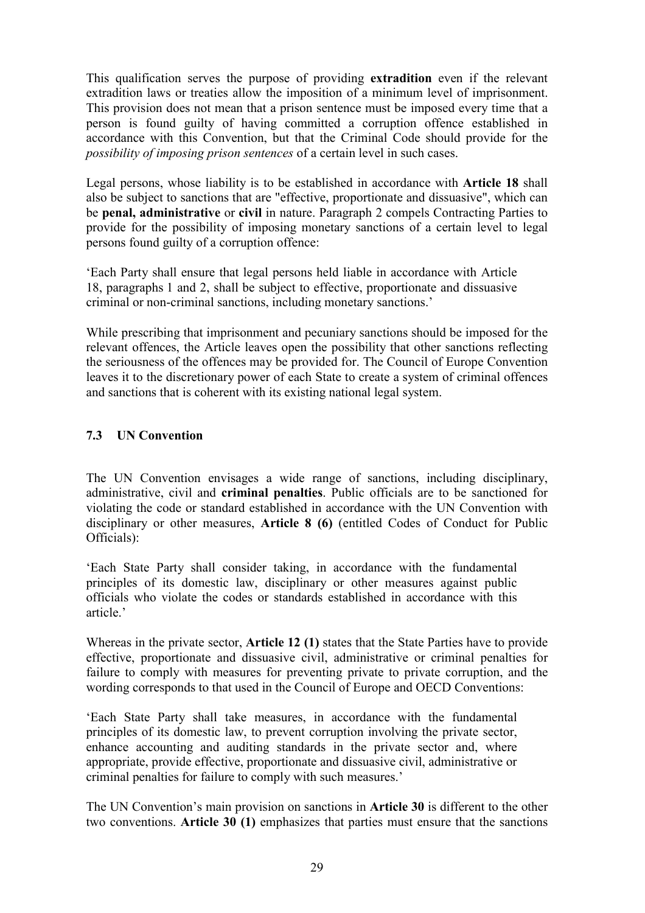This qualification serves the purpose of providing **extradition** even if the relevant extradition laws or treaties allow the imposition of a minimum level of imprisonment. This provision does not mean that a prison sentence must be imposed every time that a person is found guilty of having committed a corruption offence established in accordance with this Convention, but that the Criminal Code should provide for the *possibility of imposing prison sentences* of a certain level in such cases.

Legal persons, whose liability is to be established in accordance with **Article 18** shall also be subject to sanctions that are "effective, proportionate and dissuasive", which can be **penal, administrative** or **civil** in nature. Paragraph 2 compels Contracting Parties to provide for the possibility of imposing monetary sanctions of a certain level to legal persons found guilty of a corruption offence:

> 'Each Party shall ensure that legal persons held liable in accordance with Article 18, paragraphs 1 and 2, shall be subject to effective, proportionate and dissuasive criminal or non-criminal sanctions, including monetary sanctions.'

While prescribing that imprisonment and pecuniary sanctions should be imposed for the relevant offences, the Article leaves open the possibility that other sanctions reflecting the seriousness of the offences may be provided for. The Council of Europe Convention leaves it to the discretionary power of each State to create a system of criminal offences and sanctions that is coherent with its existing national legal system.

### 7.3 UN Convention

The UN Convention envisages a wide range of sanctions, including disciplinary, administrative, civil and **criminal penalties**. Public officials are to be sanctioned for violating the code or standard established in accordance with the UN Convention with disciplinary or other measures, **Article 8 (6)** (entitled Codes of Conduct for Public Officials):

> 'Each State Party shall consider taking, in accordance with the fundamental principles of its domestic law, disciplinary or other measures against public officials who violate the codes or standards established in accordance with this article.'

Whereas in the private sector, **Article 12 (1)** states that the State Parties have to provide effective, proportionate and dissuasive civil, administrative or criminal penalties for failure to comply with measures for preventing private to private corruption, and the wording corresponds to that used in the Council of Europe and OECD Conventions:

> 'Each State Party shall take measures, in accordance with the fundamental principles of its domestic law, to prevent corruption involving the private sector, enhance accounting and auditing standards in the private sector and, where appropriate, provide effective, proportionate and dissuasive civil, administrative or criminal penalties for failure to comply with such measures.'

The UN Convention's main provision on sanctions in **Article 30** is different to the other two conventions. **Article 30 (1)** emphasizes that parties must ensure that the sanctions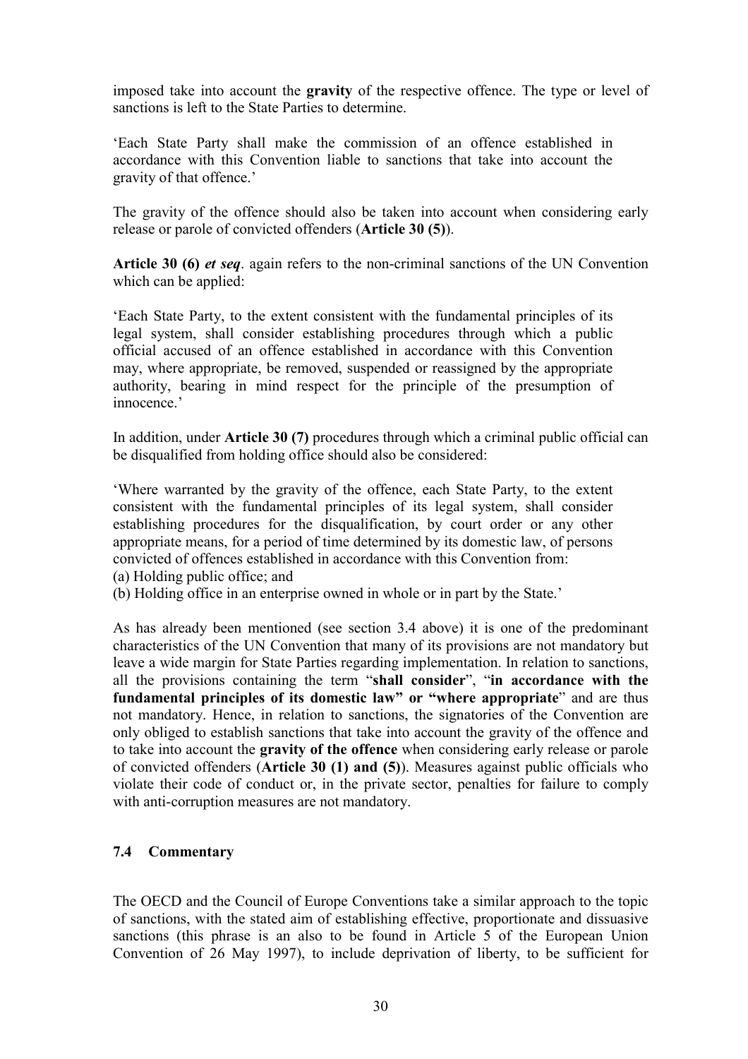imposed take into account the **gravity** of the respective offence. The type or level of sanctions is left to the State Parties to determine.

> 'Each State Party shall make the commission of an offence established in accordance with this Convention liable to sanctions that take into account the gravity of that offence.'

The gravity of the offence should also be taken into account when considering early release or parole of convicted offenders (**Article 30 (5)**).

**Article 30 (6)** ***et seq***. again refers to the non-criminal sanctions of the UN Convention which can be applied:

> 'Each State Party, to the extent consistent with the fundamental principles of its legal system, shall consider establishing procedures through which a public official accused of an offence established in accordance with this Convention may, where appropriate, be removed, suspended or reassigned by the appropriate authority, bearing in mind respect for the principle of the presumption of innocence.'

In addition, under **Article 30 (7)** procedures through which a criminal public official can be disqualified from holding office should also be considered:

> 'Where warranted by the gravity of the offence, each State Party, to the extent consistent with the fundamental principles of its legal system, shall consider establishing procedures for the disqualification, by court order or any other appropriate means, for a period of time determined by its domestic law, of persons convicted of offences established in accordance with this Convention from:
> (a) Holding public office; and
> (b) Holding office in an enterprise owned in whole or in part by the State.'

As has already been mentioned (see section 3.4 above) it is one of the predominant characteristics of the UN Convention that many of its provisions are not mandatory but leave a wide margin for State Parties regarding implementation. In relation to sanctions, all the provisions containing the term "**shall consider**", "**in accordance with the fundamental principles of its domestic law" or "where appropriate**" and are thus not mandatory. Hence, in relation to sanctions, the signatories of the Convention are only obliged to establish sanctions that take into account the gravity of the offence and to take into account the **gravity of the offence** when considering early release or parole of convicted offenders (**Article 30 (1) and (5)**). Measures against public officials who violate their code of conduct or, in the private sector, penalties for failure to comply with anti-corruption measures are not mandatory.

### 7.4 Commentary

The OECD and the Council of Europe Conventions take a similar approach to the topic of sanctions, with the stated aim of establishing effective, proportionate and dissuasive sanctions (this phrase is an also to be found in Article 5 of the European Union Convention of 26 May 1997), to include deprivation of liberty, to be sufficient for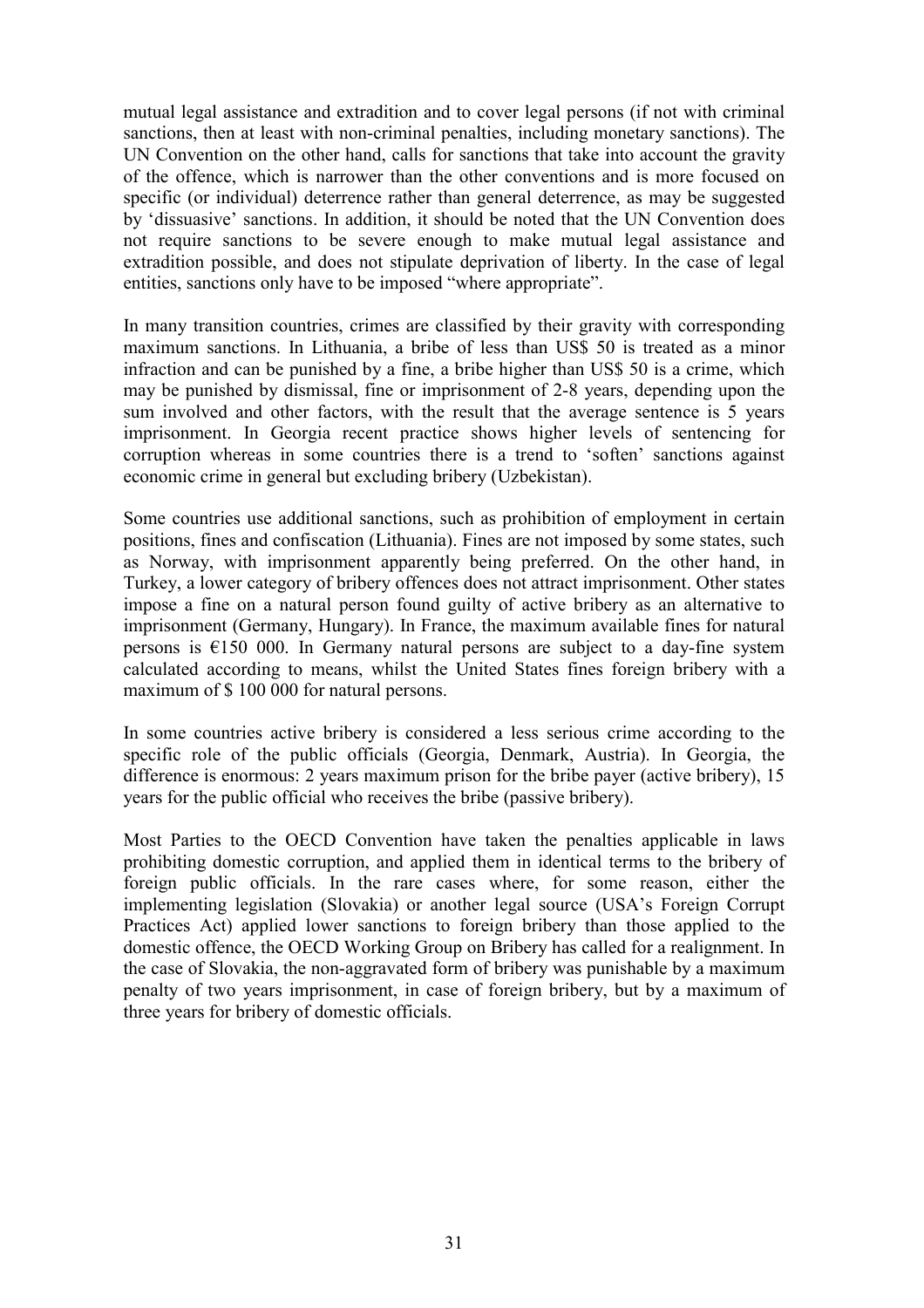mutual legal assistance and extradition and to cover legal persons (if not with criminal sanctions, then at least with non-criminal penalties, including monetary sanctions). The UN Convention on the other hand, calls for sanctions that take into account the gravity of the offence, which is narrower than the other conventions and is more focused on specific (or individual) deterrence rather than general deterrence, as may be suggested by 'dissuasive' sanctions. In addition, it should be noted that the UN Convention does not require sanctions to be severe enough to make mutual legal assistance and extradition possible, and does not stipulate deprivation of liberty. In the case of legal entities, sanctions only have to be imposed "where appropriate".

In many transition countries, crimes are classified by their gravity with corresponding maximum sanctions. In Lithuania, a bribe of less than US$ 50 is treated as a minor infraction and can be punished by a fine, a bribe higher than US$ 50 is a crime, which may be punished by dismissal, fine or imprisonment of 2-8 years, depending upon the sum involved and other factors, with the result that the average sentence is 5 years imprisonment. In Georgia recent practice shows higher levels of sentencing for corruption whereas in some countries there is a trend to 'soften' sanctions against economic crime in general but excluding bribery (Uzbekistan).

Some countries use additional sanctions, such as prohibition of employment in certain positions, fines and confiscation (Lithuania). Fines are not imposed by some states, such as Norway, with imprisonment apparently being preferred. On the other hand, in Turkey, a lower category of bribery offences does not attract imprisonment. Other states impose a fine on a natural person found guilty of active bribery as an alternative to imprisonment (Germany, Hungary). In France, the maximum available fines for natural persons is €150 000. In Germany natural persons are subject to a day-fine system calculated according to means, whilst the United States fines foreign bribery with a maximum of $ 100 000 for natural persons.

In some countries active bribery is considered a less serious crime according to the specific role of the public officials (Georgia, Denmark, Austria). In Georgia, the difference is enormous: 2 years maximum prison for the bribe payer (active bribery), 15 years for the public official who receives the bribe (passive bribery).

Most Parties to the OECD Convention have taken the penalties applicable in laws prohibiting domestic corruption, and applied them in identical terms to the bribery of foreign public officials. In the rare cases where, for some reason, either the implementing legislation (Slovakia) or another legal source (USA's Foreign Corrupt Practices Act) applied lower sanctions to foreign bribery than those applied to the domestic offence, the OECD Working Group on Bribery has called for a realignment. In the case of Slovakia, the non-aggravated form of bribery was punishable by a maximum penalty of two years imprisonment, in case of foreign bribery, but by a maximum of three years for bribery of domestic officials.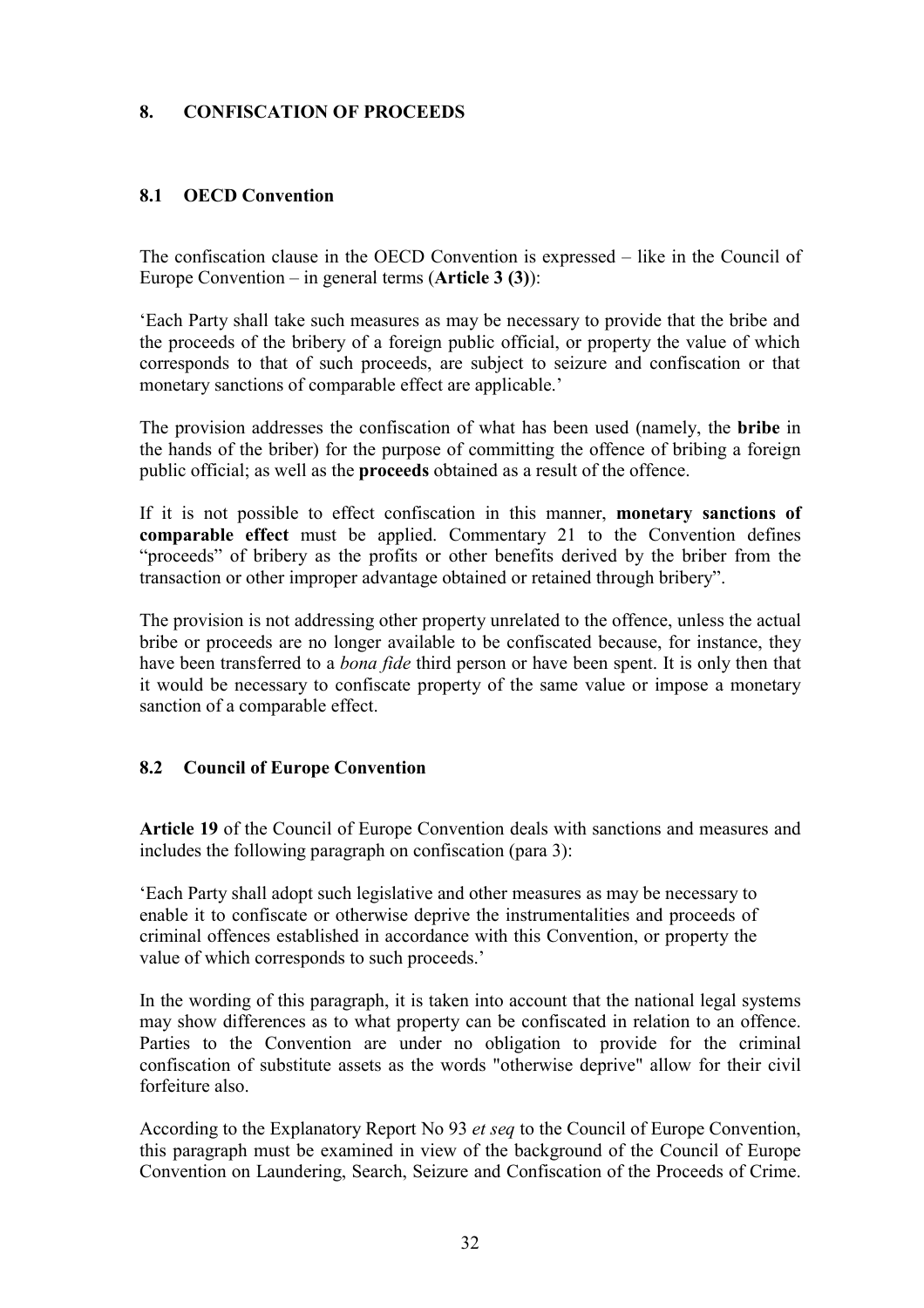## 8. CONFISCATION OF PROCEEDS

### 8.1 OECD Convention

The confiscation clause in the OECD Convention is expressed – like in the Council of Europe Convention – in general terms (**Article 3 (3)**):

'Each Party shall take such measures as may be necessary to provide that the bribe and the proceeds of the bribery of a foreign public official, or property the value of which corresponds to that of such proceeds, are subject to seizure and confiscation or that monetary sanctions of comparable effect are applicable.'

The provision addresses the confiscation of what has been used (namely, the **bribe** in the hands of the briber) for the purpose of committing the offence of bribing a foreign public official; as well as the **proceeds** obtained as a result of the offence.

If it is not possible to effect confiscation in this manner, **monetary sanctions of comparable effect** must be applied. Commentary 21 to the Convention defines "proceeds" of bribery as the profits or other benefits derived by the briber from the transaction or other improper advantage obtained or retained through bribery".

The provision is not addressing other property unrelated to the offence, unless the actual bribe or proceeds are no longer available to be confiscated because, for instance, they have been transferred to a *bona fide* third person or have been spent. It is only then that it would be necessary to confiscate property of the same value or impose a monetary sanction of a comparable effect.

### 8.2 Council of Europe Convention

**Article 19** of the Council of Europe Convention deals with sanctions and measures and includes the following paragraph on confiscation (para 3):

'Each Party shall adopt such legislative and other measures as may be necessary to enable it to confiscate or otherwise deprive the instrumentalities and proceeds of criminal offences established in accordance with this Convention, or property the value of which corresponds to such proceeds.'

In the wording of this paragraph, it is taken into account that the national legal systems may show differences as to what property can be confiscated in relation to an offence. Parties to the Convention are under no obligation to provide for the criminal confiscation of substitute assets as the words "otherwise deprive" allow for their civil forfeiture also.

According to the Explanatory Report No 93 *et seq* to the Council of Europe Convention, this paragraph must be examined in view of the background of the Council of Europe Convention on Laundering, Search, Seizure and Confiscation of the Proceeds of Crime.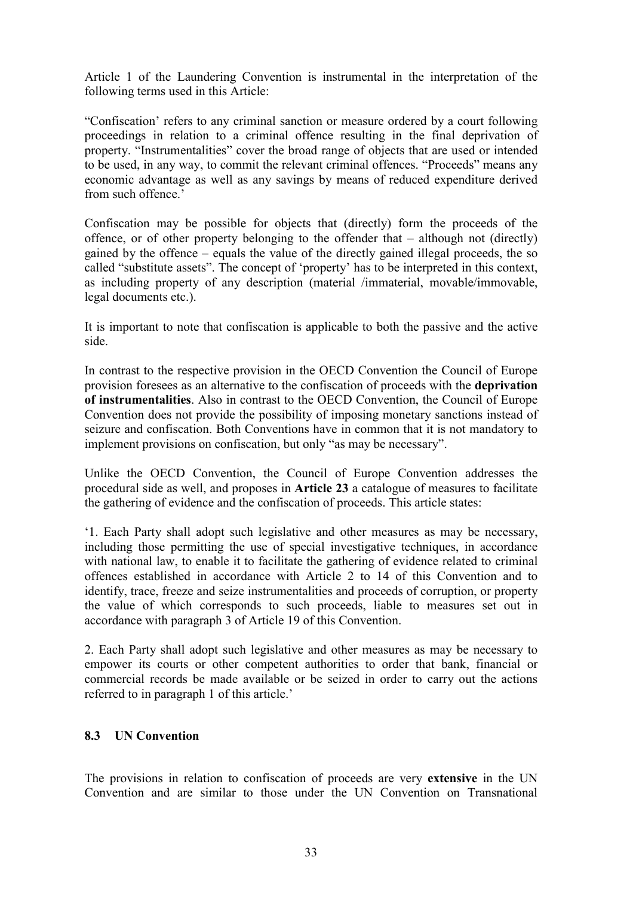Article 1 of the Laundering Convention is instrumental in the interpretation of the following terms used in this Article:

"Confiscation' refers to any criminal sanction or measure ordered by a court following proceedings in relation to a criminal offence resulting in the final deprivation of property. "Instrumentalities" cover the broad range of objects that are used or intended to be used, in any way, to commit the relevant criminal offences. "Proceeds" means any economic advantage as well as any savings by means of reduced expenditure derived from such offence.'

Confiscation may be possible for objects that (directly) form the proceeds of the offence, or of other property belonging to the offender that – although not (directly) gained by the offence – equals the value of the directly gained illegal proceeds, the so called "substitute assets". The concept of 'property' has to be interpreted in this context, as including property of any description (material /immaterial, movable/immovable, legal documents etc.).

It is important to note that confiscation is applicable to both the passive and the active side.

In contrast to the respective provision in the OECD Convention the Council of Europe provision foresees as an alternative to the confiscation of proceeds with the **deprivation of instrumentalities**. Also in contrast to the OECD Convention, the Council of Europe Convention does not provide the possibility of imposing monetary sanctions instead of seizure and confiscation. Both Conventions have in common that it is not mandatory to implement provisions on confiscation, but only "as may be necessary".

Unlike the OECD Convention, the Council of Europe Convention addresses the procedural side as well, and proposes in **Article 23** a catalogue of measures to facilitate the gathering of evidence and the confiscation of proceeds. This article states:

'1. Each Party shall adopt such legislative and other measures as may be necessary, including those permitting the use of special investigative techniques, in accordance with national law, to enable it to facilitate the gathering of evidence related to criminal offences established in accordance with Article 2 to 14 of this Convention and to identify, trace, freeze and seize instrumentalities and proceeds of corruption, or property the value of which corresponds to such proceeds, liable to measures set out in accordance with paragraph 3 of Article 19 of this Convention.

2. Each Party shall adopt such legislative and other measures as may be necessary to empower its courts or other competent authorities to order that bank, financial or commercial records be made available or be seized in order to carry out the actions referred to in paragraph 1 of this article.'

### 8.3 UN Convention

The provisions in relation to confiscation of proceeds are very **extensive** in the UN Convention and are similar to those under the UN Convention on Transnational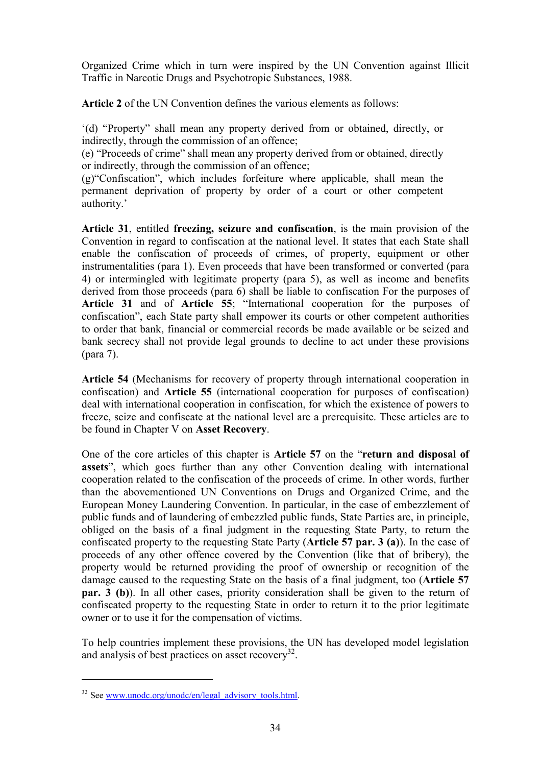Organized Crime which in turn were inspired by the UN Convention against Illicit Traffic in Narcotic Drugs and Psychotropic Substances, 1988.

**Article 2** of the UN Convention defines the various elements as follows:

'(d) "Property" shall mean any property derived from or obtained, directly, or indirectly, through the commission of an offence;
(e) "Proceeds of crime" shall mean any property derived from or obtained, directly or indirectly, through the commission of an offence;
(g)"Confiscation", which includes forfeiture where applicable, shall mean the permanent deprivation of property by order of a court or other competent authority.'

**Article 31**, entitled **freezing, seizure and confiscation**, is the main provision of the Convention in regard to confiscation at the national level. It states that each State shall enable the confiscation of proceeds of crimes, of property, equipment or other instrumentalities (para 1). Even proceeds that have been transformed or converted (para 4) or intermingled with legitimate property (para 5), as well as income and benefits derived from those proceeds (para 6) shall be liable to confiscation For the purposes of **Article 31** and of **Article 55**; "International cooperation for the purposes of confiscation", each State party shall empower its courts or other competent authorities to order that bank, financial or commercial records be made available or be seized and bank secrecy shall not provide legal grounds to decline to act under these provisions (para 7).

**Article 54** (Mechanisms for recovery of property through international cooperation in confiscation) and **Article 55** (international cooperation for purposes of confiscation) deal with international cooperation in confiscation, for which the existence of powers to freeze, seize and confiscate at the national level are a prerequisite. These articles are to be found in Chapter V on **Asset Recovery**.

One of the core articles of this chapter is **Article 57** on the "**return and disposal of assets**", which goes further than any other Convention dealing with international cooperation related to the confiscation of the proceeds of crime. In other words, further than the abovementioned UN Conventions on Drugs and Organized Crime, and the European Money Laundering Convention. In particular, in the case of embezzlement of public funds and of laundering of embezzled public funds, State Parties are, in principle, obliged on the basis of a final judgment in the requesting State Party, to return the confiscated property to the requesting State Party (**Article 57 par. 3 (a)**). In the case of proceeds of any other offence covered by the Convention (like that of bribery), the property would be returned providing the proof of ownership or recognition of the damage caused to the requesting State on the basis of a final judgment, too (**Article 57 par. 3 (b)**). In all other cases, priority consideration shall be given to the return of confiscated property to the requesting State in order to return it to the prior legitimate owner or to use it for the compensation of victims.

To help countries implement these provisions, the UN has developed model legislation and analysis of best practices on asset recovery[32].

---

[32] See www.unodc.org/unodc/en/legal_advisory_tools.html.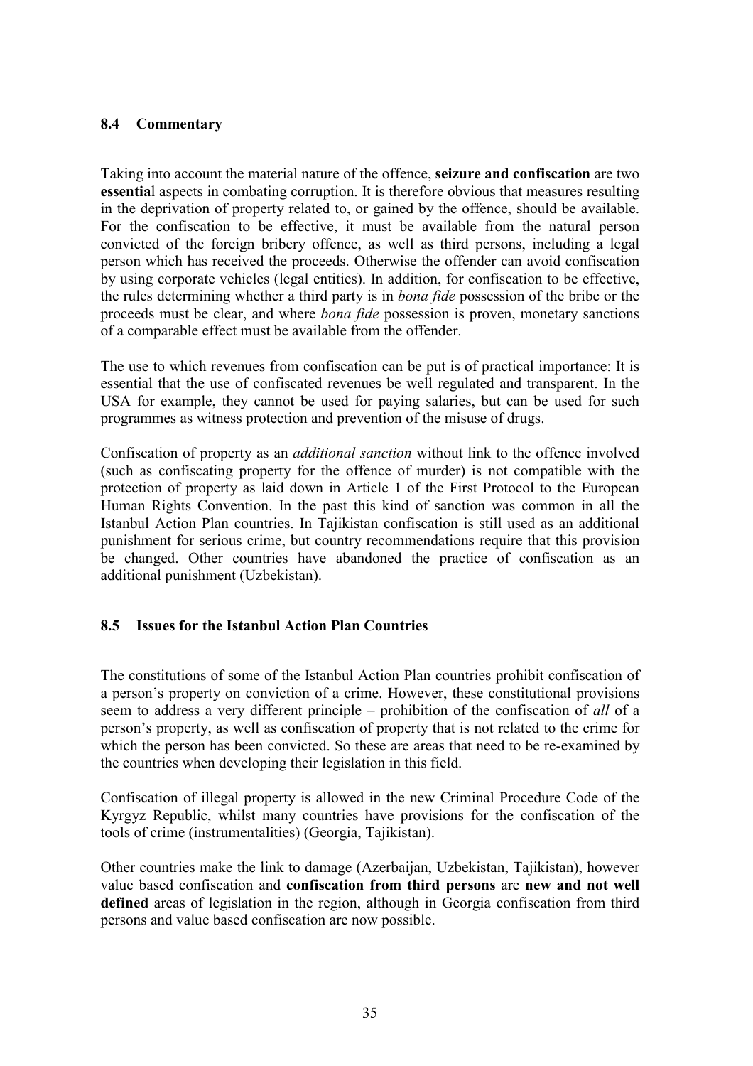## 8.4 Commentary

Taking into account the material nature of the offence, **seizure and confiscation** are two **essentia**l aspects in combating corruption. It is therefore obvious that measures resulting in the deprivation of property related to, or gained by the offence, should be available. For the confiscation to be effective, it must be available from the natural person convicted of the foreign bribery offence, as well as third persons, including a legal person which has received the proceeds. Otherwise the offender can avoid confiscation by using corporate vehicles (legal entities). In addition, for confiscation to be effective, the rules determining whether a third party is in *bona fide* possession of the bribe or the proceeds must be clear, and where *bona fide* possession is proven, monetary sanctions of a comparable effect must be available from the offender.

The use to which revenues from confiscation can be put is of practical importance: It is essential that the use of confiscated revenues be well regulated and transparent. In the USA for example, they cannot be used for paying salaries, but can be used for such programmes as witness protection and prevention of the misuse of drugs.

Confiscation of property as an *additional sanction* without link to the offence involved (such as confiscating property for the offence of murder) is not compatible with the protection of property as laid down in Article 1 of the First Protocol to the European Human Rights Convention. In the past this kind of sanction was common in all the Istanbul Action Plan countries. In Tajikistan confiscation is still used as an additional punishment for serious crime, but country recommendations require that this provision be changed. Other countries have abandoned the practice of confiscation as an additional punishment (Uzbekistan).

## 8.5 Issues for the Istanbul Action Plan Countries

The constitutions of some of the Istanbul Action Plan countries prohibit confiscation of a person's property on conviction of a crime. However, these constitutional provisions seem to address a very different principle – prohibition of the confiscation of *all* of a person's property, as well as confiscation of property that is not related to the crime for which the person has been convicted. So these are areas that need to be re-examined by the countries when developing their legislation in this field.

Confiscation of illegal property is allowed in the new Criminal Procedure Code of the Kyrgyz Republic, whilst many countries have provisions for the confiscation of the tools of crime (instrumentalities) (Georgia, Tajikistan).

Other countries make the link to damage (Azerbaijan, Uzbekistan, Tajikistan), however value based confiscation and **confiscation from third persons** are **new and not well defined** areas of legislation in the region, although in Georgia confiscation from third persons and value based confiscation are now possible.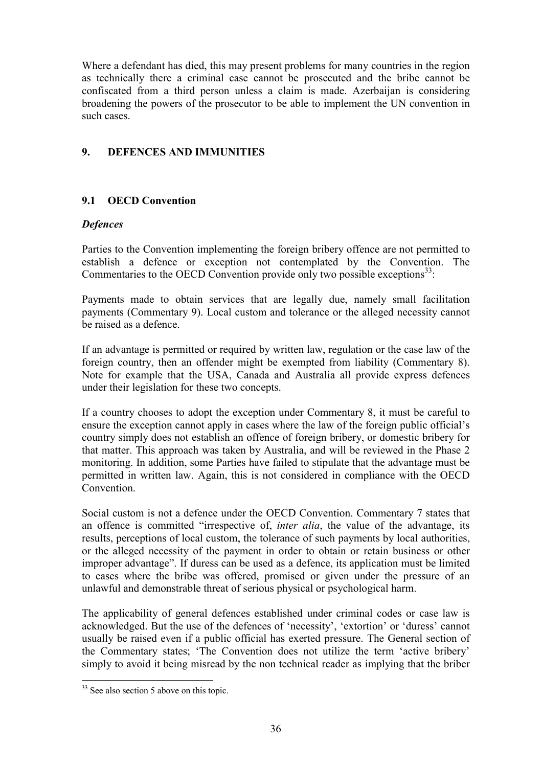Where a defendant has died, this may present problems for many countries in the region as technically there a criminal case cannot be prosecuted and the bribe cannot be confiscated from a third person unless a claim is made. Azerbaijan is considering broadening the powers of the prosecutor to be able to implement the UN convention in such cases.

## 9. DEFENCES AND IMMUNITIES

### 9.1 OECD Convention

***Defences***

Parties to the Convention implementing the foreign bribery offence are not permitted to establish a defence or exception not contemplated by the Convention. The Commentaries to the OECD Convention provide only two possible exceptions[33]:

Payments made to obtain services that are legally due, namely small facilitation payments (Commentary 9). Local custom and tolerance or the alleged necessity cannot be raised as a defence.

If an advantage is permitted or required by written law, regulation or the case law of the foreign country, then an offender might be exempted from liability (Commentary 8). Note for example that the USA, Canada and Australia all provide express defences under their legislation for these two concepts.

If a country chooses to adopt the exception under Commentary 8, it must be careful to ensure the exception cannot apply in cases where the law of the foreign public official's country simply does not establish an offence of foreign bribery, or domestic bribery for that matter. This approach was taken by Australia, and will be reviewed in the Phase 2 monitoring. In addition, some Parties have failed to stipulate that the advantage must be permitted in written law. Again, this is not considered in compliance with the OECD Convention.

Social custom is not a defence under the OECD Convention. Commentary 7 states that an offence is committed "irrespective of, *inter alia*, the value of the advantage, its results, perceptions of local custom, the tolerance of such payments by local authorities, or the alleged necessity of the payment in order to obtain or retain business or other improper advantage". If duress can be used as a defence, its application must be limited to cases where the bribe was offered, promised or given under the pressure of an unlawful and demonstrable threat of serious physical or psychological harm.

The applicability of general defences established under criminal codes or case law is acknowledged. But the use of the defences of 'necessity', 'extortion' or 'duress' cannot usually be raised even if a public official has exerted pressure. The General section of the Commentary states; 'The Convention does not utilize the term 'active bribery' simply to avoid it being misread by the non technical reader as implying that the briber

[33] See also section 5 above on this topic.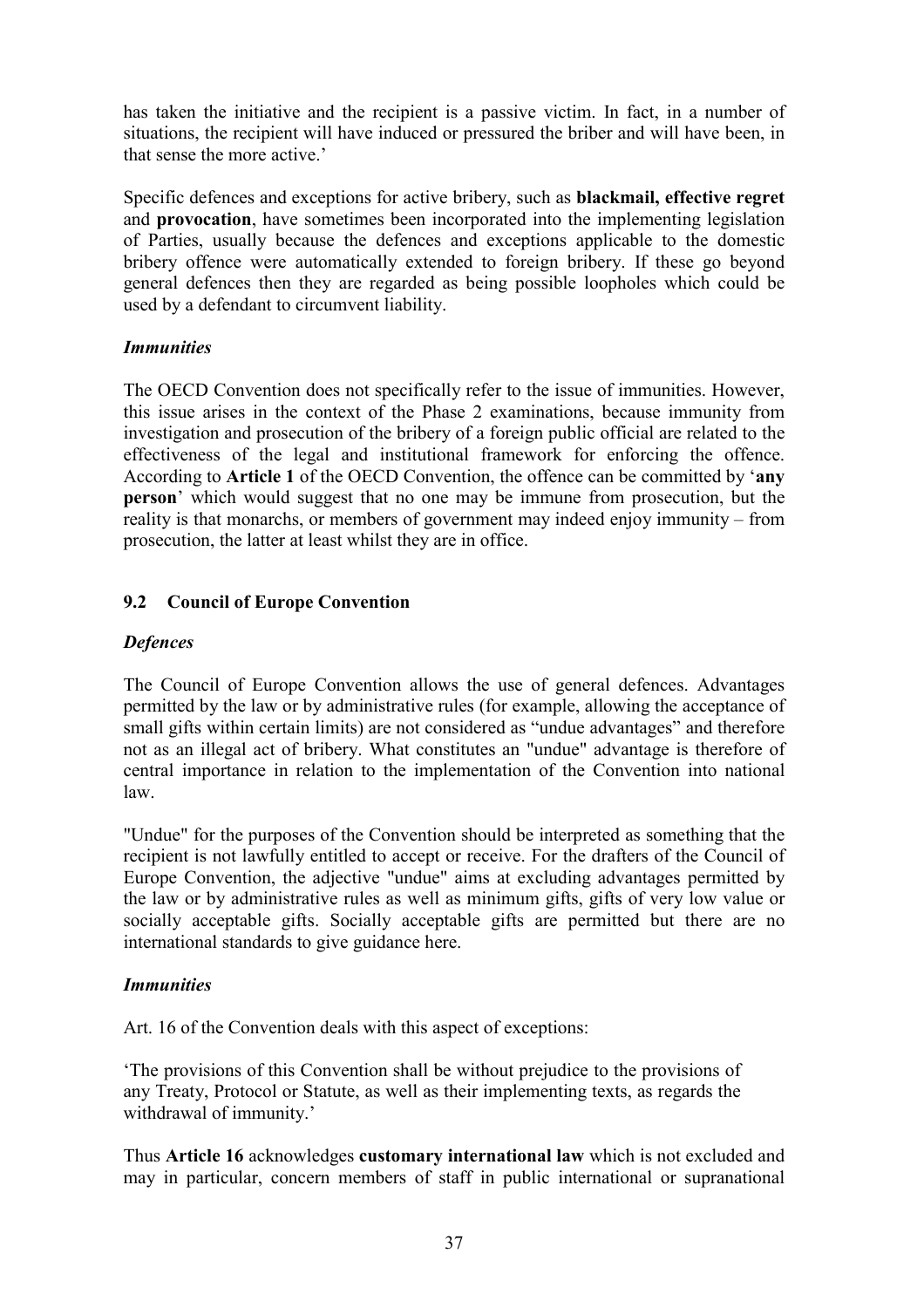has taken the initiative and the recipient is a passive victim. In fact, in a number of situations, the recipient will have induced or pressured the briber and will have been, in that sense the more active.'

Specific defences and exceptions for active bribery, such as **blackmail, effective regret** and **provocation**, have sometimes been incorporated into the implementing legislation of Parties, usually because the defences and exceptions applicable to the domestic bribery offence were automatically extended to foreign bribery. If these go beyond general defences then they are regarded as being possible loopholes which could be used by a defendant to circumvent liability.

***Immunities***

The OECD Convention does not specifically refer to the issue of immunities. However, this issue arises in the context of the Phase 2 examinations, because immunity from investigation and prosecution of the bribery of a foreign public official are related to the effectiveness of the legal and institutional framework for enforcing the offence. According to **Article 1** of the OECD Convention, the offence can be committed by '**any person**' which would suggest that no one may be immune from prosecution, but the reality is that monarchs, or members of government may indeed enjoy immunity – from prosecution, the latter at least whilst they are in office.

### 9.2 Council of Europe Convention

***Defences***

The Council of Europe Convention allows the use of general defences. Advantages permitted by the law or by administrative rules (for example, allowing the acceptance of small gifts within certain limits) are not considered as "undue advantages" and therefore not as an illegal act of bribery. What constitutes an "undue" advantage is therefore of central importance in relation to the implementation of the Convention into national law.

"Undue" for the purposes of the Convention should be interpreted as something that the recipient is not lawfully entitled to accept or receive. For the drafters of the Council of Europe Convention, the adjective "undue" aims at excluding advantages permitted by the law or by administrative rules as well as minimum gifts, gifts of very low value or socially acceptable gifts. Socially acceptable gifts are permitted but there are no international standards to give guidance here.

***Immunities***

Art. 16 of the Convention deals with this aspect of exceptions:

'The provisions of this Convention shall be without prejudice to the provisions of any Treaty, Protocol or Statute, as well as their implementing texts, as regards the withdrawal of immunity.'

Thus **Article 16** acknowledges **customary international law** which is not excluded and may in particular, concern members of staff in public international or supranational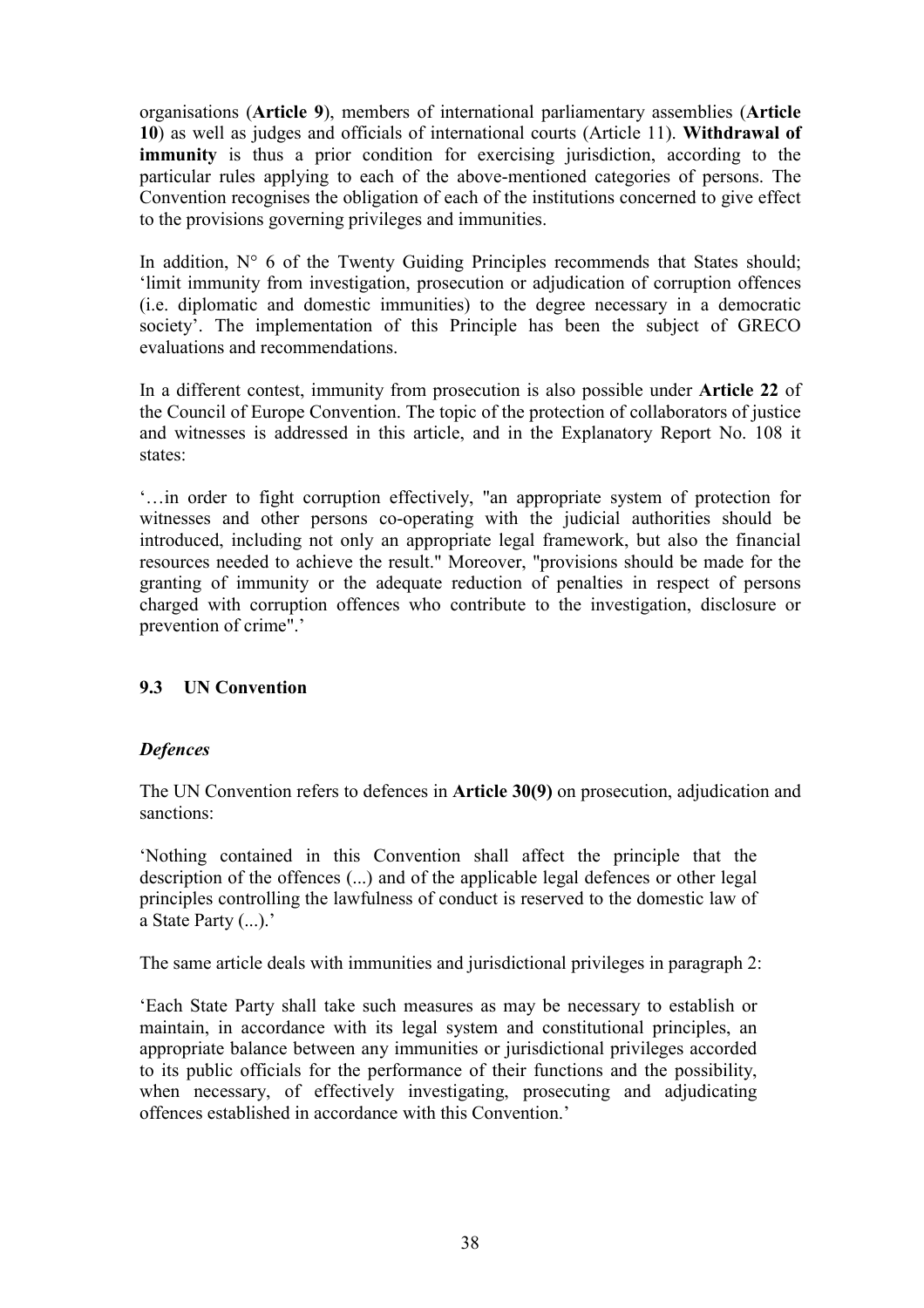organisations (**Article 9**), members of international parliamentary assemblies (**Article 10**) as well as judges and officials of international courts (Article 11). **Withdrawal of immunity** is thus a prior condition for exercising jurisdiction, according to the particular rules applying to each of the above-mentioned categories of persons. The Convention recognises the obligation of each of the institutions concerned to give effect to the provisions governing privileges and immunities.

In addition, N° 6 of the Twenty Guiding Principles recommends that States should; 'limit immunity from investigation, prosecution or adjudication of corruption offences (i.e. diplomatic and domestic immunities) to the degree necessary in a democratic society'. The implementation of this Principle has been the subject of GRECO evaluations and recommendations.

In a different contest, immunity from prosecution is also possible under **Article 22** of the Council of Europe Convention. The topic of the protection of collaborators of justice and witnesses is addressed in this article, and in the Explanatory Report No. 108 it states:

'…in order to fight corruption effectively, "an appropriate system of protection for witnesses and other persons co-operating with the judicial authorities should be introduced, including not only an appropriate legal framework, but also the financial resources needed to achieve the result." Moreover, "provisions should be made for the granting of immunity or the adequate reduction of penalties in respect of persons charged with corruption offences who contribute to the investigation, disclosure or prevention of crime".'

### 9.3 UN Convention

***Defences***

The UN Convention refers to defences in **Article 30(9)** on prosecution, adjudication and sanctions:

> 'Nothing contained in this Convention shall affect the principle that the description of the offences (...) and of the applicable legal defences or other legal principles controlling the lawfulness of conduct is reserved to the domestic law of a State Party (...).'

The same article deals with immunities and jurisdictional privileges in paragraph 2:

> 'Each State Party shall take such measures as may be necessary to establish or maintain, in accordance with its legal system and constitutional principles, an appropriate balance between any immunities or jurisdictional privileges accorded to its public officials for the performance of their functions and the possibility, when necessary, of effectively investigating, prosecuting and adjudicating offences established in accordance with this Convention.'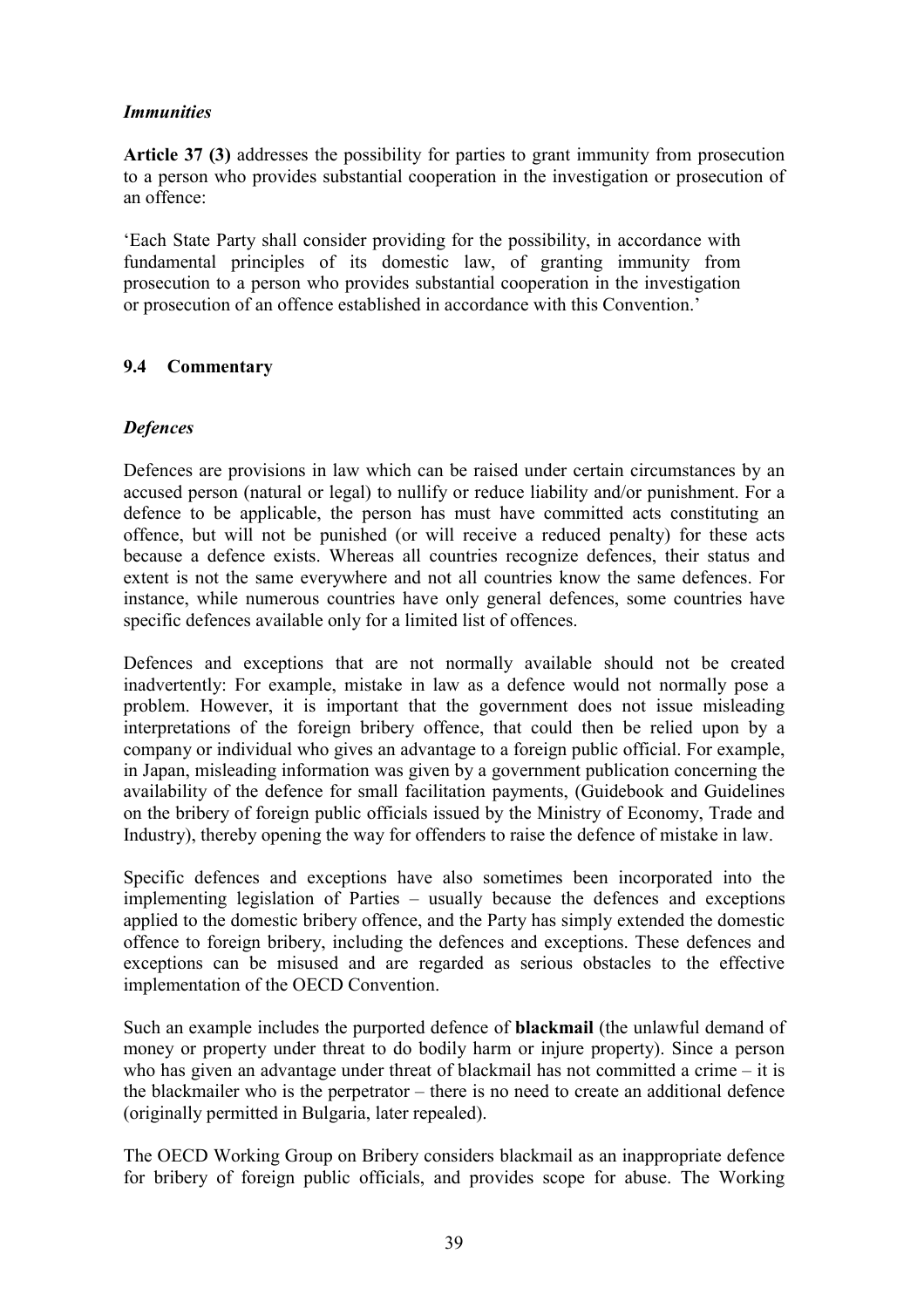### *Immunities*

**Article 37 (3)** addresses the possibility for parties to grant immunity from prosecution to a person who provides substantial cooperation in the investigation or prosecution of an offence:

'Each State Party shall consider providing for the possibility, in accordance with fundamental principles of its domestic law, of granting immunity from prosecution to a person who provides substantial cooperation in the investigation or prosecution of an offence established in accordance with this Convention.'

## 9.4 Commentary

### *Defences*

Defences are provisions in law which can be raised under certain circumstances by an accused person (natural or legal) to nullify or reduce liability and/or punishment. For a defence to be applicable, the person has must have committed acts constituting an offence, but will not be punished (or will receive a reduced penalty) for these acts because a defence exists. Whereas all countries recognize defences, their status and extent is not the same everywhere and not all countries know the same defences. For instance, while numerous countries have only general defences, some countries have specific defences available only for a limited list of offences.

Defences and exceptions that are not normally available should not be created inadvertently: For example, mistake in law as a defence would not normally pose a problem. However, it is important that the government does not issue misleading interpretations of the foreign bribery offence, that could then be relied upon by a company or individual who gives an advantage to a foreign public official. For example, in Japan, misleading information was given by a government publication concerning the availability of the defence for small facilitation payments, (Guidebook and Guidelines on the bribery of foreign public officials issued by the Ministry of Economy, Trade and Industry), thereby opening the way for offenders to raise the defence of mistake in law.

Specific defences and exceptions have also sometimes been incorporated into the implementing legislation of Parties – usually because the defences and exceptions applied to the domestic bribery offence, and the Party has simply extended the domestic offence to foreign bribery, including the defences and exceptions. These defences and exceptions can be misused and are regarded as serious obstacles to the effective implementation of the OECD Convention.

Such an example includes the purported defence of **blackmail** (the unlawful demand of money or property under threat to do bodily harm or injure property). Since a person who has given an advantage under threat of blackmail has not committed a crime – it is the blackmailer who is the perpetrator – there is no need to create an additional defence (originally permitted in Bulgaria, later repealed).

The OECD Working Group on Bribery considers blackmail as an inappropriate defence for bribery of foreign public officials, and provides scope for abuse. The Working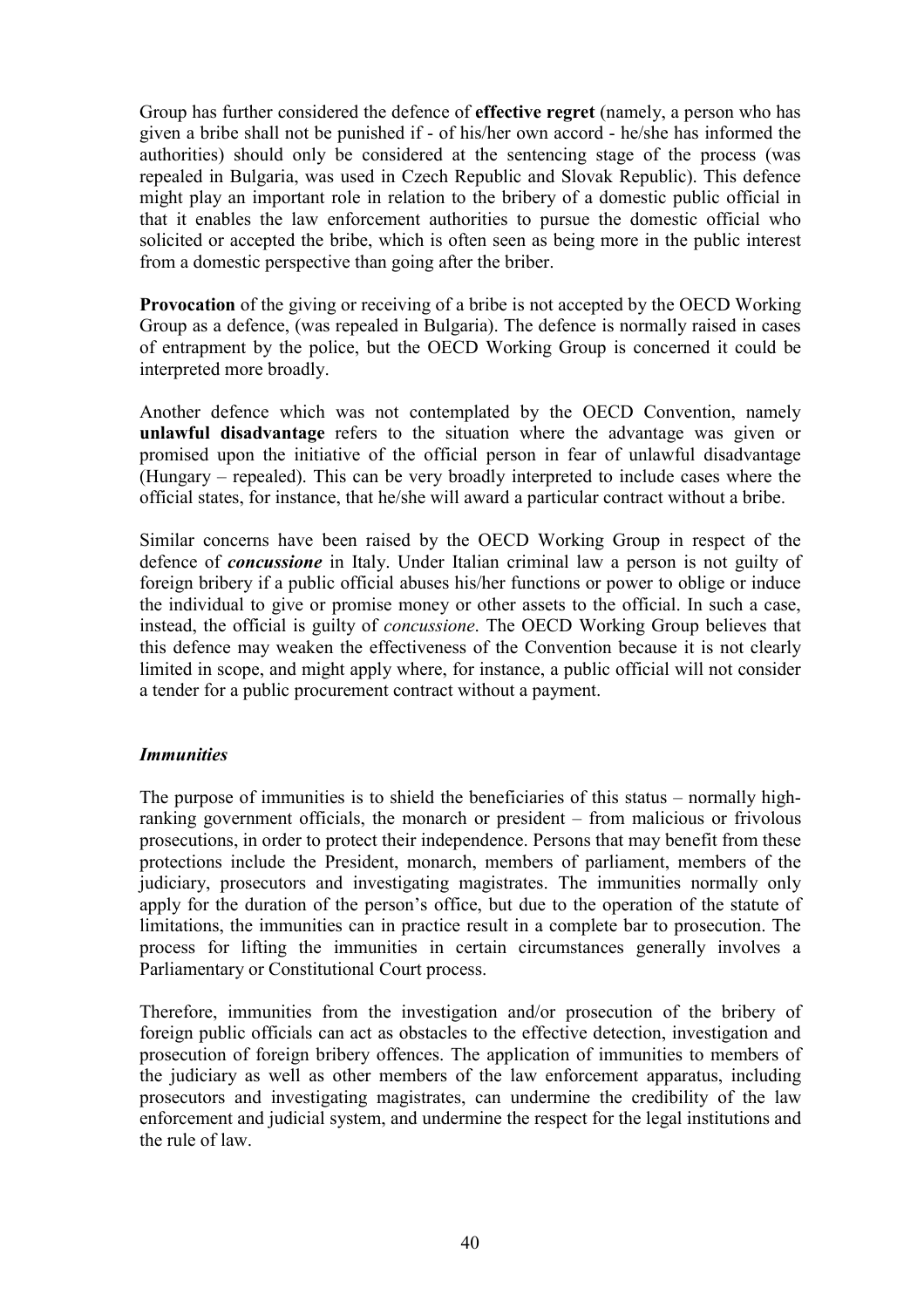Group has further considered the defence of **effective regret** (namely, a person who has given a bribe shall not be punished if - of his/her own accord - he/she has informed the authorities) should only be considered at the sentencing stage of the process (was repealed in Bulgaria, was used in Czech Republic and Slovak Republic). This defence might play an important role in relation to the bribery of a domestic public official in that it enables the law enforcement authorities to pursue the domestic official who solicited or accepted the bribe, which is often seen as being more in the public interest from a domestic perspective than going after the briber.

**Provocation** of the giving or receiving of a bribe is not accepted by the OECD Working Group as a defence, (was repealed in Bulgaria). The defence is normally raised in cases of entrapment by the police, but the OECD Working Group is concerned it could be interpreted more broadly.

Another defence which was not contemplated by the OECD Convention, namely **unlawful disadvantage** refers to the situation where the advantage was given or promised upon the initiative of the official person in fear of unlawful disadvantage (Hungary – repealed). This can be very broadly interpreted to include cases where the official states, for instance, that he/she will award a particular contract without a bribe.

Similar concerns have been raised by the OECD Working Group in respect of the defence of ***concussione*** in Italy. Under Italian criminal law a person is not guilty of foreign bribery if a public official abuses his/her functions or power to oblige or induce the individual to give or promise money or other assets to the official. In such a case, instead, the official is guilty of *concussione*. The OECD Working Group believes that this defence may weaken the effectiveness of the Convention because it is not clearly limited in scope, and might apply where, for instance, a public official will not consider a tender for a public procurement contract without a payment.

### *Immunities*

The purpose of immunities is to shield the beneficiaries of this status – normally high-ranking government officials, the monarch or president – from malicious or frivolous prosecutions, in order to protect their independence. Persons that may benefit from these protections include the President, monarch, members of parliament, members of the judiciary, prosecutors and investigating magistrates. The immunities normally only apply for the duration of the person's office, but due to the operation of the statute of limitations, the immunities can in practice result in a complete bar to prosecution. The process for lifting the immunities in certain circumstances generally involves a Parliamentary or Constitutional Court process.

Therefore, immunities from the investigation and/or prosecution of the bribery of foreign public officials can act as obstacles to the effective detection, investigation and prosecution of foreign bribery offences. The application of immunities to members of the judiciary as well as other members of the law enforcement apparatus, including prosecutors and investigating magistrates, can undermine the credibility of the law enforcement and judicial system, and undermine the respect for the legal institutions and the rule of law.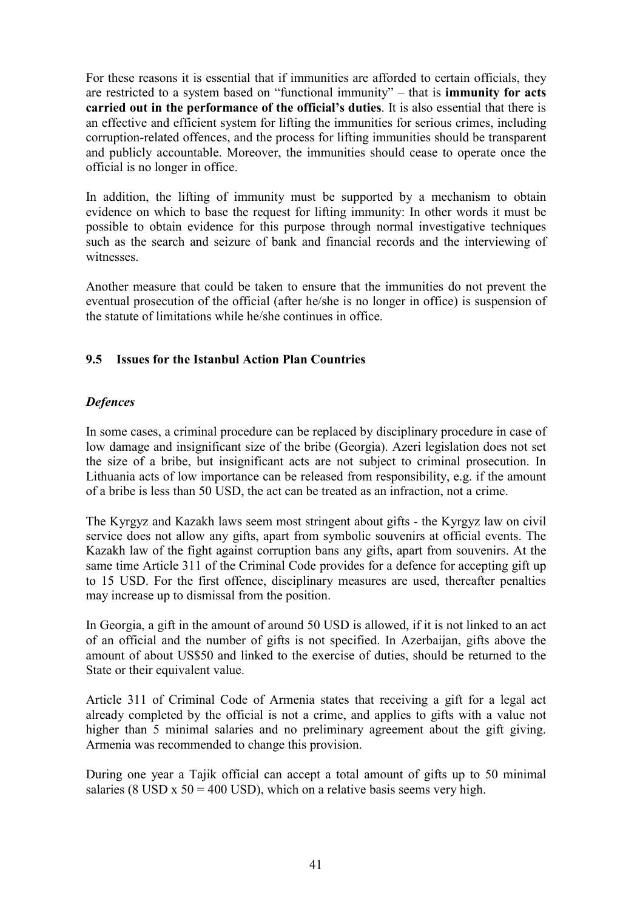For these reasons it is essential that if immunities are afforded to certain officials, they are restricted to a system based on "functional immunity" – that is **immunity for acts carried out in the performance of the official's duties**. It is also essential that there is an effective and efficient system for lifting the immunities for serious crimes, including corruption-related offences, and the process for lifting immunities should be transparent and publicly accountable. Moreover, the immunities should cease to operate once the official is no longer in office.

In addition, the lifting of immunity must be supported by a mechanism to obtain evidence on which to base the request for lifting immunity: In other words it must be possible to obtain evidence for this purpose through normal investigative techniques such as the search and seizure of bank and financial records and the interviewing of witnesses.

Another measure that could be taken to ensure that the immunities do not prevent the eventual prosecution of the official (after he/she is no longer in office) is suspension of the statute of limitations while he/she continues in office.

### 9.5 Issues for the Istanbul Action Plan Countries

#### *Defences*

In some cases, a criminal procedure can be replaced by disciplinary procedure in case of low damage and insignificant size of the bribe (Georgia). Azeri legislation does not set the size of a bribe, but insignificant acts are not subject to criminal prosecution. In Lithuania acts of low importance can be released from responsibility, e.g. if the amount of a bribe is less than 50 USD, the act can be treated as an infraction, not a crime.

The Kyrgyz and Kazakh laws seem most stringent about gifts - the Kyrgyz law on civil service does not allow any gifts, apart from symbolic souvenirs at official events. The Kazakh law of the fight against corruption bans any gifts, apart from souvenirs. At the same time Article 311 of the Criminal Code provides for a defence for accepting gift up to 15 USD. For the first offence, disciplinary measures are used, thereafter penalties may increase up to dismissal from the position.

In Georgia, a gift in the amount of around 50 USD is allowed, if it is not linked to an act of an official and the number of gifts is not specified. In Azerbaijan, gifts above the amount of about US$50 and linked to the exercise of duties, should be returned to the State or their equivalent value.

Article 311 of Criminal Code of Armenia states that receiving a gift for a legal act already completed by the official is not a crime, and applies to gifts with a value not higher than 5 minimal salaries and no preliminary agreement about the gift giving. Armenia was recommended to change this provision.

During one year a Tajik official can accept a total amount of gifts up to 50 minimal salaries (8 USD x 50 = 400 USD), which on a relative basis seems very high.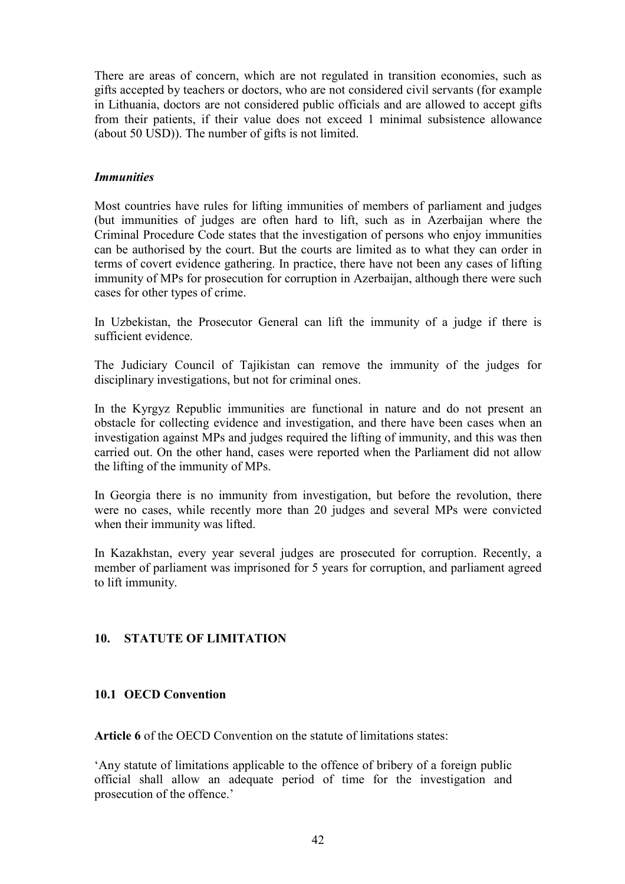There are areas of concern, which are not regulated in transition economies, such as gifts accepted by teachers or doctors, who are not considered civil servants (for example in Lithuania, doctors are not considered public officials and are allowed to accept gifts from their patients, if their value does not exceed 1 minimal subsistence allowance (about 50 USD)). The number of gifts is not limited.

***Immunities***

Most countries have rules for lifting immunities of members of parliament and judges (but immunities of judges are often hard to lift, such as in Azerbaijan where the Criminal Procedure Code states that the investigation of persons who enjoy immunities can be authorised by the court. But the courts are limited as to what they can order in terms of covert evidence gathering. In practice, there have not been any cases of lifting immunity of MPs for prosecution for corruption in Azerbaijan, although there were such cases for other types of crime.

In Uzbekistan, the Prosecutor General can lift the immunity of a judge if there is sufficient evidence.

The Judiciary Council of Tajikistan can remove the immunity of the judges for disciplinary investigations, but not for criminal ones.

In the Kyrgyz Republic immunities are functional in nature and do not present an obstacle for collecting evidence and investigation, and there have been cases when an investigation against MPs and judges required the lifting of immunity, and this was then carried out. On the other hand, cases were reported when the Parliament did not allow the lifting of the immunity of MPs.

In Georgia there is no immunity from investigation, but before the revolution, there were no cases, while recently more than 20 judges and several MPs were convicted when their immunity was lifted.

In Kazakhstan, every year several judges are prosecuted for corruption. Recently, a member of parliament was imprisoned for 5 years for corruption, and parliament agreed to lift immunity.

## 10. STATUTE OF LIMITATION

### 10.1 OECD Convention

**Article 6** of the OECD Convention on the statute of limitations states:

'Any statute of limitations applicable to the offence of bribery of a foreign public official shall allow an adequate period of time for the investigation and prosecution of the offence.'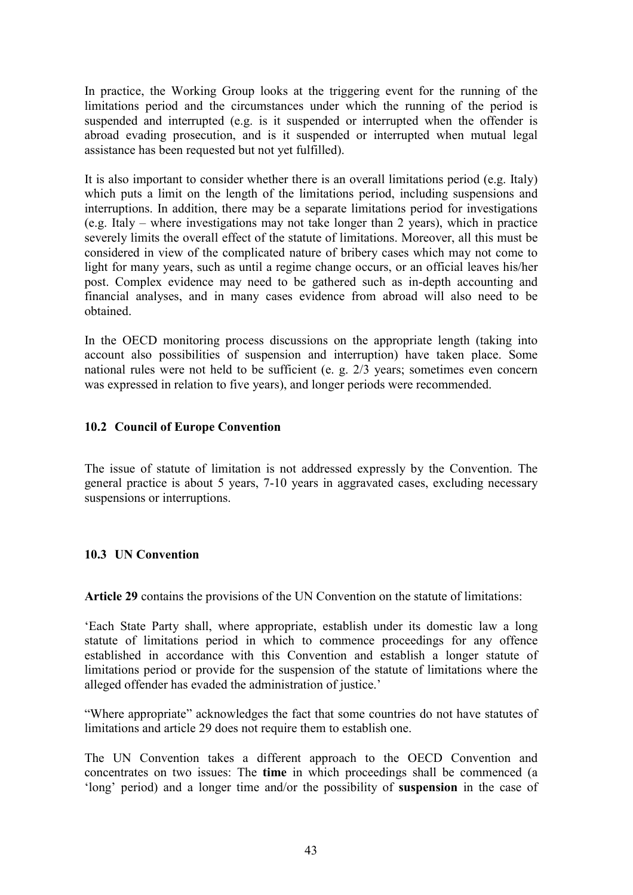In practice, the Working Group looks at the triggering event for the running of the limitations period and the circumstances under which the running of the period is suspended and interrupted (e.g. is it suspended or interrupted when the offender is abroad evading prosecution, and is it suspended or interrupted when mutual legal assistance has been requested but not yet fulfilled).

It is also important to consider whether there is an overall limitations period (e.g. Italy) which puts a limit on the length of the limitations period, including suspensions and interruptions. In addition, there may be a separate limitations period for investigations (e.g. Italy – where investigations may not take longer than 2 years), which in practice severely limits the overall effect of the statute of limitations. Moreover, all this must be considered in view of the complicated nature of bribery cases which may not come to light for many years, such as until a regime change occurs, or an official leaves his/her post. Complex evidence may need to be gathered such as in-depth accounting and financial analyses, and in many cases evidence from abroad will also need to be obtained.

In the OECD monitoring process discussions on the appropriate length (taking into account also possibilities of suspension and interruption) have taken place. Some national rules were not held to be sufficient (e. g. 2/3 years; sometimes even concern was expressed in relation to five years), and longer periods were recommended.

### 10.2 Council of Europe Convention

The issue of statute of limitation is not addressed expressly by the Convention. The general practice is about 5 years, 7-10 years in aggravated cases, excluding necessary suspensions or interruptions.

### 10.3 UN Convention

**Article 29** contains the provisions of the UN Convention on the statute of limitations:

'Each State Party shall, where appropriate, establish under its domestic law a long statute of limitations period in which to commence proceedings for any offence established in accordance with this Convention and establish a longer statute of limitations period or provide for the suspension of the statute of limitations where the alleged offender has evaded the administration of justice.'

"Where appropriate" acknowledges the fact that some countries do not have statutes of limitations and article 29 does not require them to establish one.

The UN Convention takes a different approach to the OECD Convention and concentrates on two issues: The **time** in which proceedings shall be commenced (a 'long' period) and a longer time and/or the possibility of **suspension** in the case of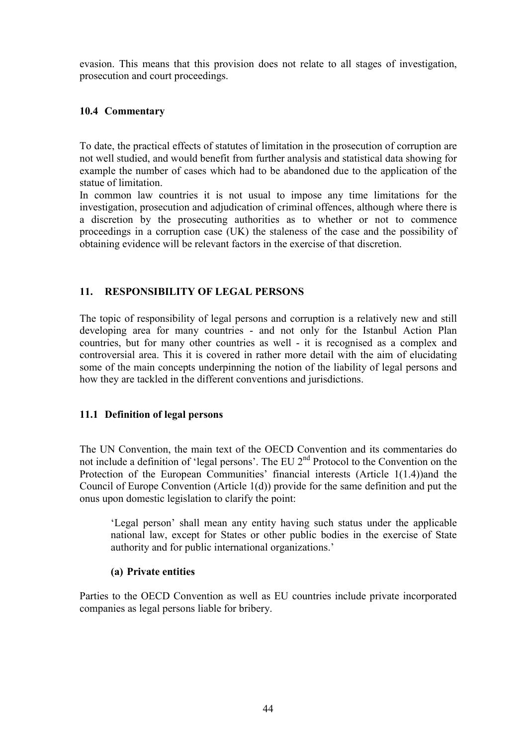evasion. This means that this provision does not relate to all stages of investigation, prosecution and court proceedings.

### 10.4 Commentary

To date, the practical effects of statutes of limitation in the prosecution of corruption are not well studied, and would benefit from further analysis and statistical data showing for example the number of cases which had to be abandoned due to the application of the statue of limitation.

In common law countries it is not usual to impose any time limitations for the investigation, prosecution and adjudication of criminal offences, although where there is a discretion by the prosecuting authorities as to whether or not to commence proceedings in a corruption case (UK) the staleness of the case and the possibility of obtaining evidence will be relevant factors in the exercise of that discretion.

## 11. RESPONSIBILITY OF LEGAL PERSONS

The topic of responsibility of legal persons and corruption is a relatively new and still developing area for many countries - and not only for the Istanbul Action Plan countries, but for many other countries as well - it is recognised as a complex and controversial area. This it is covered in rather more detail with the aim of elucidating some of the main concepts underpinning the notion of the liability of legal persons and how they are tackled in the different conventions and jurisdictions.

### 11.1 Definition of legal persons

The UN Convention, the main text of the OECD Convention and its commentaries do not include a definition of 'legal persons'. The EU 2nd Protocol to the Convention on the Protection of the European Communities' financial interests (Article 1(1.4))and the Council of Europe Convention (Article 1(d)) provide for the same definition and put the onus upon domestic legislation to clarify the point:

> 'Legal person' shall mean any entity having such status under the applicable national law, except for States or other public bodies in the exercise of State authority and for public international organizations.'

#### (a) Private entities

Parties to the OECD Convention as well as EU countries include private incorporated companies as legal persons liable for bribery.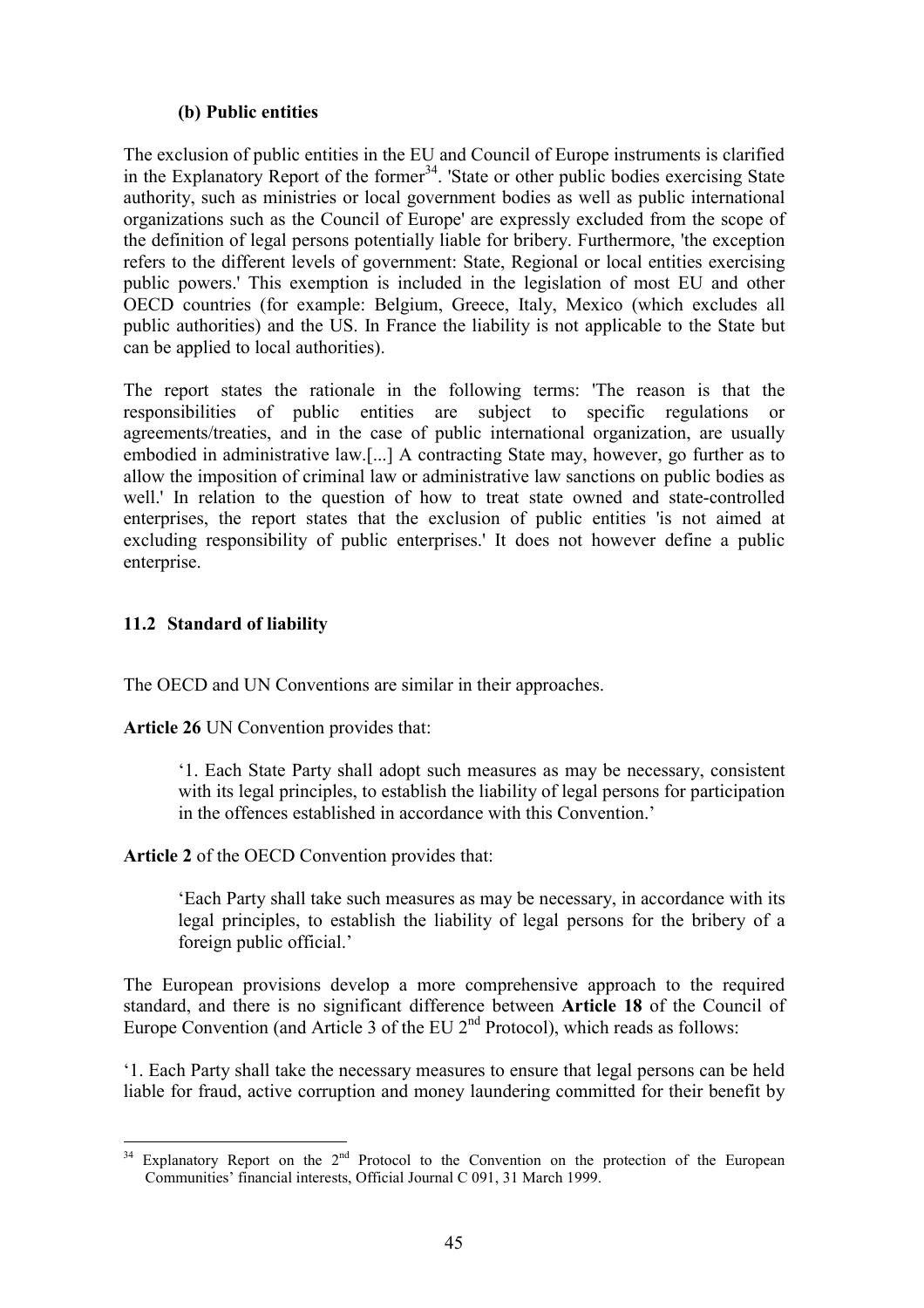#### (b) Public entities

The exclusion of public entities in the EU and Council of Europe instruments is clarified in the Explanatory Report of the former[34]. 'State or other public bodies exercising State authority, such as ministries or local government bodies as well as public international organizations such as the Council of Europe' are expressly excluded from the scope of the definition of legal persons potentially liable for bribery. Furthermore, 'the exception refers to the different levels of government: State, Regional or local entities exercising public powers.' This exemption is included in the legislation of most EU and other OECD countries (for example: Belgium, Greece, Italy, Mexico (which excludes all public authorities) and the US. In France the liability is not applicable to the State but can be applied to local authorities).

The report states the rationale in the following terms: 'The reason is that the responsibilities of public entities are subject to specific regulations or agreements/treaties, and in the case of public international organization, are usually embodied in administrative law.[...] A contracting State may, however, go further as to allow the imposition of criminal law or administrative law sanctions on public bodies as well.' In relation to the question of how to treat state owned and state-controlled enterprises, the report states that the exclusion of public entities 'is not aimed at excluding responsibility of public enterprises.' It does not however define a public enterprise.

### 11.2 Standard of liability

The OECD and UN Conventions are similar in their approaches.

**Article 26** UN Convention provides that:

> '1. Each State Party shall adopt such measures as may be necessary, consistent with its legal principles, to establish the liability of legal persons for participation in the offences established in accordance with this Convention.'

**Article 2** of the OECD Convention provides that:

> 'Each Party shall take such measures as may be necessary, in accordance with its legal principles, to establish the liability of legal persons for the bribery of a foreign public official.'

The European provisions develop a more comprehensive approach to the required standard, and there is no significant difference between **Article 18** of the Council of Europe Convention (and Article 3 of the EU 2nd Protocol), which reads as follows:

'1. Each Party shall take the necessary measures to ensure that legal persons can be held liable for fraud, active corruption and money laundering committed for their benefit by

[34] Explanatory Report on the 2nd Protocol to the Convention on the protection of the European Communities' financial interests, Official Journal C 091, 31 March 1999.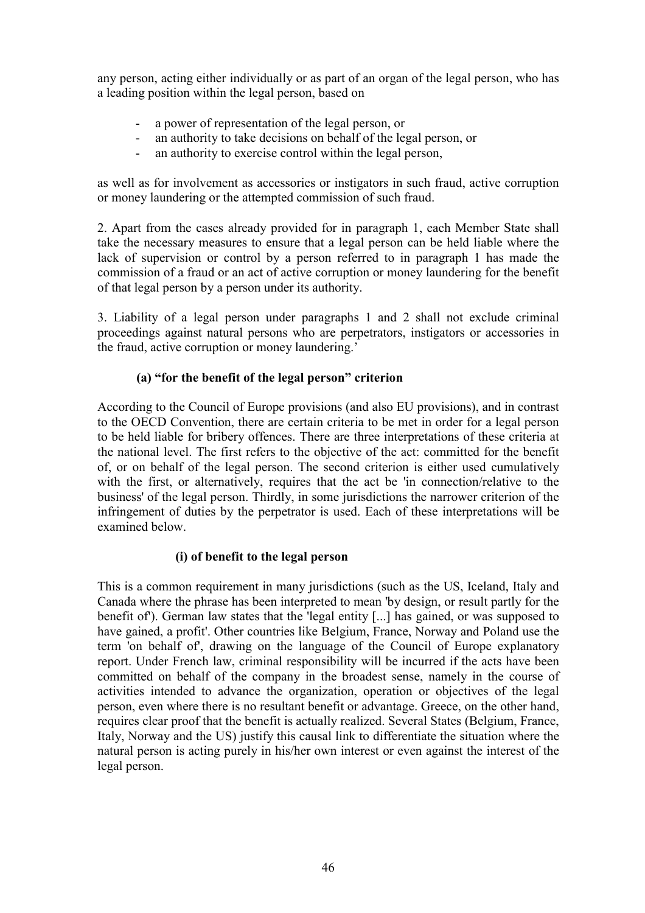any person, acting either individually or as part of an organ of the legal person, who has a leading position within the legal person, based on

- a power of representation of the legal person, or
- an authority to take decisions on behalf of the legal person, or
- an authority to exercise control within the legal person,

as well as for involvement as accessories or instigators in such fraud, active corruption or money laundering or the attempted commission of such fraud.

2. Apart from the cases already provided for in paragraph 1, each Member State shall take the necessary measures to ensure that a legal person can be held liable where the lack of supervision or control by a person referred to in paragraph 1 has made the commission of a fraud or an act of active corruption or money laundering for the benefit of that legal person by a person under its authority.

3. Liability of a legal person under paragraphs 1 and 2 shall not exclude criminal proceedings against natural persons who are perpetrators, instigators or accessories in the fraud, active corruption or money laundering.'

#### (a) "for the benefit of the legal person" criterion

According to the Council of Europe provisions (and also EU provisions), and in contrast to the OECD Convention, there are certain criteria to be met in order for a legal person to be held liable for bribery offences. There are three interpretations of these criteria at the national level. The first refers to the objective of the act: committed for the benefit of, or on behalf of the legal person. The second criterion is either used cumulatively with the first, or alternatively, requires that the act be 'in connection/relative to the business' of the legal person. Thirdly, in some jurisdictions the narrower criterion of the infringement of duties by the perpetrator is used. Each of these interpretations will be examined below.

##### (i) of benefit to the legal person

This is a common requirement in many jurisdictions (such as the US, Iceland, Italy and Canada where the phrase has been interpreted to mean 'by design, or result partly for the benefit of'). German law states that the 'legal entity [...] has gained, or was supposed to have gained, a profit'. Other countries like Belgium, France, Norway and Poland use the term 'on behalf of', drawing on the language of the Council of Europe explanatory report. Under French law, criminal responsibility will be incurred if the acts have been committed on behalf of the company in the broadest sense, namely in the course of activities intended to advance the organization, operation or objectives of the legal person, even where there is no resultant benefit or advantage. Greece, on the other hand, requires clear proof that the benefit is actually realized. Several States (Belgium, France, Italy, Norway and the US) justify this causal link to differentiate the situation where the natural person is acting purely in his/her own interest or even against the interest of the legal person.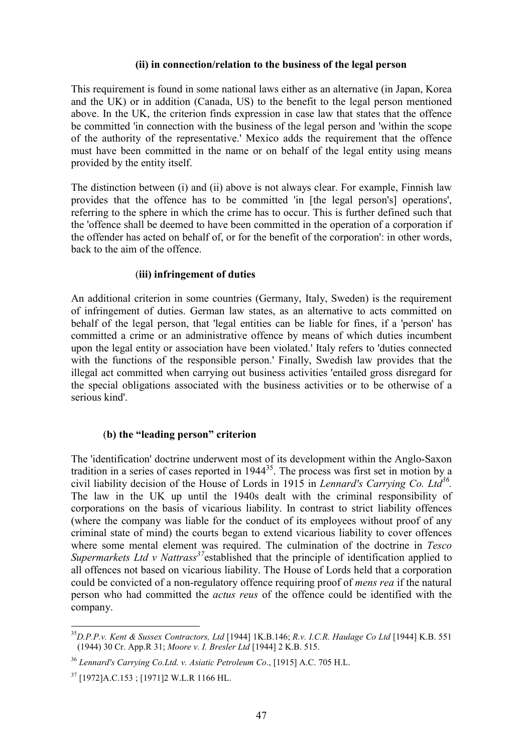#### (ii) in connection/relation to the business of the legal person

This requirement is found in some national laws either as an alternative (in Japan, Korea and the UK) or in addition (Canada, US) to the benefit to the legal person mentioned above. In the UK, the criterion finds expression in case law that states that the offence be committed 'in connection with the business of the legal person and 'within the scope of the authority of the representative.' Mexico adds the requirement that the offence must have been committed in the name or on behalf of the legal entity using means provided by the entity itself.

The distinction between (i) and (ii) above is not always clear. For example, Finnish law provides that the offence has to be committed 'in [the legal person's] operations', referring to the sphere in which the crime has to occur. This is further defined such that the 'offence shall be deemed to have been committed in the operation of a corporation if the offender has acted on behalf of, or for the benefit of the corporation': in other words, back to the aim of the offence.

#### (iii) infringement of duties

An additional criterion in some countries (Germany, Italy, Sweden) is the requirement of infringement of duties. German law states, as an alternative to acts committed on behalf of the legal person, that 'legal entities can be liable for fines, if a 'person' has committed a crime or an administrative offence by means of which duties incumbent upon the legal entity or association have been violated.' Italy refers to 'duties connected with the functions of the responsible person.' Finally, Swedish law provides that the illegal act committed when carrying out business activities 'entailed gross disregard for the special obligations associated with the business activities or to be otherwise of a serious kind'.

### (b) the "leading person" criterion

The 'identification' doctrine underwent most of its development within the Anglo-Saxon tradition in a series of cases reported in 1944[35]. The process was first set in motion by a civil liability decision of the House of Lords in 1915 in *Lennard's Carrying Co. Ltd*[36]. The law in the UK up until the 1940s dealt with the criminal responsibility of corporations on the basis of vicarious liability. In contrast to strict liability offences (where the company was liable for the conduct of its employees without proof of any criminal state of mind) the courts began to extend vicarious liability to cover offences where some mental element was required. The culmination of the doctrine in *Tesco Supermarkets Ltd v Nattrass*[37] established that the principle of identification applied to all offences not based on vicarious liability. The House of Lords held that a corporation could be convicted of a non-regulatory offence requiring proof of *mens rea* if the natural person who had committed the *actus reus* of the offence could be identified with the company.

---

[35] *D.P.P.v. Kent & Sussex Contractors, Ltd* [1944] 1K.B.146; *R.v. I.C.R. Haulage Co Ltd* [1944] K.B. 551 (1944) 30 Cr. App.R 31; *Moore v. I. Bresler Ltd* [1944] 2 K.B. 515.

[36] *Lennard's Carrying Co.Ltd. v. Asiatic Petroleum Co*., [1915] A.C. 705 H.L.

[37] [1972]A.C.153 ; [1971]2 W.L.R 1166 HL.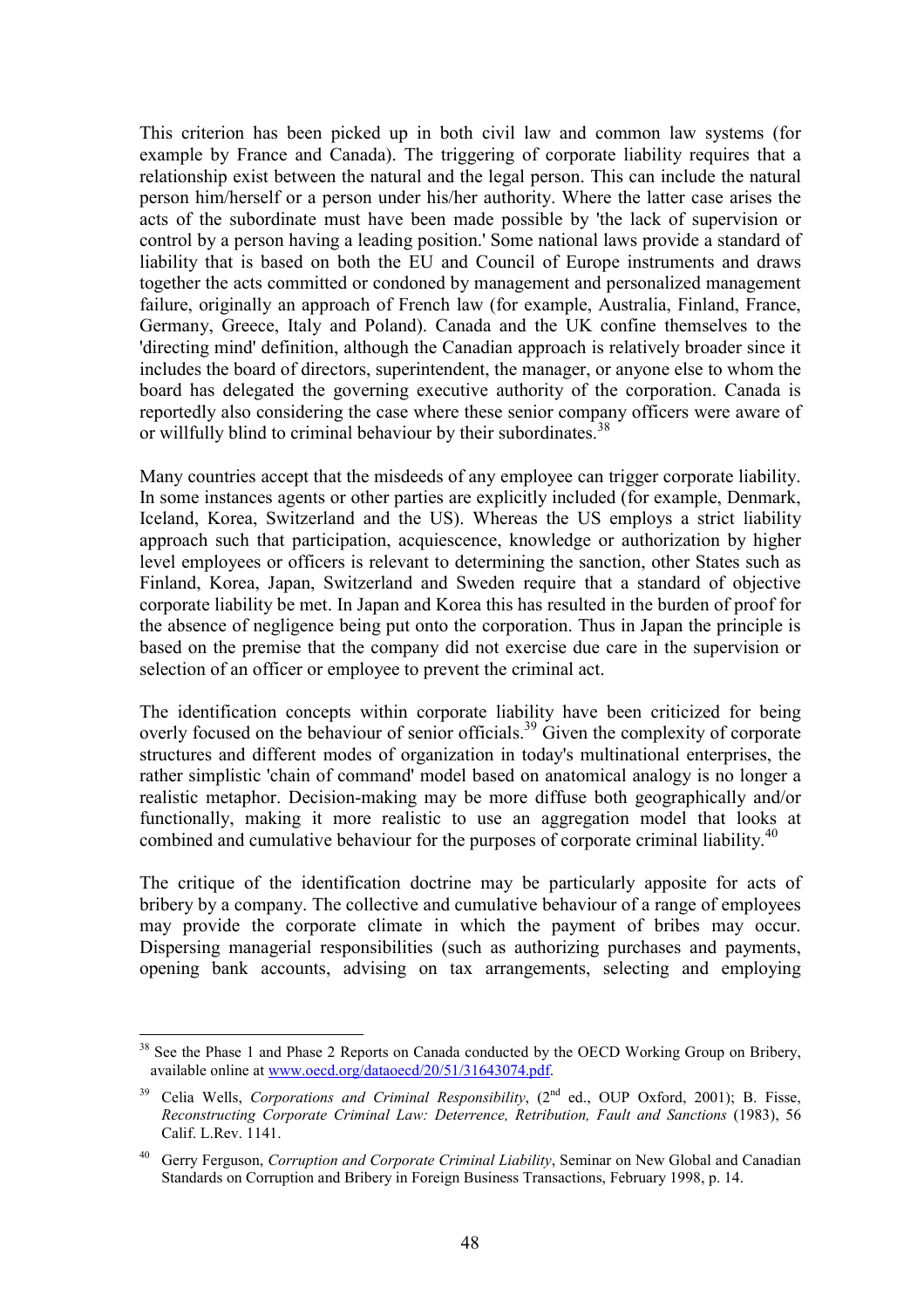This criterion has been picked up in both civil law and common law systems (for example by France and Canada). The triggering of corporate liability requires that a relationship exist between the natural and the legal person. This can include the natural person him/herself or a person under his/her authority. Where the latter case arises the acts of the subordinate must have been made possible by 'the lack of supervision or control by a person having a leading position.' Some national laws provide a standard of liability that is based on both the EU and Council of Europe instruments and draws together the acts committed or condoned by management and personalized management failure, originally an approach of French law (for example, Australia, Finland, France, Germany, Greece, Italy and Poland). Canada and the UK confine themselves to the 'directing mind' definition, although the Canadian approach is relatively broader since it includes the board of directors, superintendent, the manager, or anyone else to whom the board has delegated the governing executive authority of the corporation. Canada is reportedly also considering the case where these senior company officers were aware of or willfully blind to criminal behaviour by their subordinates.[38]

Many countries accept that the misdeeds of any employee can trigger corporate liability. In some instances agents or other parties are explicitly included (for example, Denmark, Iceland, Korea, Switzerland and the US). Whereas the US employs a strict liability approach such that participation, acquiescence, knowledge or authorization by higher level employees or officers is relevant to determining the sanction, other States such as Finland, Korea, Japan, Switzerland and Sweden require that a standard of objective corporate liability be met. In Japan and Korea this has resulted in the burden of proof for the absence of negligence being put onto the corporation. Thus in Japan the principle is based on the premise that the company did not exercise due care in the supervision or selection of an officer or employee to prevent the criminal act.

The identification concepts within corporate liability have been criticized for being overly focused on the behaviour of senior officials.[39] Given the complexity of corporate structures and different modes of organization in today's multinational enterprises, the rather simplistic 'chain of command' model based on anatomical analogy is no longer a realistic metaphor. Decision-making may be more diffuse both geographically and/or functionally, making it more realistic to use an aggregation model that looks at combined and cumulative behaviour for the purposes of corporate criminal liability.[40]

The critique of the identification doctrine may be particularly apposite for acts of bribery by a company. The collective and cumulative behaviour of a range of employees may provide the corporate climate in which the payment of bribes may occur. Dispersing managerial responsibilities (such as authorizing purchases and payments, opening bank accounts, advising on tax arrangements, selecting and employing

---

[38] See the Phase 1 and Phase 2 Reports on Canada conducted by the OECD Working Group on Bribery, available online at www.oecd.org/dataoecd/20/51/31643074.pdf.

[39] Celia Wells, *Corporations and Criminal Responsibility*, (2nd ed., OUP Oxford, 2001); B. Fisse, *Reconstructing Corporate Criminal Law: Deterrence, Retribution, Fault and Sanctions* (1983), 56 Calif. L.Rev. 1141.

[40] Gerry Ferguson, *Corruption and Corporate Criminal Liability*, Seminar on New Global and Canadian Standards on Corruption and Bribery in Foreign Business Transactions, February 1998, p. 14.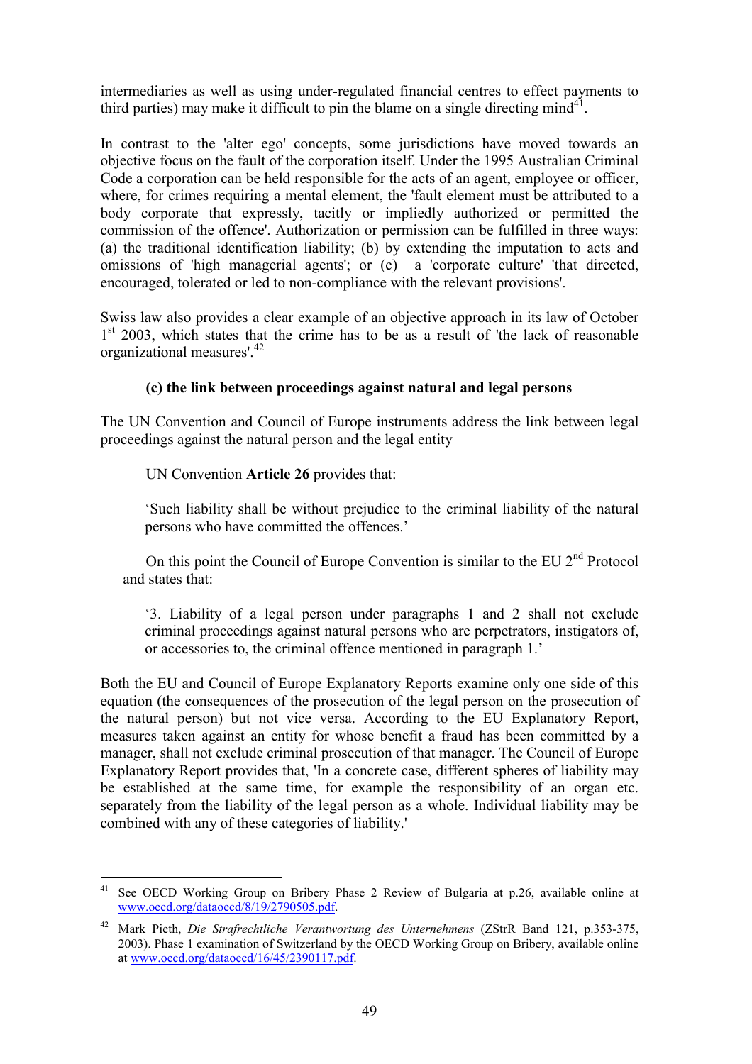intermediaries as well as using under-regulated financial centres to effect payments to third parties) may make it difficult to pin the blame on a single directing mind[41].

In contrast to the 'alter ego' concepts, some jurisdictions have moved towards an objective focus on the fault of the corporation itself. Under the 1995 Australian Criminal Code a corporation can be held responsible for the acts of an agent, employee or officer, where, for crimes requiring a mental element, the 'fault element must be attributed to a body corporate that expressly, tacitly or impliedly authorized or permitted the commission of the offence'. Authorization or permission can be fulfilled in three ways: (a) the traditional identification liability; (b) by extending the imputation to acts and omissions of 'high managerial agents'; or (c) a 'corporate culture' 'that directed, encouraged, tolerated or led to non-compliance with the relevant provisions'.

Swiss law also provides a clear example of an objective approach in its law of October 1st 2003, which states that the crime has to be as a result of 'the lack of reasonable organizational measures'.[42]

**(c) the link between proceedings against natural and legal persons**

The UN Convention and Council of Europe instruments address the link between legal proceedings against the natural person and the legal entity

UN Convention **Article 26** provides that:

> 'Such liability shall be without prejudice to the criminal liability of the natural persons who have committed the offences.'

On this point the Council of Europe Convention is similar to the EU 2nd Protocol and states that:

> '3. Liability of a legal person under paragraphs 1 and 2 shall not exclude criminal proceedings against natural persons who are perpetrators, instigators of, or accessories to, the criminal offence mentioned in paragraph 1.'

Both the EU and Council of Europe Explanatory Reports examine only one side of this equation (the consequences of the prosecution of the legal person on the prosecution of the natural person) but not vice versa. According to the EU Explanatory Report, measures taken against an entity for whose benefit a fraud has been committed by a manager, shall not exclude criminal prosecution of that manager. The Council of Europe Explanatory Report provides that, 'In a concrete case, different spheres of liability may be established at the same time, for example the responsibility of an organ etc. separately from the liability of the legal person as a whole. Individual liability may be combined with any of these categories of liability.'

---

[41] See OECD Working Group on Bribery Phase 2 Review of Bulgaria at p.26, available online at www.oecd.org/dataoecd/8/19/2790505.pdf.

[42] Mark Pieth, *Die Strafrechtliche Verantwortung des Unternehmens* (ZStrR Band 121, p.353-375, 2003). Phase 1 examination of Switzerland by the OECD Working Group on Bribery, available online at www.oecd.org/dataoecd/16/45/2390117.pdf.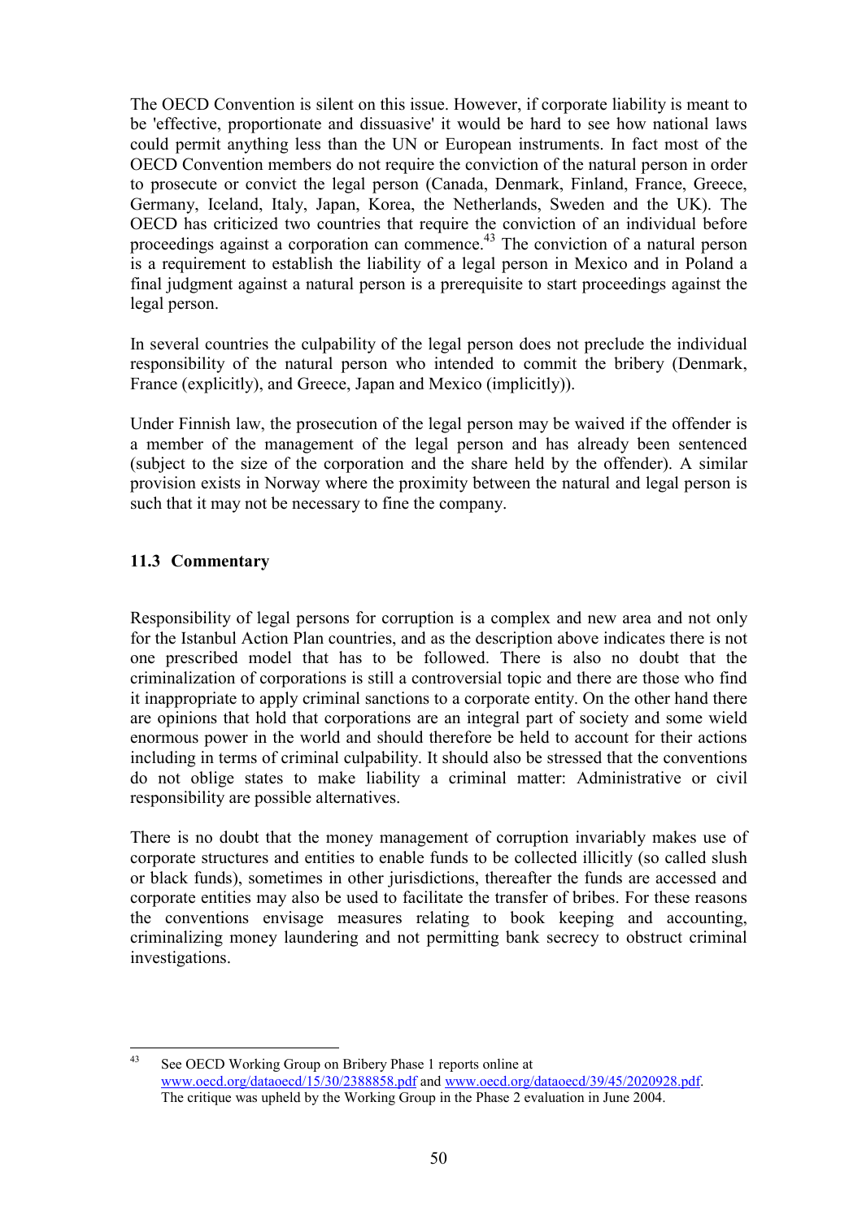The OECD Convention is silent on this issue. However, if corporate liability is meant to be 'effective, proportionate and dissuasive' it would be hard to see how national laws could permit anything less than the UN or European instruments. In fact most of the OECD Convention members do not require the conviction of the natural person in order to prosecute or convict the legal person (Canada, Denmark, Finland, France, Greece, Germany, Iceland, Italy, Japan, Korea, the Netherlands, Sweden and the UK). The OECD has criticized two countries that require the conviction of an individual before proceedings against a corporation can commence.[43] The conviction of a natural person is a requirement to establish the liability of a legal person in Mexico and in Poland a final judgment against a natural person is a prerequisite to start proceedings against the legal person.

In several countries the culpability of the legal person does not preclude the individual responsibility of the natural person who intended to commit the bribery (Denmark, France (explicitly), and Greece, Japan and Mexico (implicitly)).

Under Finnish law, the prosecution of the legal person may be waived if the offender is a member of the management of the legal person and has already been sentenced (subject to the size of the corporation and the share held by the offender). A similar provision exists in Norway where the proximity between the natural and legal person is such that it may not be necessary to fine the company.

### 11.3 Commentary

Responsibility of legal persons for corruption is a complex and new area and not only for the Istanbul Action Plan countries, and as the description above indicates there is not one prescribed model that has to be followed. There is also no doubt that the criminalization of corporations is still a controversial topic and there are those who find it inappropriate to apply criminal sanctions to a corporate entity. On the other hand there are opinions that hold that corporations are an integral part of society and some wield enormous power in the world and should therefore be held to account for their actions including in terms of criminal culpability. It should also be stressed that the conventions do not oblige states to make liability a criminal matter: Administrative or civil responsibility are possible alternatives.

There is no doubt that the money management of corruption invariably makes use of corporate structures and entities to enable funds to be collected illicitly (so called slush or black funds), sometimes in other jurisdictions, thereafter the funds are accessed and corporate entities may also be used to facilitate the transfer of bribes. For these reasons the conventions envisage measures relating to book keeping and accounting, criminalizing money laundering and not permitting bank secrecy to obstruct criminal investigations.

---

[43] See OECD Working Group on Bribery Phase 1 reports online at www.oecd.org/dataoecd/15/30/2388858.pdf and www.oecd.org/dataoecd/39/45/2020928.pdf. The critique was upheld by the Working Group in the Phase 2 evaluation in June 2004.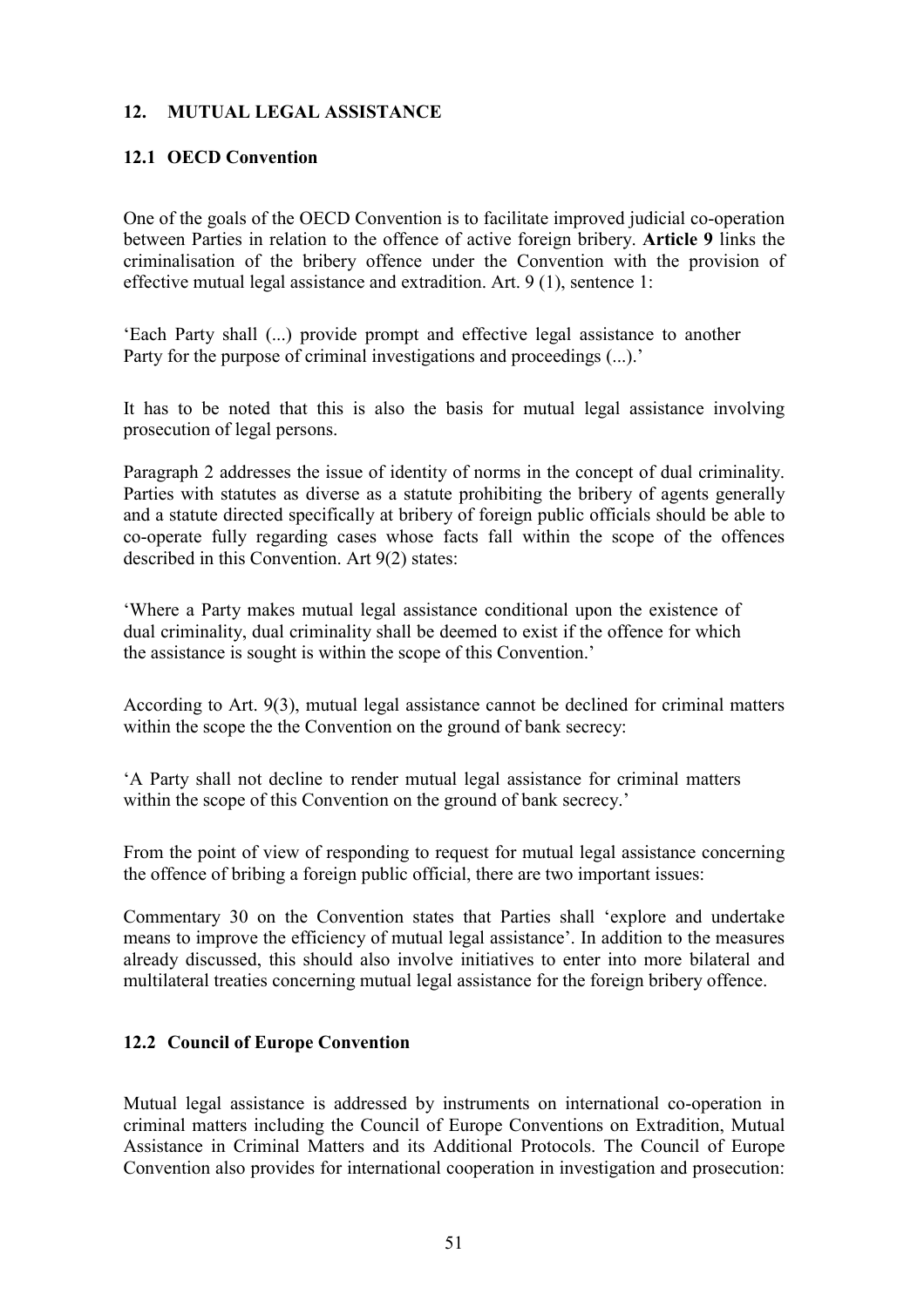## 12. MUTUAL LEGAL ASSISTANCE

### 12.1 OECD Convention

One of the goals of the OECD Convention is to facilitate improved judicial co-operation between Parties in relation to the offence of active foreign bribery. **Article 9** links the criminalisation of the bribery offence under the Convention with the provision of effective mutual legal assistance and extradition. Art. 9 (1), sentence 1:

'Each Party shall (...) provide prompt and effective legal assistance to another Party for the purpose of criminal investigations and proceedings (...).'

It has to be noted that this is also the basis for mutual legal assistance involving prosecution of legal persons.

Paragraph 2 addresses the issue of identity of norms in the concept of dual criminality. Parties with statutes as diverse as a statute prohibiting the bribery of agents generally and a statute directed specifically at bribery of foreign public officials should be able to co-operate fully regarding cases whose facts fall within the scope of the offences described in this Convention. Art 9(2) states:

'Where a Party makes mutual legal assistance conditional upon the existence of dual criminality, dual criminality shall be deemed to exist if the offence for which the assistance is sought is within the scope of this Convention.'

According to Art. 9(3), mutual legal assistance cannot be declined for criminal matters within the scope the the Convention on the ground of bank secrecy:

'A Party shall not decline to render mutual legal assistance for criminal matters within the scope of this Convention on the ground of bank secrecy.'

From the point of view of responding to request for mutual legal assistance concerning the offence of bribing a foreign public official, there are two important issues:

Commentary 30 on the Convention states that Parties shall 'explore and undertake means to improve the efficiency of mutual legal assistance'. In addition to the measures already discussed, this should also involve initiatives to enter into more bilateral and multilateral treaties concerning mutual legal assistance for the foreign bribery offence.

### 12.2 Council of Europe Convention

Mutual legal assistance is addressed by instruments on international co-operation in criminal matters including the Council of Europe Conventions on Extradition, Mutual Assistance in Criminal Matters and its Additional Protocols. The Council of Europe Convention also provides for international cooperation in investigation and prosecution: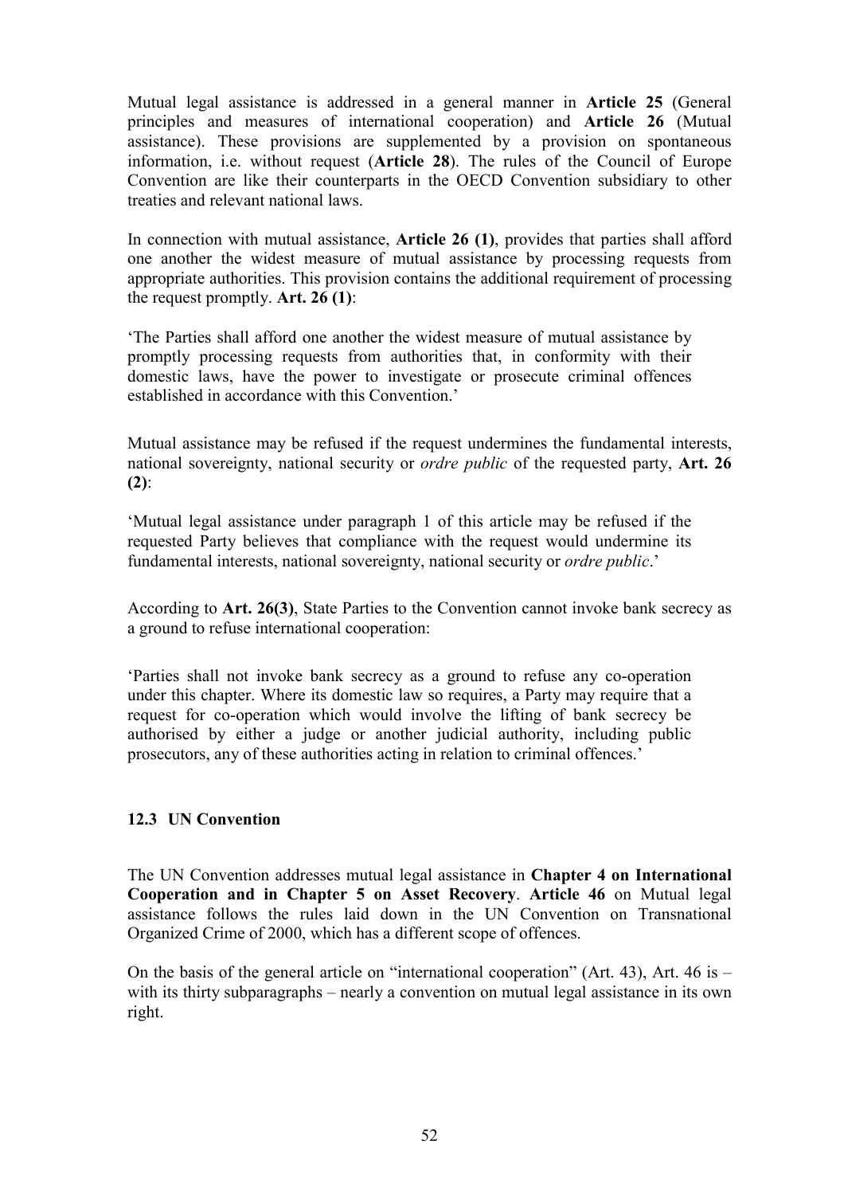Mutual legal assistance is addressed in a general manner in **Article 25** (General principles and measures of international cooperation) and **Article 26** (Mutual assistance). These provisions are supplemented by a provision on spontaneous information, i.e. without request (**Article 28**). The rules of the Council of Europe Convention are like their counterparts in the OECD Convention subsidiary to other treaties and relevant national laws.

In connection with mutual assistance, **Article 26 (1)**, provides that parties shall afford one another the widest measure of mutual assistance by processing requests from appropriate authorities. This provision contains the additional requirement of processing the request promptly. **Art. 26 (1)**:

> 'The Parties shall afford one another the widest measure of mutual assistance by promptly processing requests from authorities that, in conformity with their domestic laws, have the power to investigate or prosecute criminal offences established in accordance with this Convention.'

Mutual assistance may be refused if the request undermines the fundamental interests, national sovereignty, national security or *ordre public* of the requested party, **Art. 26 (2)**:

> 'Mutual legal assistance under paragraph 1 of this article may be refused if the requested Party believes that compliance with the request would undermine its fundamental interests, national sovereignty, national security or *ordre public*.'

According to **Art. 26(3)**, State Parties to the Convention cannot invoke bank secrecy as a ground to refuse international cooperation:

> 'Parties shall not invoke bank secrecy as a ground to refuse any co-operation under this chapter. Where its domestic law so requires, a Party may require that a request for co-operation which would involve the lifting of bank secrecy be authorised by either a judge or another judicial authority, including public prosecutors, any of these authorities acting in relation to criminal offences.'

### 12.3 UN Convention

The UN Convention addresses mutual legal assistance in **Chapter 4 on International Cooperation and in Chapter 5 on Asset Recovery**. **Article 46** on Mutual legal assistance follows the rules laid down in the UN Convention on Transnational Organized Crime of 2000, which has a different scope of offences.

On the basis of the general article on "international cooperation" (Art. 43), Art. 46 is – with its thirty subparagraphs – nearly a convention on mutual legal assistance in its own right.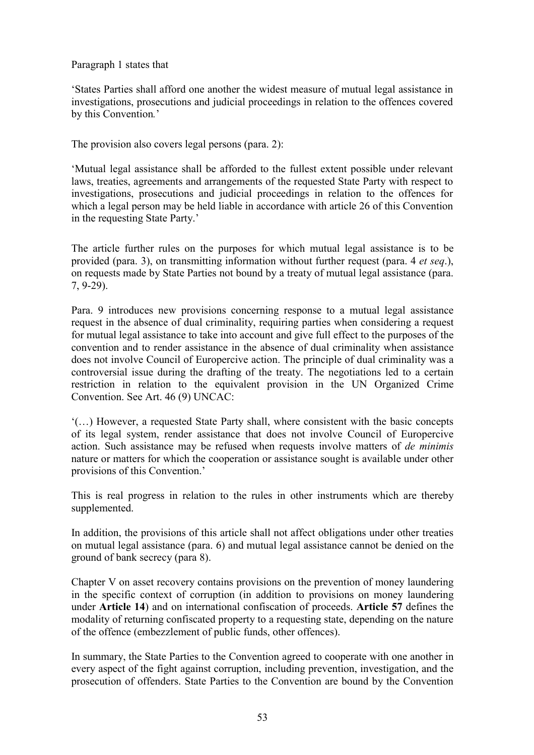Paragraph 1 states that

'States Parties shall afford one another the widest measure of mutual legal assistance in investigations, prosecutions and judicial proceedings in relation to the offences covered by this Convention*.*'

The provision also covers legal persons (para. 2):

'Mutual legal assistance shall be afforded to the fullest extent possible under relevant laws, treaties, agreements and arrangements of the requested State Party with respect to investigations, prosecutions and judicial proceedings in relation to the offences for which a legal person may be held liable in accordance with article 26 of this Convention in the requesting State Party.'

The article further rules on the purposes for which mutual legal assistance is to be provided (para. 3), on transmitting information without further request (para. 4 *et seq*.), on requests made by State Parties not bound by a treaty of mutual legal assistance (para. 7, 9-29).

Para. 9 introduces new provisions concerning response to a mutual legal assistance request in the absence of dual criminality, requiring parties when considering a request for mutual legal assistance to take into account and give full effect to the purposes of the convention and to render assistance in the absence of dual criminality when assistance does not involve Council of Europercive action. The principle of dual criminality was a controversial issue during the drafting of the treaty. The negotiations led to a certain restriction in relation to the equivalent provision in the UN Organized Crime Convention. See Art. 46 (9) UNCAC:

'(…) However, a requested State Party shall, where consistent with the basic concepts of its legal system, render assistance that does not involve Council of Europercive action. Such assistance may be refused when requests involve matters of *de minimis* nature or matters for which the cooperation or assistance sought is available under other provisions of this Convention.'

This is real progress in relation to the rules in other instruments which are thereby supplemented.

In addition, the provisions of this article shall not affect obligations under other treaties on mutual legal assistance (para. 6) and mutual legal assistance cannot be denied on the ground of bank secrecy (para 8).

Chapter V on asset recovery contains provisions on the prevention of money laundering in the specific context of corruption (in addition to provisions on money laundering under **Article 14**) and on international confiscation of proceeds. **Article 57** defines the modality of returning confiscated property to a requesting state, depending on the nature of the offence (embezzlement of public funds, other offences).

In summary, the State Parties to the Convention agreed to cooperate with one another in every aspect of the fight against corruption, including prevention, investigation, and the prosecution of offenders. State Parties to the Convention are bound by the Convention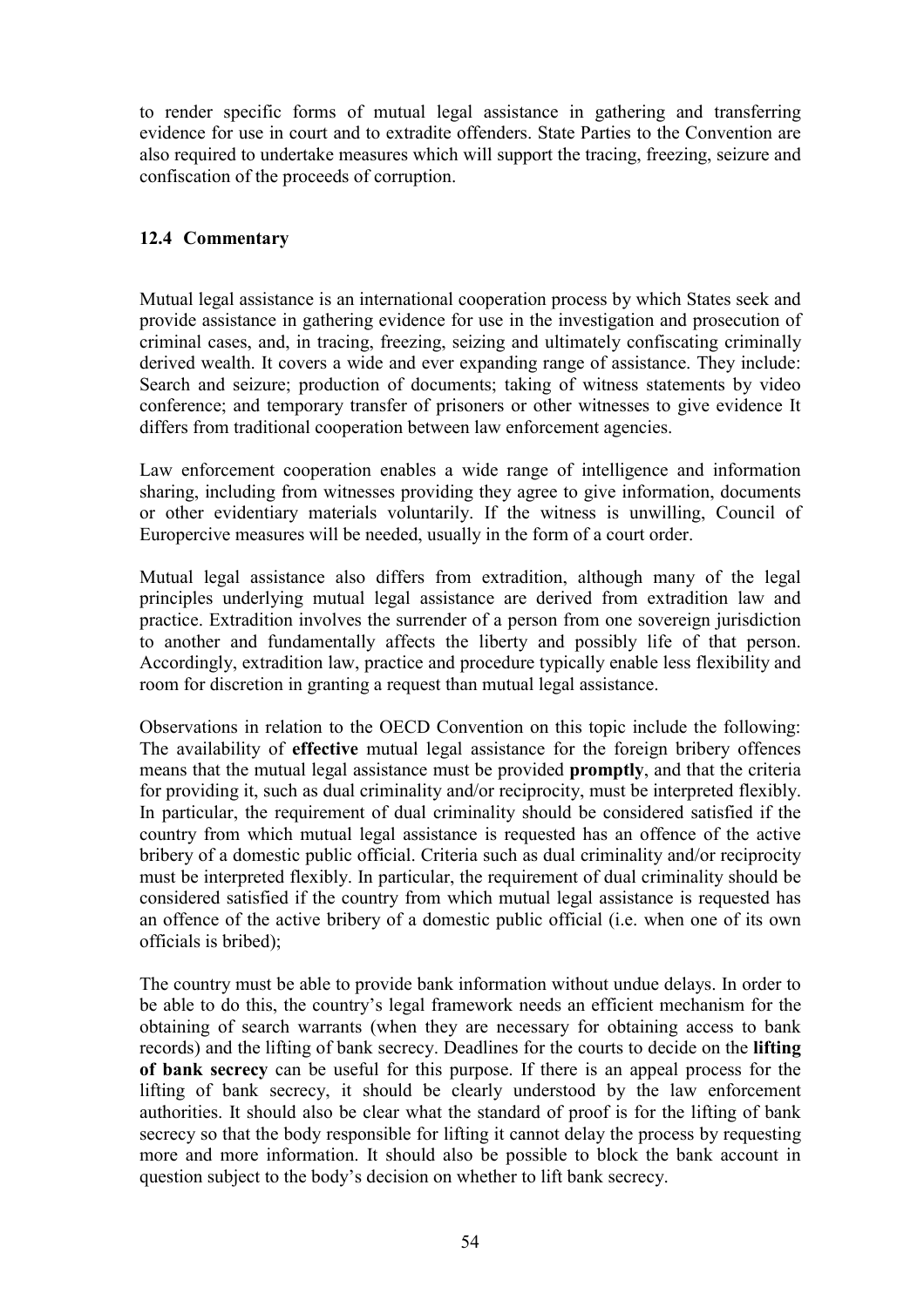to render specific forms of mutual legal assistance in gathering and transferring evidence for use in court and to extradite offenders. State Parties to the Convention are also required to undertake measures which will support the tracing, freezing, seizure and confiscation of the proceeds of corruption.

### 12.4 Commentary

Mutual legal assistance is an international cooperation process by which States seek and provide assistance in gathering evidence for use in the investigation and prosecution of criminal cases, and, in tracing, freezing, seizing and ultimately confiscating criminally derived wealth. It covers a wide and ever expanding range of assistance. They include: Search and seizure; production of documents; taking of witness statements by video conference; and temporary transfer of prisoners or other witnesses to give evidence It differs from traditional cooperation between law enforcement agencies.

Law enforcement cooperation enables a wide range of intelligence and information sharing, including from witnesses providing they agree to give information, documents or other evidentiary materials voluntarily. If the witness is unwilling, Council of Europercive measures will be needed, usually in the form of a court order.

Mutual legal assistance also differs from extradition, although many of the legal principles underlying mutual legal assistance are derived from extradition law and practice. Extradition involves the surrender of a person from one sovereign jurisdiction to another and fundamentally affects the liberty and possibly life of that person. Accordingly, extradition law, practice and procedure typically enable less flexibility and room for discretion in granting a request than mutual legal assistance.

Observations in relation to the OECD Convention on this topic include the following: The availability of **effective** mutual legal assistance for the foreign bribery offences means that the mutual legal assistance must be provided **promptly**, and that the criteria for providing it, such as dual criminality and/or reciprocity, must be interpreted flexibly. In particular, the requirement of dual criminality should be considered satisfied if the country from which mutual legal assistance is requested has an offence of the active bribery of a domestic public official. Criteria such as dual criminality and/or reciprocity must be interpreted flexibly. In particular, the requirement of dual criminality should be considered satisfied if the country from which mutual legal assistance is requested has an offence of the active bribery of a domestic public official (i.e. when one of its own officials is bribed);

The country must be able to provide bank information without undue delays. In order to be able to do this, the country's legal framework needs an efficient mechanism for the obtaining of search warrants (when they are necessary for obtaining access to bank records) and the lifting of bank secrecy. Deadlines for the courts to decide on the **lifting of bank secrecy** can be useful for this purpose. If there is an appeal process for the lifting of bank secrecy, it should be clearly understood by the law enforcement authorities. It should also be clear what the standard of proof is for the lifting of bank secrecy so that the body responsible for lifting it cannot delay the process by requesting more and more information. It should also be possible to block the bank account in question subject to the body's decision on whether to lift bank secrecy.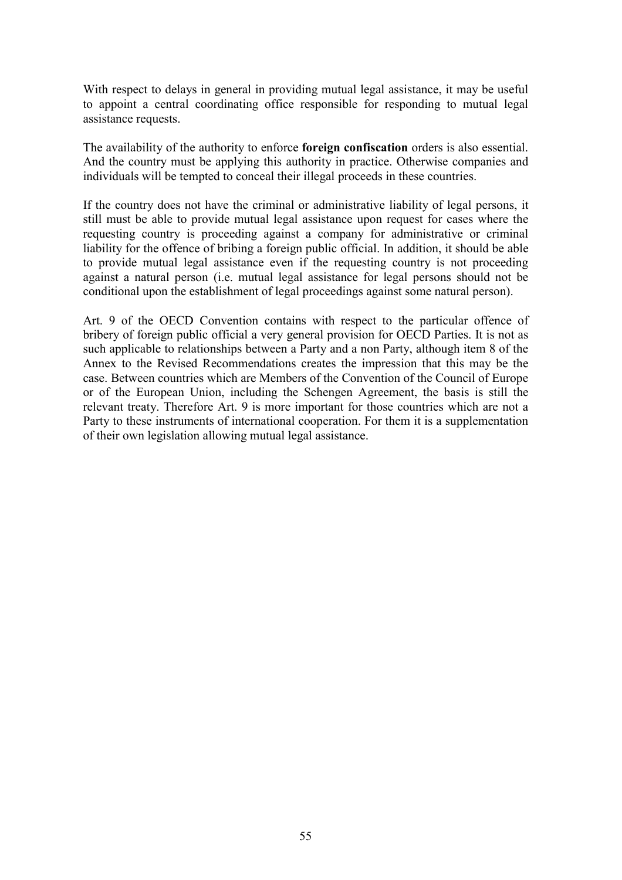With respect to delays in general in providing mutual legal assistance, it may be useful to appoint a central coordinating office responsible for responding to mutual legal assistance requests.

The availability of the authority to enforce **foreign confiscation** orders is also essential. And the country must be applying this authority in practice. Otherwise companies and individuals will be tempted to conceal their illegal proceeds in these countries.

If the country does not have the criminal or administrative liability of legal persons, it still must be able to provide mutual legal assistance upon request for cases where the requesting country is proceeding against a company for administrative or criminal liability for the offence of bribing a foreign public official. In addition, it should be able to provide mutual legal assistance even if the requesting country is not proceeding against a natural person (i.e. mutual legal assistance for legal persons should not be conditional upon the establishment of legal proceedings against some natural person).

Art. 9 of the OECD Convention contains with respect to the particular offence of bribery of foreign public official a very general provision for OECD Parties. It is not as such applicable to relationships between a Party and a non Party, although item 8 of the Annex to the Revised Recommendations creates the impression that this may be the case. Between countries which are Members of the Convention of the Council of Europe or of the European Union, including the Schengen Agreement, the basis is still the relevant treaty. Therefore Art. 9 is more important for those countries which are not a Party to these instruments of international cooperation. For them it is a supplementation of their own legislation allowing mutual legal assistance.